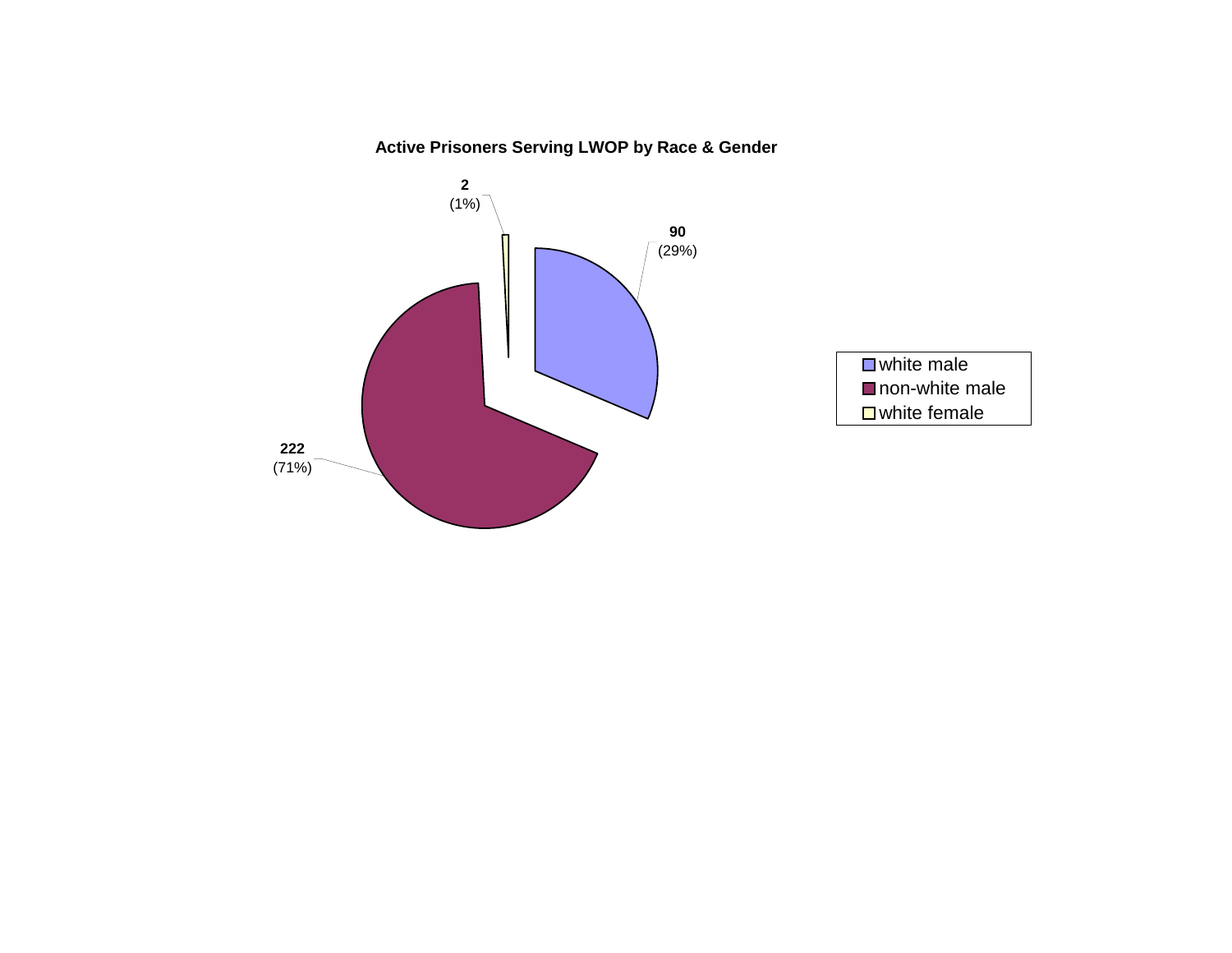**Active Prisoners Serving LWOP by Race & Gender**

| Category | Count | Percentage |
|---|---|---|
| white male | 90 | (29%) |
| non-white male | 222 | (71%) |
| white female | 2 | (1%) |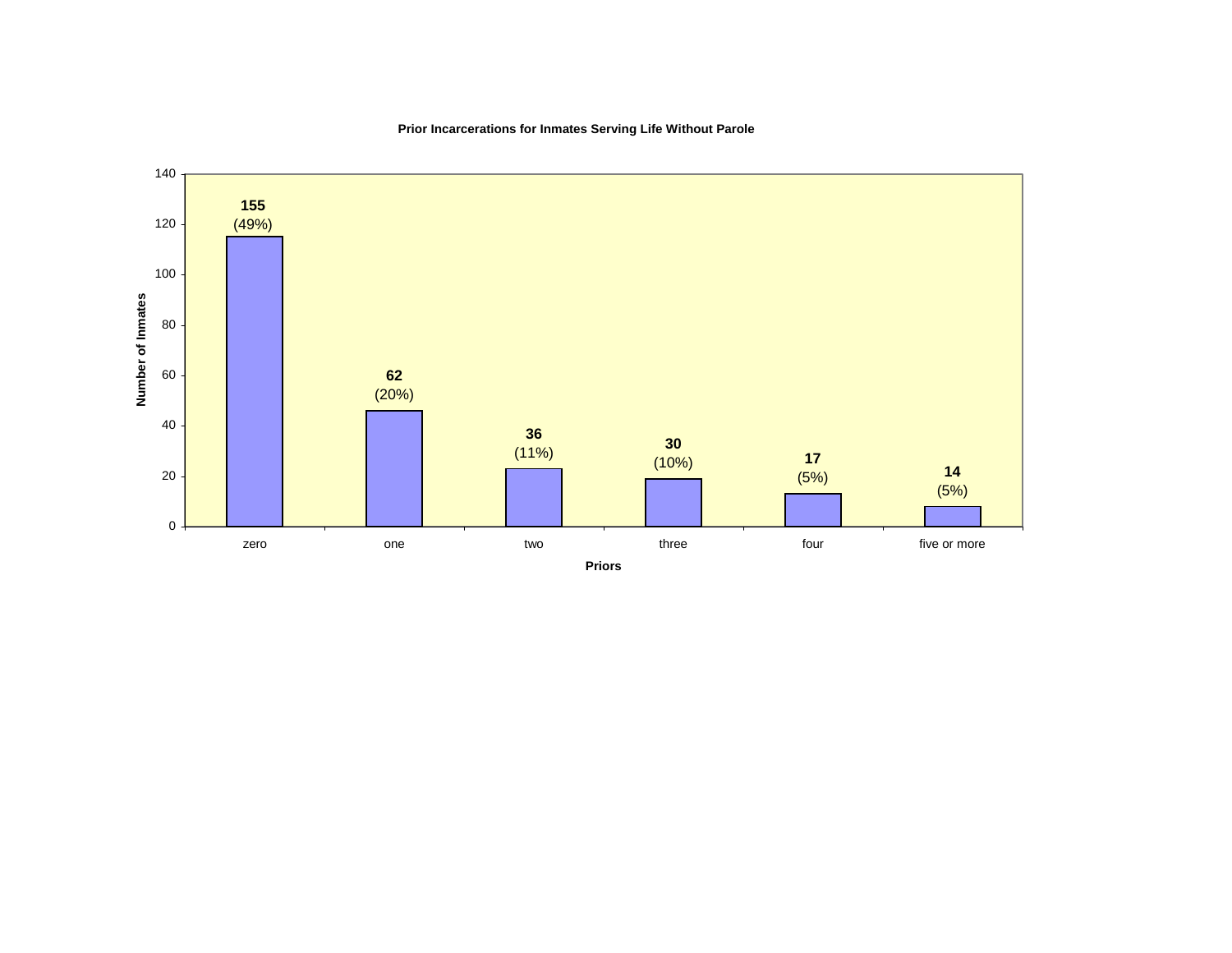**Prior Incarcerations for Inmates Serving Life Without Parole**

| Priors | Number of Inmates | Percent |
|---|---|---|
| zero | 155 | (49%) |
| one | 62 | (20%) |
| two | 36 | (11%) |
| three | 30 | (10%) |
| four | 17 | (5%) |
| five or more | 14 | (5%) |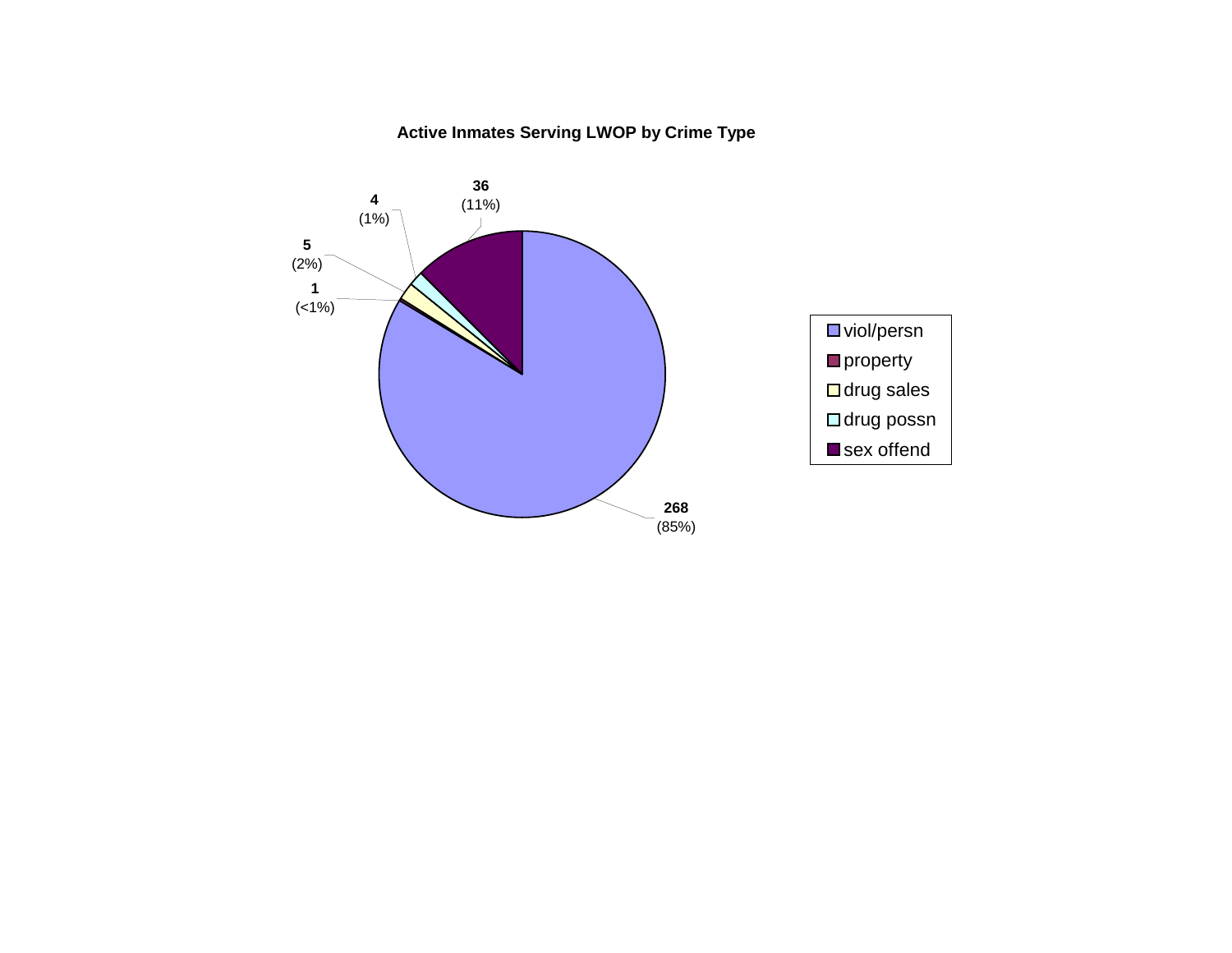**Active Inmates Serving LWOP by Crime Type**

| Crime Type | Count | Percent |
|---|---|---|
| viol/persn | 268 | (85%) |
| property | 1 | (<1%) |
| drug sales | 5 | (2%) |
| drug possn | 4 | (1%) |
| sex offend | 36 | (11%) |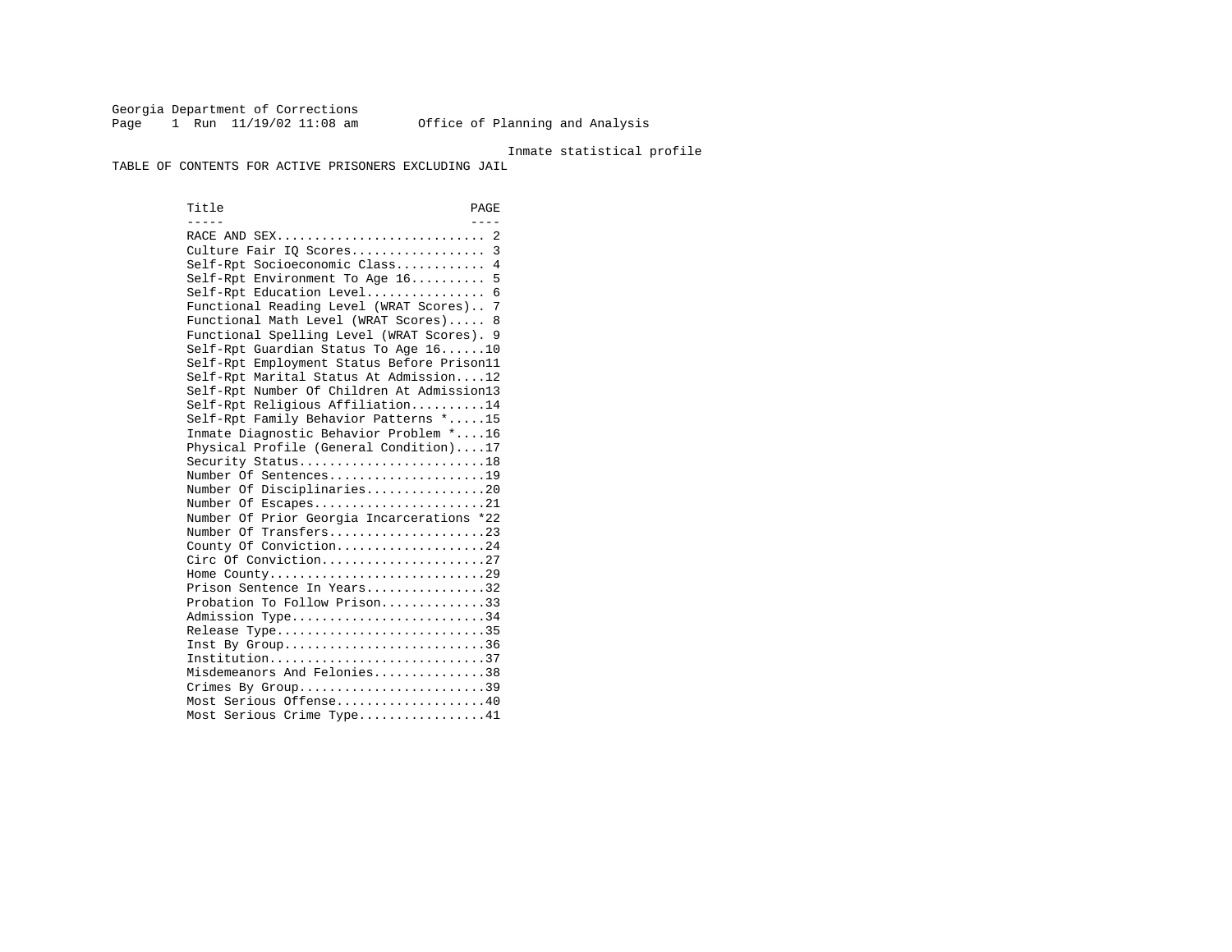Georgia Department of Corrections
Office of Planning and Analysis

Inmate statistical profile

TABLE OF CONTENTS FOR ACTIVE PRISONERS EXCLUDING JAIL

| Title | PAGE |
| --- | --- |
| RACE AND SEX | 2 |
| Culture Fair IQ Scores | 3 |
| Self-Rpt Socioeconomic Class | 4 |
| Self-Rpt Environment To Age 16 | 5 |
| Self-Rpt Education Level | 6 |
| Functional Reading Level (WRAT Scores) | 7 |
| Functional Math Level (WRAT Scores) | 8 |
| Functional Spelling Level (WRAT Scores) | 9 |
| Self-Rpt Guardian Status To Age 16 | 10 |
| Self-Rpt Employment Status Before Prison | 11 |
| Self-Rpt Marital Status At Admission | 12 |
| Self-Rpt Number Of Children At Admission | 13 |
| Self-Rpt Religious Affiliation | 14 |
| Self-Rpt Family Behavior Patterns * | 15 |
| Inmate Diagnostic Behavior Problem * | 16 |
| Physical Profile (General Condition) | 17 |
| Security Status | 18 |
| Number Of Sentences | 19 |
| Number Of Disciplinaries | 20 |
| Number Of Escapes | 21 |
| Number Of Prior Georgia Incarcerations * | 22 |
| Number Of Transfers | 23 |
| County Of Conviction | 24 |
| Circ Of Conviction | 27 |
| Home County | 29 |
| Prison Sentence In Years | 32 |
| Probation To Follow Prison | 33 |
| Admission Type | 34 |
| Release Type | 35 |
| Inst By Group | 36 |
| Institution | 37 |
| Misdemeanors And Felonies | 38 |
| Crimes By Group | 39 |
| Most Serious Offense | 40 |
| Most Serious Crime Type | 41 |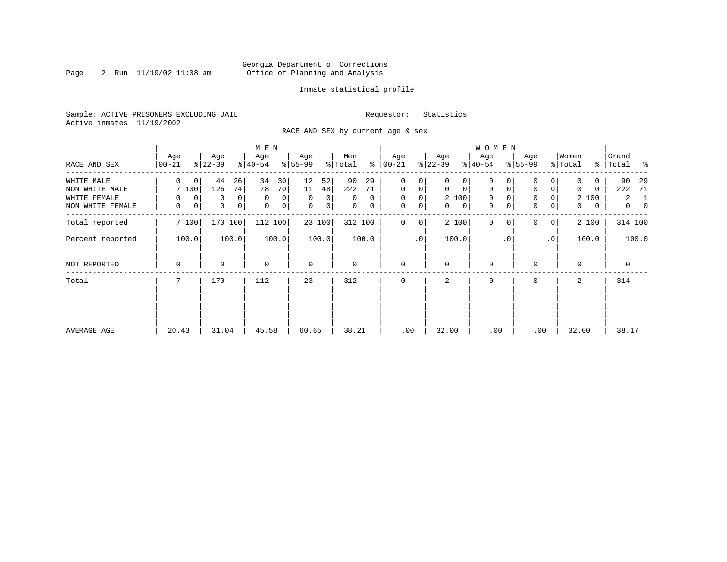Georgia Department of Corrections
Office of Planning and Analysis

Inmate statistical profile

Sample: ACTIVE PRISONERS EXCLUDING JAIL

Requestor: Statistics

Active inmates 11/19/2002

RACE AND SEX by current age & sex

| RACE AND SEX | MEN Age 00-21 | % | Age 22-39 | % | Age 40-54 | % | Age 55-99 | % | Men Total | % | WOMEN Age 00-21 | % | Age 22-39 | % | Age 40-54 | % | Age 55-99 | % | Women Total | % | Grand Total | % |
|---|---|---|---|---|---|---|---|---|---|---|---|---|---|---|---|---|---|---|---|---|---|---|
| WHITE MALE | 0 | 0 | 44 | 26 | 34 | 30 | 12 | 52 | 90 | 29 | 0 | 0 | 0 | 0 | 0 | 0 | 0 | 0 | 0 | 0 | 90 | 29 |
| NON WHITE MALE | 7 | 100 | 126 | 74 | 78 | 70 | 11 | 48 | 222 | 71 | 0 | 0 | 0 | 0 | 0 | 0 | 0 | 0 | 0 | 0 | 222 | 71 |
| WHITE FEMALE | 0 | 0 | 0 | 0 | 0 | 0 | 0 | 0 | 0 | 0 | 0 | 0 | 2 | 100 | 0 | 0 | 0 | 0 | 2 | 100 | 2 | 1 |
| NON WHITE FEMALE | 0 | 0 | 0 | 0 | 0 | 0 | 0 | 0 | 0 | 0 | 0 | 0 | 0 | 0 | 0 | 0 | 0 | 0 | 0 | 0 | 0 | 0 |
| Total reported | 7 | 100 | 170 | 100 | 112 | 100 | 23 | 100 | 312 | 100 | 0 | 0 | 2 | 100 | 0 | 0 | 0 | 0 | 2 | 100 | 314 | 100 |
| Percent reported | | 100.0 | | 100.0 | | 100.0 | | 100.0 | | 100.0 | | .0 | | 100.0 | | .0 | | .0 | | 100.0 | | 100.0 |
| NOT REPORTED | 0 | | 0 | | 0 | | 0 | | 0 | | 0 | | 0 | | 0 | | 0 | | 0 | | 0 | |
| Total | 7 | | 170 | | 112 | | 23 | | 312 | | 0 | | 2 | | 0 | | 0 | | 2 | | 314 | |
| AVERAGE AGE | 20.43 | | 31.04 | | 45.58 | | 60.65 | | 38.21 | | .00 | | 32.00 | | .00 | | .00 | | 32.00 | | 38.17 | |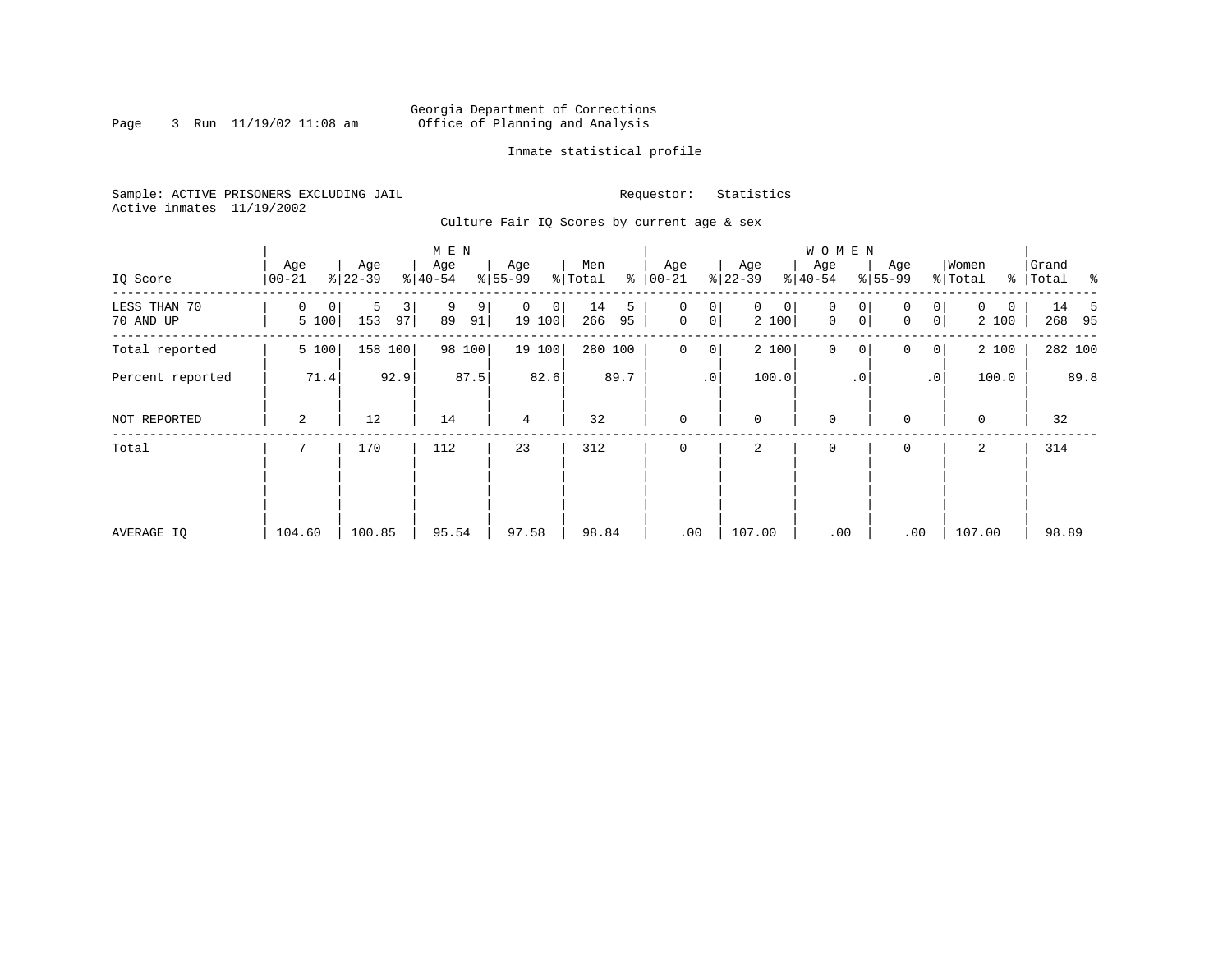Georgia Department of Corrections
Office of Planning and Analysis

Inmate statistical profile

Sample: ACTIVE PRISONERS EXCLUDING JAIL

Requestor: Statistics

Active inmates 11/19/2002

Culture Fair IQ Scores by current age & sex

| IQ Score | MEN Age 00-21 | % | Age 22-39 | % | Age 40-54 | % | Age 55-99 | % | Men Total | % | WOMEN Age 00-21 | % | Age 22-39 | % | Age 40-54 | % | Age 55-99 | % | Women Total | % | Grand Total | % |
|---|---|---|---|---|---|---|---|---|---|---|---|---|---|---|---|---|---|---|---|---|---|---|
| LESS THAN 70 | 0 | 0 | 5 | 3 | 9 | 9 | 0 | 0 | 14 | 5 | 0 | 0 | 0 | 0 | 0 | 0 | 0 | 0 | 0 | 0 | 14 | 5 |
| 70 AND UP | 5 | 100 | 153 | 97 | 89 | 91 | 19 | 100 | 266 | 95 | 0 | 0 | 2 | 100 | 0 | 0 | 0 | 0 | 2 | 100 | 268 | 95 |
| Total reported | 5 | 100 | 158 | 100 | 98 | 100 | 19 | 100 | 280 | 100 | 0 | 0 | 2 | 100 | 0 | 0 | 0 | 0 | 2 | 100 | 282 | 100 |
| Percent reported | | 71.4 | | 92.9 | | 87.5 | | 82.6 | | 89.7 | | .0 | | 100.0 | | .0 | | .0 | | 100.0 | | 89.8 |
| NOT REPORTED | 2 | | 12 | | 14 | | 4 | | 32 | | 0 | | 0 | | 0 | | 0 | | 0 | | 32 | |
| Total | 7 | | 170 | | 112 | | 23 | | 312 | | 0 | | 2 | | 0 | | 0 | | 2 | | 314 | |
| AVERAGE IQ | 104.60 | | 100.85 | | 95.54 | | 97.58 | | 98.84 | | .00 | | 107.00 | | .00 | | .00 | | 107.00 | | 98.89 | |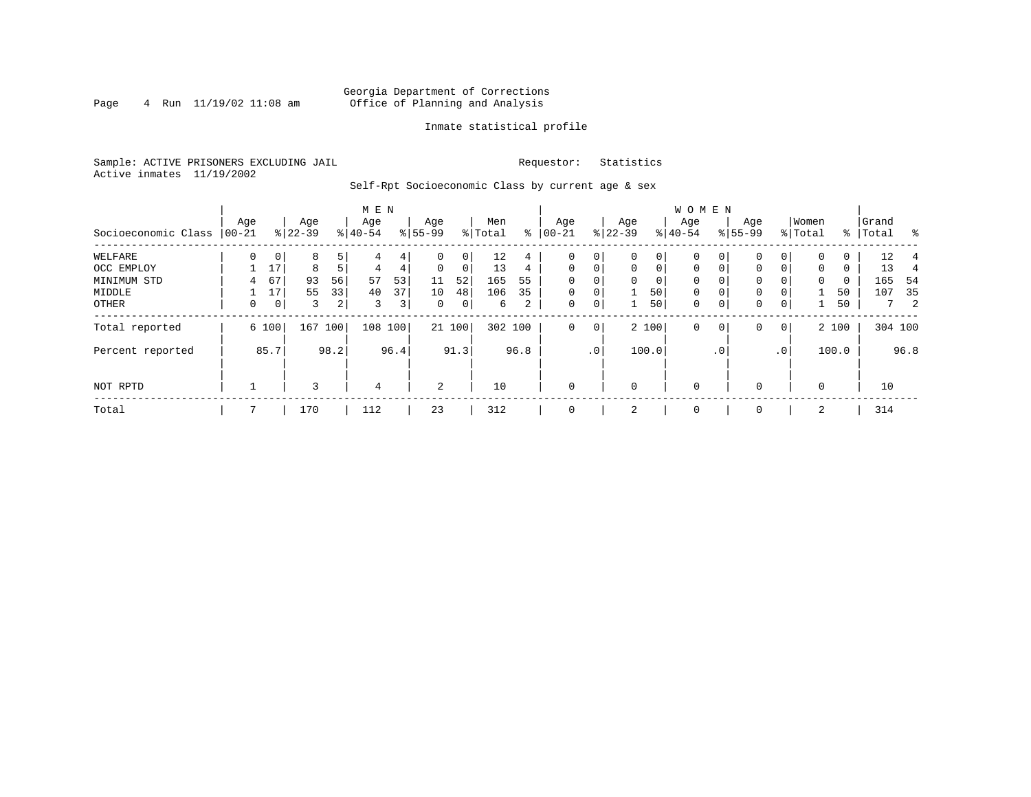Georgia Department of Corrections
Office of Planning and Analysis

Inmate statistical profile

Sample: ACTIVE PRISONERS EXCLUDING JAIL
Active inmates 11/19/2002

Requestor: Statistics

Self-Rpt Socioeconomic Class by current age & sex

| | MEN | | | | | | | | | | WOMEN | | | | | | | | | | | |
|---|---|---|---|---|---|---|---|---|---|---|---|---|---|---|---|---|---|---|---|---|---|---|
| Socioeconomic Class | Age 00-21 | % | Age 22-39 | % | Age 40-54 | % | Age 55-99 | % | Men Total | % | Age 00-21 | % | Age 22-39 | % | Age 40-54 | % | Age 55-99 | % | Women Total | % | Grand Total | % |
| WELFARE | 0 | 0 | 8 | 5 | 4 | 4 | 0 | 0 | 12 | 4 | 0 | 0 | 0 | 0 | 0 | 0 | 0 | 0 | 0 | 0 | 12 | 4 |
| OCC EMPLOY | 1 | 17 | 8 | 5 | 4 | 4 | 0 | 0 | 13 | 4 | 0 | 0 | 0 | 0 | 0 | 0 | 0 | 0 | 0 | 0 | 13 | 4 |
| MINIMUM STD | 4 | 67 | 93 | 56 | 57 | 53 | 11 | 52 | 165 | 55 | 0 | 0 | 0 | 0 | 0 | 0 | 0 | 0 | 0 | 0 | 165 | 54 |
| MIDDLE | 1 | 17 | 55 | 33 | 40 | 37 | 10 | 48 | 106 | 35 | 0 | 0 | 1 | 50 | 0 | 0 | 0 | 0 | 1 | 50 | 107 | 35 |
| OTHER | 0 | 0 | 3 | 2 | 3 | 3 | 0 | 0 | 6 | 2 | 0 | 0 | 1 | 50 | 0 | 0 | 0 | 0 | 1 | 50 | 7 | 2 |
| Total reported | 6 | 100 | 167 | 100 | 108 | 100 | 21 | 100 | 302 | 100 | 0 | 0 | 2 | 100 | 0 | 0 | 0 | 0 | 2 | 100 | 304 | 100 |
| Percent reported | | 85.7 | | 98.2 | | 96.4 | | 91.3 | | 96.8 | | .0 | | 100.0 | | .0 | | .0 | | 100.0 | | 96.8 |
| NOT RPTD | 1 | | 3 | | 4 | | 2 | | 10 | | 0 | | 0 | | 0 | | 0 | | 0 | | 10 | |
| Total | 7 | | 170 | | 112 | | 23 | | 312 | | 0 | | 2 | | 0 | | 0 | | 2 | | 314 | |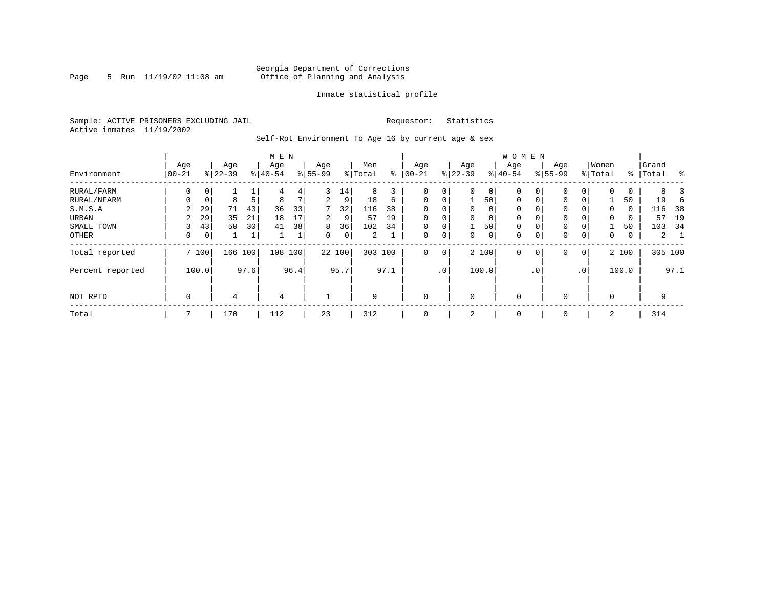Georgia Department of Corrections
Office of Planning and Analysis

Inmate statistical profile

Sample: ACTIVE PRISONERS EXCLUDING JAIL
Active inmates 11/19/2002

Requestor: Statistics

Self-Rpt Environment To Age 16 by current age & sex

| | MEN | | | | | | | | | | WOMEN | | | | | | | | | | | |
|---|---|---|---|---|---|---|---|---|---|---|---|---|---|---|---|---|---|---|---|---|---|---|
| Environment | Age 00-21 | % | Age 22-39 | % | Age 40-54 | % | Age 55-99 | % | Men Total | % | Age 00-21 | % | Age 22-39 | % | Age 40-54 | % | Age 55-99 | % | Women Total | % | Grand Total | % |
| RURAL/FARM | 0 | 0 | 1 | 1 | 4 | 4 | 3 | 14 | 8 | 3 | 0 | 0 | 0 | 0 | 0 | 0 | 0 | 0 | 0 | 0 | 8 | 3 |
| RURAL/NFARM | 0 | 0 | 8 | 5 | 8 | 7 | 2 | 9 | 18 | 6 | 0 | 0 | 1 | 50 | 0 | 0 | 0 | 0 | 1 | 50 | 19 | 6 |
| S.M.S.A | 2 | 29 | 71 | 43 | 36 | 33 | 7 | 32 | 116 | 38 | 0 | 0 | 0 | 0 | 0 | 0 | 0 | 0 | 0 | 0 | 116 | 38 |
| URBAN | 2 | 29 | 35 | 21 | 18 | 17 | 2 | 9 | 57 | 19 | 0 | 0 | 0 | 0 | 0 | 0 | 0 | 0 | 0 | 0 | 57 | 19 |
| SMALL TOWN | 3 | 43 | 50 | 30 | 41 | 38 | 8 | 36 | 102 | 34 | 0 | 0 | 1 | 50 | 0 | 0 | 0 | 0 | 1 | 50 | 103 | 34 |
| OTHER | 0 | 0 | 1 | 1 | 1 | 1 | 0 | 0 | 2 | 1 | 0 | 0 | 0 | 0 | 0 | 0 | 0 | 0 | 0 | 0 | 2 | 1 |
| Total reported | 7 | 100 | 166 | 100 | 108 | 100 | 22 | 100 | 303 | 100 | 0 | 0 | 2 | 100 | 0 | 0 | 0 | 0 | 2 | 100 | 305 | 100 |
| Percent reported | | 100.0 | | 97.6 | | 96.4 | | 95.7 | | 97.1 | | .0 | | 100.0 | | .0 | | .0 | | 100.0 | | 97.1 |
| NOT RPTD | 0 | | 4 | | 4 | | 1 | | 9 | | 0 | | 0 | | 0 | | 0 | | 0 | | 9 | |
| Total | 7 | | 170 | | 112 | | 23 | | 312 | | 0 | | 2 | | 0 | | 0 | | 2 | | 314 | |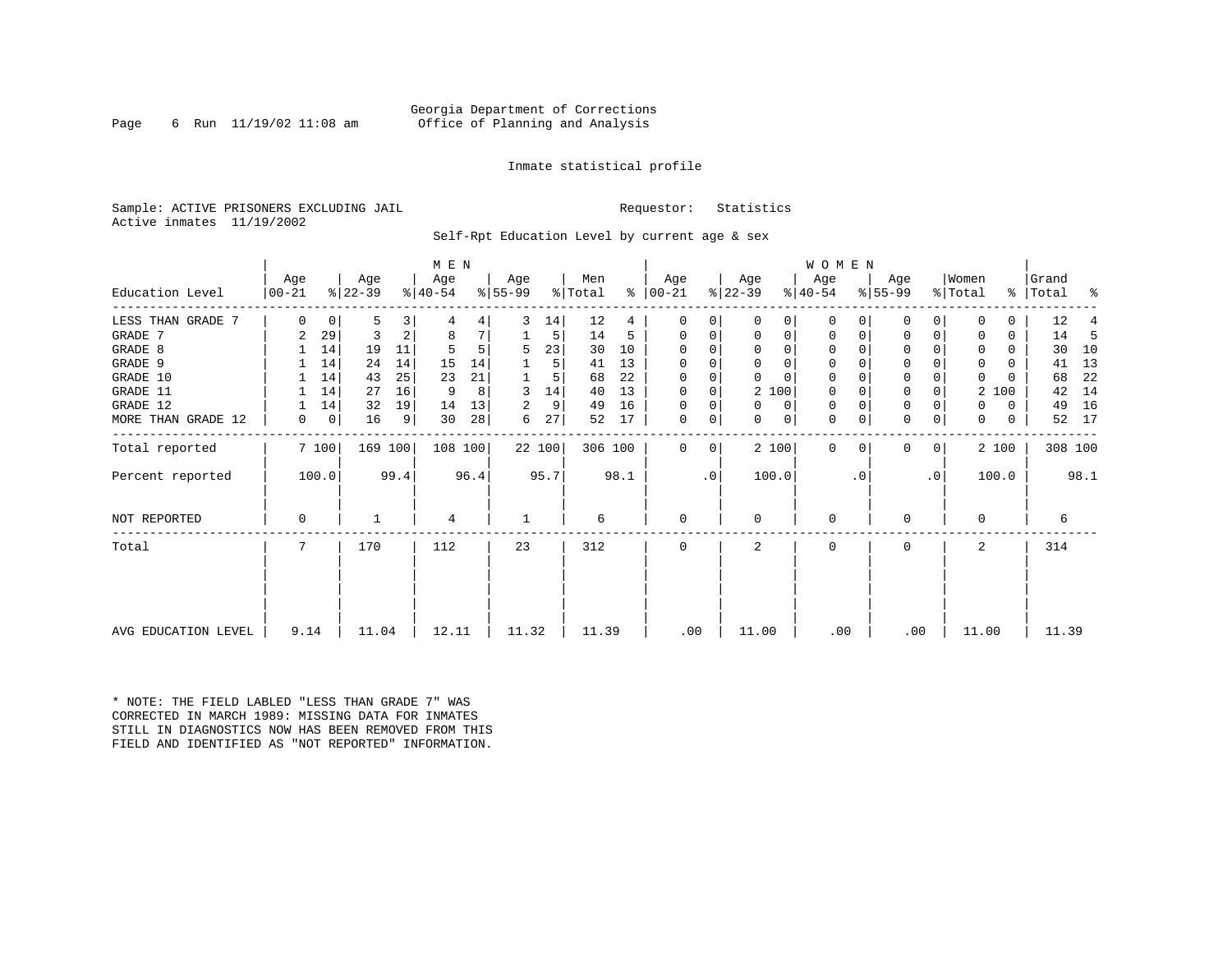Georgia Department of Corrections
Office of Planning and Analysis

Inmate statistical profile

Sample: ACTIVE PRISONERS EXCLUDING JAIL                    Requestor: Statistics
Active inmates 11/19/2002

Self-Rpt Education Level by current age & sex

| Education Level | MEN Age 00-21 | % | Age 22-39 | % | Age 40-54 | % | Age 55-99 | % | Men Total | % | WOMEN Age 00-21 | % | Age 22-39 | % | Age 40-54 | % | Age 55-99 | % | Women Total | % | Grand Total | % |
|---|---|---|---|---|---|---|---|---|---|---|---|---|---|---|---|---|---|---|---|---|---|---|
| LESS THAN GRADE 7 | 0 | 0 | 5 | 3 | 4 | 4 | 3 | 14 | 12 | 4 | 0 | 0 | 0 | 0 | 0 | 0 | 0 | 0 | 0 | 0 | 12 | 4 |
| GRADE 7 | 2 | 29 | 3 | 2 | 8 | 7 | 1 | 5 | 14 | 5 | 0 | 0 | 0 | 0 | 0 | 0 | 0 | 0 | 0 | 0 | 14 | 5 |
| GRADE 8 | 1 | 14 | 19 | 11 | 5 | 5 | 5 | 23 | 30 | 10 | 0 | 0 | 0 | 0 | 0 | 0 | 0 | 0 | 0 | 0 | 30 | 10 |
| GRADE 9 | 1 | 14 | 24 | 14 | 15 | 14 | 1 | 5 | 41 | 13 | 0 | 0 | 0 | 0 | 0 | 0 | 0 | 0 | 0 | 0 | 41 | 13 |
| GRADE 10 | 1 | 14 | 43 | 25 | 23 | 21 | 1 | 5 | 68 | 22 | 0 | 0 | 0 | 0 | 0 | 0 | 0 | 0 | 0 | 0 | 68 | 22 |
| GRADE 11 | 1 | 14 | 27 | 16 | 9 | 8 | 3 | 14 | 40 | 13 | 0 | 0 | 2 | 100 | 0 | 0 | 0 | 0 | 2 | 100 | 42 | 14 |
| GRADE 12 | 1 | 14 | 32 | 19 | 14 | 13 | 2 | 9 | 49 | 16 | 0 | 0 | 0 | 0 | 0 | 0 | 0 | 0 | 0 | 0 | 49 | 16 |
| MORE THAN GRADE 12 | 0 | 0 | 16 | 9 | 30 | 28 | 6 | 27 | 52 | 17 | 0 | 0 | 0 | 0 | 0 | 0 | 0 | 0 | 0 | 0 | 52 | 17 |
| Total reported | 7 | 100 | 169 | 100 | 108 | 100 | 22 | 100 | 306 | 100 | 0 | 0 | 2 | 100 | 0 | 0 | 0 | 0 | 2 | 100 | 308 | 100 |
| Percent reported | 100.0 | | 99.4 | | 96.4 | | 95.7 | | 98.1 | | .0 | | 100.0 | | .0 | | .0 | | 100.0 | | 98.1 | |
| NOT REPORTED | 0 | | 1 | | 4 | | 1 | | 6 | | 0 | | 0 | | 0 | | 0 | | 0 | | 6 | |
| Total | 7 | | 170 | | 112 | | 23 | | 312 | | 0 | | 2 | | 0 | | 0 | | 2 | | 314 | |
| AVG EDUCATION LEVEL | 9.14 | | 11.04 | | 12.11 | | 11.32 | | 11.39 | | .00 | | 11.00 | | .00 | | .00 | | 11.00 | | 11.39 | |

* NOTE: THE FIELD LABLED "LESS THAN GRADE 7" WAS CORRECTED IN MARCH 1989: MISSING DATA FOR INMATES STILL IN DIAGNOSTICS NOW HAS BEEN REMOVED FROM THIS FIELD AND IDENTIFIED AS "NOT REPORTED" INFORMATION.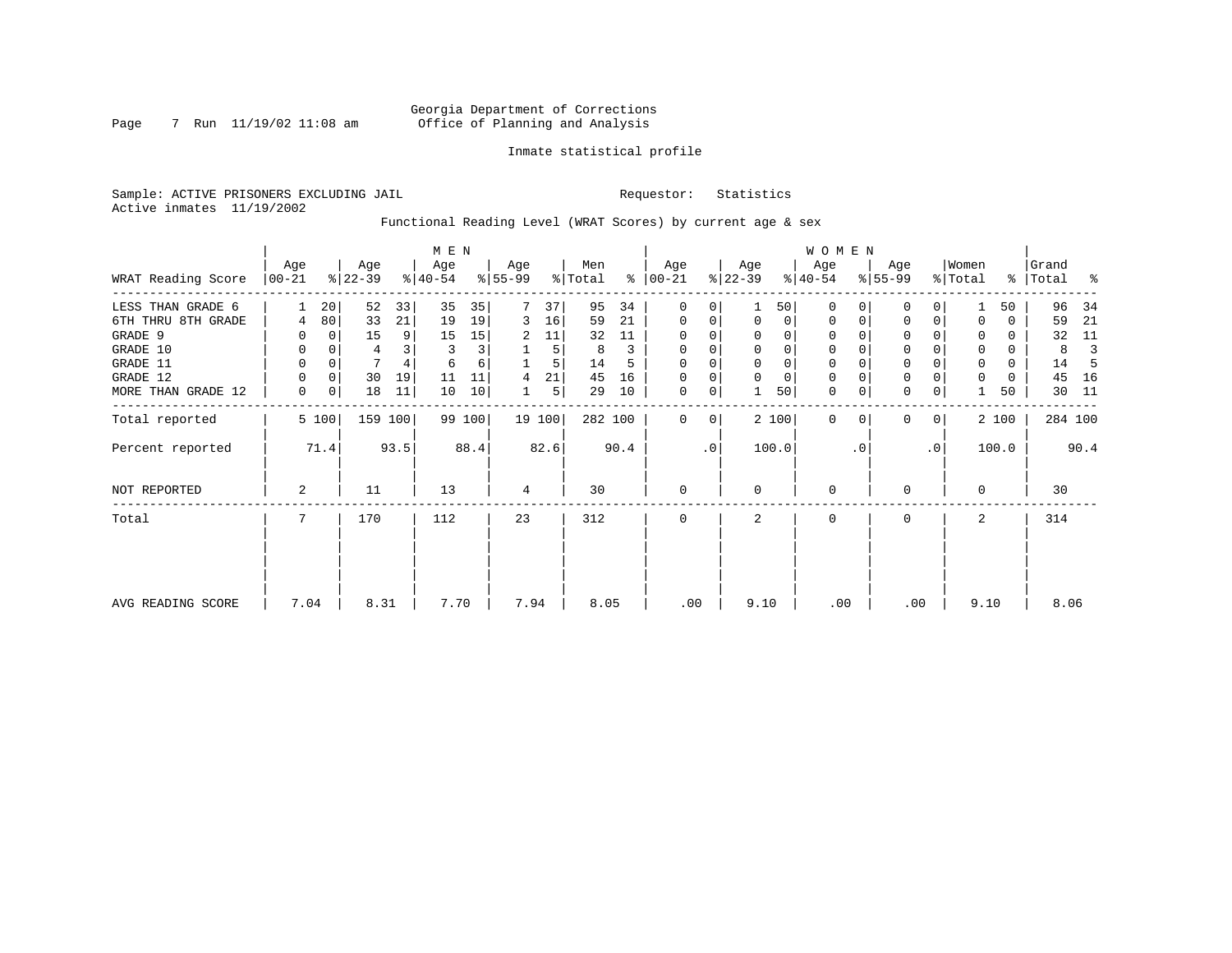Georgia Department of Corrections
Office of Planning and Analysis

Inmate statistical profile

Sample: ACTIVE PRISONERS EXCLUDING JAIL                Requestor: Statistics
Active inmates 11/19/2002

Functional Reading Level (WRAT Scores) by current age & sex

| | MEN | | | | | | | | | | WOMEN | | | | | | | | | | Grand | |
|---|---|---|---|---|---|---|---|---|---|---|---|---|---|---|---|---|---|---|---|---|---|---|
| WRAT Reading Score | Age 00-21 | % | Age 22-39 | % | Age 40-54 | % | Age 55-99 | % | Men Total | % | Age 00-21 | % | Age 22-39 | % | Age 40-54 | % | Age 55-99 | % | Women Total | % | Grand Total | % |
| LESS THAN GRADE 6 | 1 | 20 | 52 | 33 | 35 | 35 | 7 | 37 | 95 | 34 | 0 | 0 | 1 | 50 | 0 | 0 | 0 | 0 | 1 | 50 | 96 | 34 |
| 6TH THRU 8TH GRADE | 4 | 80 | 33 | 21 | 19 | 19 | 3 | 16 | 59 | 21 | 0 | 0 | 0 | 0 | 0 | 0 | 0 | 0 | 0 | 0 | 59 | 21 |
| GRADE 9 | 0 | 0 | 15 | 9 | 15 | 15 | 2 | 11 | 32 | 11 | 0 | 0 | 0 | 0 | 0 | 0 | 0 | 0 | 0 | 0 | 32 | 11 |
| GRADE 10 | 0 | 0 | 4 | 3 | 3 | 3 | 1 | 5 | 8 | 3 | 0 | 0 | 0 | 0 | 0 | 0 | 0 | 0 | 0 | 0 | 8 | 3 |
| GRADE 11 | 0 | 0 | 7 | 4 | 6 | 6 | 1 | 5 | 14 | 5 | 0 | 0 | 0 | 0 | 0 | 0 | 0 | 0 | 0 | 0 | 14 | 5 |
| GRADE 12 | 0 | 0 | 30 | 19 | 11 | 11 | 4 | 21 | 45 | 16 | 0 | 0 | 0 | 0 | 0 | 0 | 0 | 0 | 0 | 0 | 45 | 16 |
| MORE THAN GRADE 12 | 0 | 0 | 18 | 11 | 10 | 10 | 1 | 5 | 29 | 10 | 0 | 0 | 1 | 50 | 0 | 0 | 0 | 0 | 1 | 50 | 30 | 11 |
| Total reported | 5 | 100 | 159 | 100 | 99 | 100 | 19 | 100 | 282 | 100 | 0 | 0 | 2 | 100 | 0 | 0 | 0 | 0 | 2 | 100 | 284 | 100 |
| Percent reported | | 71.4 | | 93.5 | | 88.4 | | 82.6 | | 90.4 | | .0 | | 100.0 | | .0 | | .0 | | 100.0 | | 90.4 |
| NOT REPORTED | 2 | | 11 | | 13 | | 4 | | 30 | | 0 | | 0 | | 0 | | 0 | | 0 | | 30 | |
| Total | 7 | | 170 | | 112 | | 23 | | 312 | | 0 | | 2 | | 0 | | 0 | | 2 | | 314 | |
| AVG READING SCORE | 7.04 | | 8.31 | | 7.70 | | 7.94 | | 8.05 | | .00 | | 9.10 | | .00 | | .00 | | 9.10 | | 8.06 | |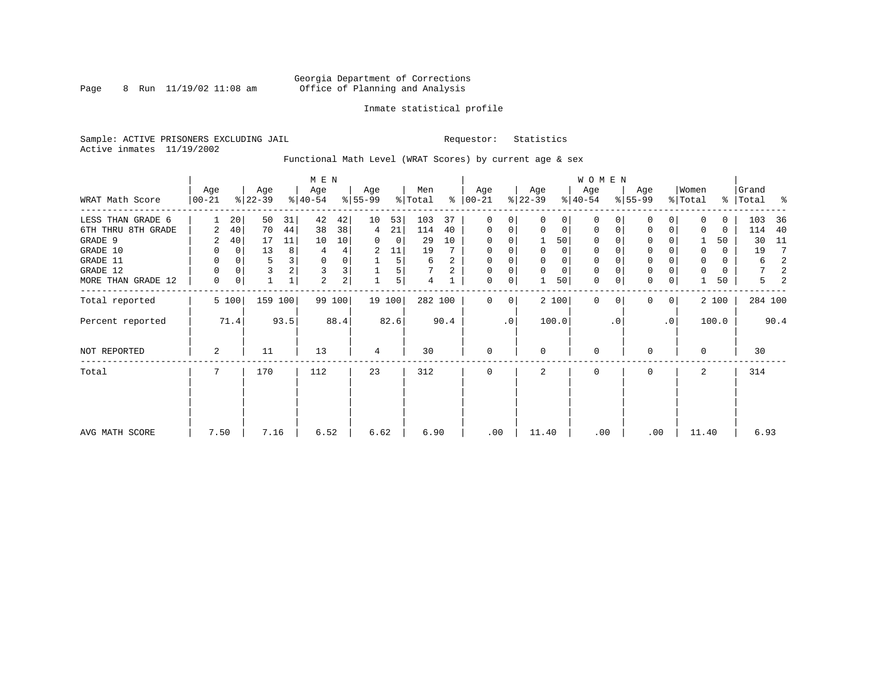Georgia Department of Corrections
Office of Planning and Analysis

Inmate statistical profile

Sample: ACTIVE PRISONERS EXCLUDING JAIL    Requestor: Statistics
Active inmates 11/19/2002

Functional Math Level (WRAT Scores) by current age & sex

| WRAT Math Score | MEN Age 00-21 | % | Age 22-39 | % | Age 40-54 | % | Age 55-99 | % | Men Total | % | WOMEN Age 00-21 | % | Age 22-39 | % | Age 40-54 | % | Age 55-99 | % | Women Total | % | Grand Total | % |
|---|---|---|---|---|---|---|---|---|---|---|---|---|---|---|---|---|---|---|---|---|---|---|
| LESS THAN GRADE 6 | 1 | 20 | 50 | 31 | 42 | 42 | 10 | 53 | 103 | 37 | 0 | 0 | 0 | 0 | 0 | 0 | 0 | 0 | 0 | 0 | 103 | 36 |
| 6TH THRU 8TH GRADE | 2 | 40 | 70 | 44 | 38 | 38 | 4 | 21 | 114 | 40 | 0 | 0 | 0 | 0 | 0 | 0 | 0 | 0 | 0 | 0 | 114 | 40 |
| GRADE 9 | 2 | 40 | 17 | 11 | 10 | 10 | 0 | 0 | 29 | 10 | 0 | 0 | 1 | 50 | 0 | 0 | 0 | 0 | 1 | 50 | 30 | 11 |
| GRADE 10 | 0 | 0 | 13 | 8 | 4 | 4 | 2 | 11 | 19 | 7 | 0 | 0 | 0 | 0 | 0 | 0 | 0 | 0 | 0 | 0 | 19 | 7 |
| GRADE 11 | 0 | 0 | 5 | 3 | 0 | 0 | 1 | 5 | 6 | 2 | 0 | 0 | 0 | 0 | 0 | 0 | 0 | 0 | 0 | 0 | 6 | 2 |
| GRADE 12 | 0 | 0 | 3 | 2 | 3 | 3 | 1 | 5 | 7 | 2 | 0 | 0 | 0 | 0 | 0 | 0 | 0 | 0 | 0 | 0 | 7 | 2 |
| MORE THAN GRADE 12 | 0 | 0 | 1 | 1 | 2 | 2 | 1 | 5 | 4 | 1 | 0 | 0 | 1 | 50 | 0 | 0 | 0 | 0 | 1 | 50 | 5 | 2 |
| Total reported | 5 | 100 | 159 | 100 | 99 | 100 | 19 | 100 | 282 | 100 | 0 | 0 | 2 | 100 | 0 | 0 | 0 | 0 | 2 | 100 | 284 | 100 |
| Percent reported | | 71.4 | | 93.5 | | 88.4 | | 82.6 | | 90.4 | | .0 | | 100.0 | | .0 | | .0 | | 100.0 | | 90.4 |
| NOT REPORTED | 2 | | 11 | | 13 | | 4 | | 30 | | 0 | | 0 | | 0 | | 0 | | 0 | | 30 | |
| Total | 7 | | 170 | | 112 | | 23 | | 312 | | 0 | | 2 | | 0 | | 0 | | 2 | | 314 | |
| AVG MATH SCORE | 7.50 | | 7.16 | | 6.52 | | 6.62 | | 6.90 | | .00 | | 11.40 | | .00 | | .00 | | 11.40 | | 6.93 | |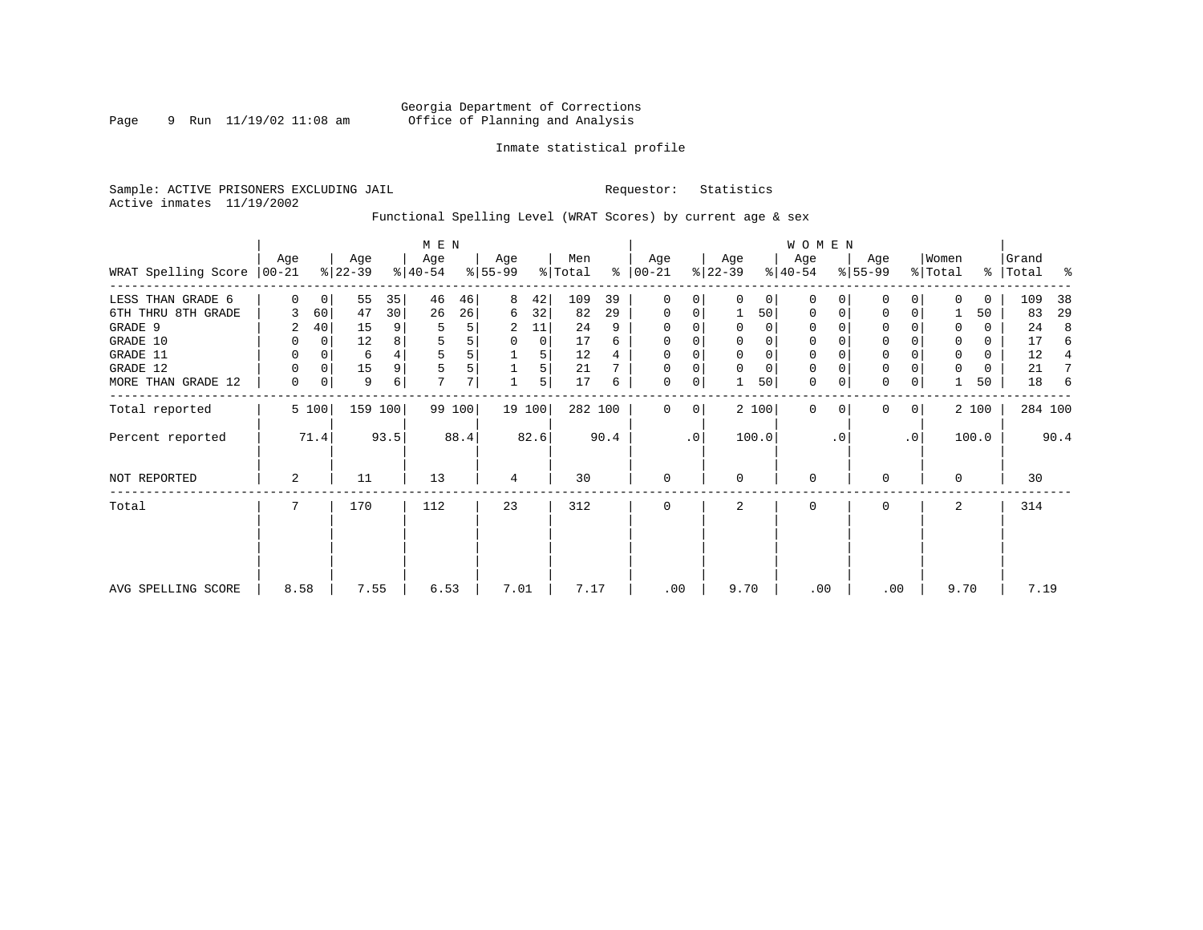Georgia Department of Corrections
Office of Planning and Analysis

Inmate statistical profile

Sample: ACTIVE PRISONERS EXCLUDING JAIL                    Requestor: Statistics
Active inmates 11/19/2002

Functional Spelling Level (WRAT Scores) by current age & sex

| WRAT Spelling Score | MEN Age 00-21 | % | Age 22-39 | % | Age 40-54 | % | Age 55-99 | % | Men Total | % | WOMEN Age 00-21 | % | Age 22-39 | % | Age 40-54 | % | Age 55-99 | % | Women Total | % | Grand Total | % |
|---|---|---|---|---|---|---|---|---|---|---|---|---|---|---|---|---|---|---|---|---|---|---|
| LESS THAN GRADE 6 | 0 | 0 | 55 | 35 | 46 | 46 | 8 | 42 | 109 | 39 | 0 | 0 | 0 | 0 | 0 | 0 | 0 | 0 | 0 | 0 | 109 | 38 |
| 6TH THRU 8TH GRADE | 3 | 60 | 47 | 30 | 26 | 26 | 6 | 32 | 82 | 29 | 0 | 0 | 1 | 50 | 0 | 0 | 0 | 0 | 1 | 50 | 83 | 29 |
| GRADE 9 | 2 | 40 | 15 | 9 | 5 | 5 | 2 | 11 | 24 | 9 | 0 | 0 | 0 | 0 | 0 | 0 | 0 | 0 | 0 | 0 | 24 | 8 |
| GRADE 10 | 0 | 0 | 12 | 8 | 5 | 5 | 0 | 0 | 17 | 6 | 0 | 0 | 0 | 0 | 0 | 0 | 0 | 0 | 0 | 0 | 17 | 6 |
| GRADE 11 | 0 | 0 | 6 | 4 | 5 | 5 | 1 | 5 | 12 | 4 | 0 | 0 | 0 | 0 | 0 | 0 | 0 | 0 | 0 | 0 | 12 | 4 |
| GRADE 12 | 0 | 0 | 15 | 9 | 5 | 5 | 1 | 5 | 21 | 7 | 0 | 0 | 0 | 0 | 0 | 0 | 0 | 0 | 0 | 0 | 21 | 7 |
| MORE THAN GRADE 12 | 0 | 0 | 9 | 6 | 7 | 7 | 1 | 5 | 17 | 6 | 0 | 0 | 1 | 50 | 0 | 0 | 0 | 0 | 1 | 50 | 18 | 6 |
| Total reported | 5 | 100 | 159 | 100 | 99 | 100 | 19 | 100 | 282 | 100 | 0 | 0 | 2 | 100 | 0 | 0 | 0 | 0 | 2 | 100 | 284 | 100 |
| Percent reported | | 71.4 | | 93.5 | | 88.4 | | 82.6 | | 90.4 | | .0 | | 100.0 | | .0 | | .0 | | 100.0 | | 90.4 |
| NOT REPORTED | 2 | | 11 | | 13 | | 4 | | 30 | | 0 | | 0 | | 0 | | 0 | | 0 | | 30 | |
| Total | 7 | | 170 | | 112 | | 23 | | 312 | | 0 | | 2 | | 0 | | 0 | | 2 | | 314 | |
| AVG SPELLING SCORE | 8.58 | | 7.55 | | 6.53 | | 7.01 | | 7.17 | | .00 | | 9.70 | | .00 | | .00 | | 9.70 | | 7.19 | |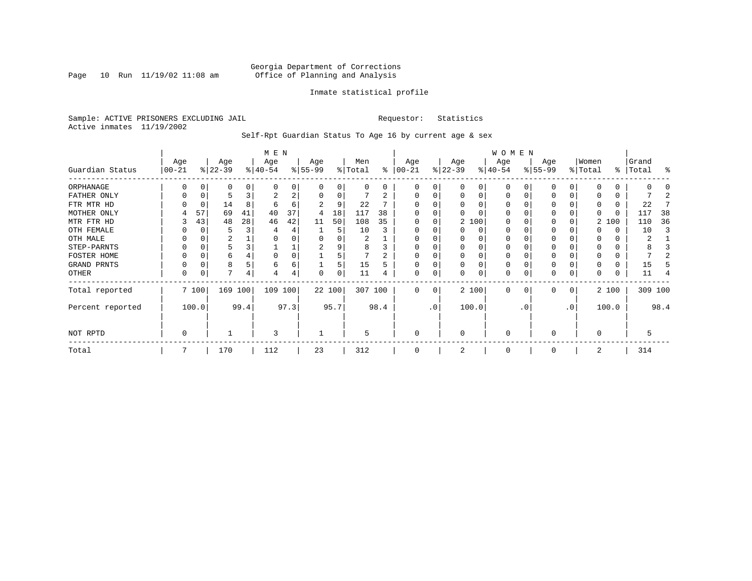Georgia Department of Corrections
Office of Planning and Analysis

Inmate statistical profile

Sample: ACTIVE PRISONERS EXCLUDING JAIL    Requestor: Statistics
Active inmates 11/19/2002

Self-Rpt Guardian Status To Age 16 by current age & sex

| Guardian Status | MEN Age 00-21 | % | Age 22-39 | % | Age 40-54 | % | Age 55-99 | % | Men Total | % | WOMEN Age 00-21 | % | Age 22-39 | % | Age 40-54 | % | Age 55-99 | % | Women Total | % | Grand Total | % |
|---|---|---|---|---|---|---|---|---|---|---|---|---|---|---|---|---|---|---|---|---|---|---|
| ORPHANAGE | 0 | 0 | 0 | 0 | 0 | 0 | 0 | 0 | 0 | 0 | 0 | 0 | 0 | 0 | 0 | 0 | 0 | 0 | 0 | 0 | 0 | 0 |
| FATHER ONLY | 0 | 0 | 5 | 3 | 2 | 2 | 0 | 0 | 7 | 2 | 0 | 0 | 0 | 0 | 0 | 0 | 0 | 0 | 0 | 0 | 7 | 2 |
| FTR MTR HD | 0 | 0 | 14 | 8 | 6 | 6 | 2 | 9 | 22 | 7 | 0 | 0 | 0 | 0 | 0 | 0 | 0 | 0 | 0 | 0 | 22 | 7 |
| MOTHER ONLY | 4 | 57 | 69 | 41 | 40 | 37 | 4 | 18 | 117 | 38 | 0 | 0 | 0 | 0 | 0 | 0 | 0 | 0 | 0 | 0 | 117 | 38 |
| MTR FTR HD | 3 | 43 | 48 | 28 | 46 | 42 | 11 | 50 | 108 | 35 | 0 | 0 | 2 | 100 | 0 | 0 | 0 | 0 | 2 | 100 | 110 | 36 |
| OTH FEMALE | 0 | 0 | 5 | 3 | 4 | 4 | 1 | 5 | 10 | 3 | 0 | 0 | 0 | 0 | 0 | 0 | 0 | 0 | 0 | 0 | 10 | 3 |
| OTH MALE | 0 | 0 | 2 | 1 | 0 | 0 | 0 | 0 | 2 | 1 | 0 | 0 | 0 | 0 | 0 | 0 | 0 | 0 | 0 | 0 | 2 | 1 |
| STEP-PARNTS | 0 | 0 | 5 | 3 | 1 | 1 | 2 | 9 | 8 | 3 | 0 | 0 | 0 | 0 | 0 | 0 | 0 | 0 | 0 | 0 | 8 | 3 |
| FOSTER HOME | 0 | 0 | 6 | 4 | 0 | 0 | 1 | 5 | 7 | 2 | 0 | 0 | 0 | 0 | 0 | 0 | 0 | 0 | 0 | 0 | 7 | 2 |
| GRAND PRNTS | 0 | 0 | 8 | 5 | 6 | 6 | 1 | 5 | 15 | 5 | 0 | 0 | 0 | 0 | 0 | 0 | 0 | 0 | 0 | 0 | 15 | 5 |
| OTHER | 0 | 0 | 7 | 4 | 4 | 4 | 0 | 0 | 11 | 4 | 0 | 0 | 0 | 0 | 0 | 0 | 0 | 0 | 0 | 0 | 11 | 4 |
| Total reported | 7 | 100 | 169 | 100 | 109 | 100 | 22 | 100 | 307 | 100 | 0 | 0 | 2 | 100 | 0 | 0 | 0 | 0 | 2 | 100 | 309 | 100 |
| Percent reported | | 100.0 | | 99.4 | | 97.3 | | 95.7 | | 98.4 | | .0 | | 100.0 | | .0 | | .0 | | 100.0 | | 98.4 |
| NOT RPTD | 0 | | 1 | | 3 | | 1 | | 5 | | 0 | | 0 | | 0 | | 0 | | 0 | | 5 | |
| Total | 7 | | 170 | | 112 | | 23 | | 312 | | 0 | | 2 | | 0 | | 0 | | 2 | | 314 | |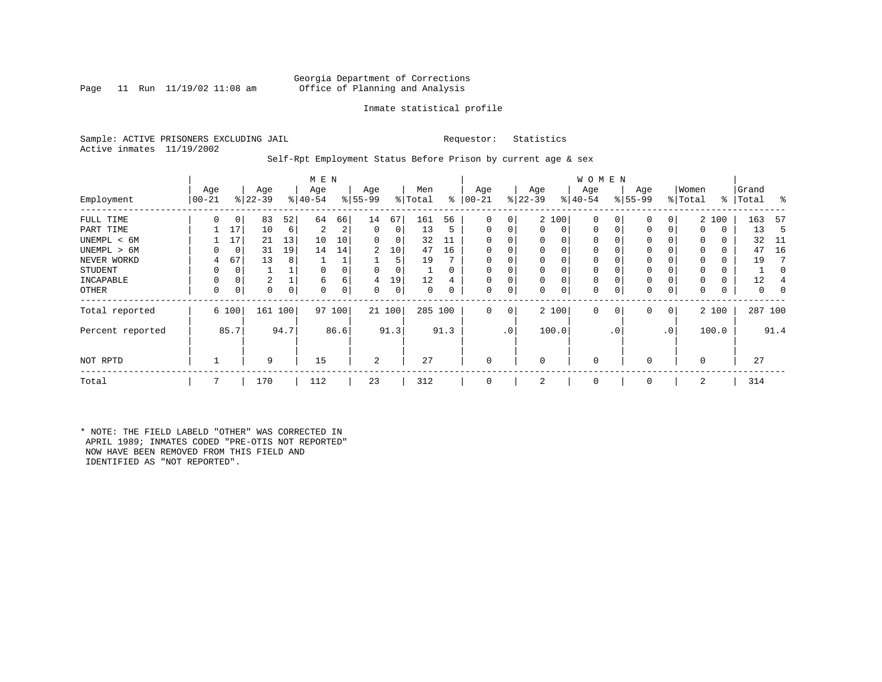Georgia Department of Corrections
Office of Planning and Analysis

Inmate statistical profile

Sample: ACTIVE PRISONERS EXCLUDING JAIL    Requestor: Statistics
Active inmates 11/19/2002

Self-Rpt Employment Status Before Prison by current age & sex

| | MEN | | | | | | | | | | WOMEN | | | | | | | | | | | |
|---|---|---|---|---|---|---|---|---|---|---|---|---|---|---|---|---|---|---|---|---|---|---|
| Employment | Age 00-21 | % | Age 22-39 | % | Age 40-54 | % | Age 55-99 | % | Men Total | % | Age 00-21 | % | Age 22-39 | % | Age 40-54 | % | Age 55-99 | % | Women Total | % | Grand Total | % |
| FULL TIME | 0 | 0 | 83 | 52 | 64 | 66 | 14 | 67 | 161 | 56 | 0 | 0 | 2 | 100 | 0 | 0 | 0 | 0 | 2 | 100 | 163 | 57 |
| PART TIME | 1 | 17 | 10 | 6 | 2 | 2 | 0 | 0 | 13 | 5 | 0 | 0 | 0 | 0 | 0 | 0 | 0 | 0 | 0 | 0 | 13 | 5 |
| UNEMPL < 6M | 1 | 17 | 21 | 13 | 10 | 10 | 0 | 0 | 32 | 11 | 0 | 0 | 0 | 0 | 0 | 0 | 0 | 0 | 0 | 0 | 32 | 11 |
| UNEMPL > 6M | 0 | 0 | 31 | 19 | 14 | 14 | 2 | 10 | 47 | 16 | 0 | 0 | 0 | 0 | 0 | 0 | 0 | 0 | 0 | 0 | 47 | 16 |
| NEVER WORKD | 4 | 67 | 13 | 8 | 1 | 1 | 1 | 5 | 19 | 7 | 0 | 0 | 0 | 0 | 0 | 0 | 0 | 0 | 0 | 0 | 19 | 7 |
| STUDENT | 0 | 0 | 1 | 1 | 0 | 0 | 0 | 0 | 1 | 0 | 0 | 0 | 0 | 0 | 0 | 0 | 0 | 0 | 0 | 0 | 1 | 0 |
| INCAPABLE | 0 | 0 | 2 | 1 | 6 | 6 | 4 | 19 | 12 | 4 | 0 | 0 | 0 | 0 | 0 | 0 | 0 | 0 | 0 | 0 | 12 | 4 |
| OTHER | 0 | 0 | 0 | 0 | 0 | 0 | 0 | 0 | 0 | 0 | 0 | 0 | 0 | 0 | 0 | 0 | 0 | 0 | 0 | 0 | 0 | 0 |
| Total reported | 6 | 100 | 161 | 100 | 97 | 100 | 21 | 100 | 285 | 100 | 0 | 0 | 2 | 100 | 0 | 0 | 0 | 0 | 2 | 100 | 287 | 100 |
| Percent reported | | 85.7 | | 94.7 | | 86.6 | | 91.3 | | 91.3 | | .0 | | 100.0 | | .0 | | .0 | | 100.0 | | 91.4 |
| NOT RPTD | 1 | | 9 | | 15 | | 2 | | 27 | | 0 | | 0 | | 0 | | 0 | | 0 | | 27 | |
| Total | 7 | | 170 | | 112 | | 23 | | 312 | | 0 | | 2 | | 0 | | 0 | | 2 | | 314 | |

* NOTE: THE FIELD LABELD "OTHER" WAS CORRECTED IN APRIL 1989; INMATES CODED "PRE-OTIS NOT REPORTED" NOW HAVE BEEN REMOVED FROM THIS FIELD AND IDENTIFIED AS "NOT REPORTED".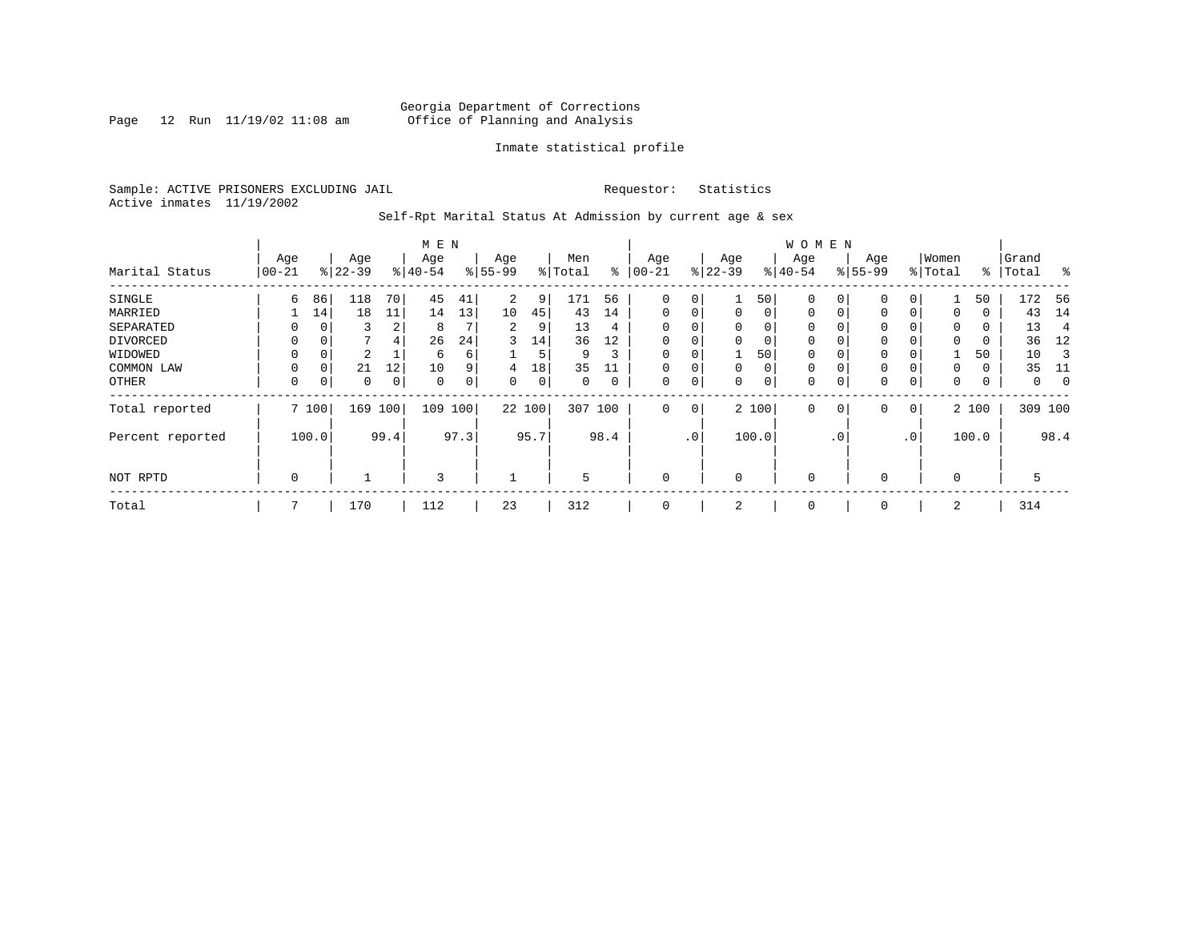Georgia Department of Corrections
Office of Planning and Analysis

Inmate statistical profile

Sample: ACTIVE PRISONERS EXCLUDING JAIL    Requestor: Statistics
Active inmates 11/19/2002

Self-Rpt Marital Status At Admission by current age & sex

| Marital Status | MEN Age 00-21 | % | Age 22-39 | % | Age 40-54 | % | Age 55-99 | % | Men Total | % | WOMEN Age 00-21 | % | Age 22-39 | % | Age 40-54 | % | Age 55-99 | % | Women Total | % | Grand Total | % |
|---|---|---|---|---|---|---|---|---|---|---|---|---|---|---|---|---|---|---|---|---|---|---|
| SINGLE | 6 | 86 | 118 | 70 | 45 | 41 | 2 | 9 | 171 | 56 | 0 | 0 | 1 | 50 | 0 | 0 | 0 | 0 | 1 | 50 | 172 | 56 |
| MARRIED | 1 | 14 | 18 | 11 | 14 | 13 | 10 | 45 | 43 | 14 | 0 | 0 | 0 | 0 | 0 | 0 | 0 | 0 | 0 | 0 | 43 | 14 |
| SEPARATED | 0 | 0 | 3 | 2 | 8 | 7 | 2 | 9 | 13 | 4 | 0 | 0 | 0 | 0 | 0 | 0 | 0 | 0 | 0 | 0 | 13 | 4 |
| DIVORCED | 0 | 0 | 7 | 4 | 26 | 24 | 3 | 14 | 36 | 12 | 0 | 0 | 0 | 0 | 0 | 0 | 0 | 0 | 0 | 0 | 36 | 12 |
| WIDOWED | 0 | 0 | 2 | 1 | 6 | 6 | 1 | 5 | 9 | 3 | 0 | 0 | 1 | 50 | 0 | 0 | 0 | 0 | 1 | 50 | 10 | 3 |
| COMMON LAW | 0 | 0 | 21 | 12 | 10 | 9 | 4 | 18 | 35 | 11 | 0 | 0 | 0 | 0 | 0 | 0 | 0 | 0 | 0 | 0 | 35 | 11 |
| OTHER | 0 | 0 | 0 | 0 | 0 | 0 | 0 | 0 | 0 | 0 | 0 | 0 | 0 | 0 | 0 | 0 | 0 | 0 | 0 | 0 | 0 | 0 |
| Total reported | 7 | 100 | 169 | 100 | 109 | 100 | 22 | 100 | 307 | 100 | 0 | 0 | 2 | 100 | 0 | 0 | 0 | 0 | 2 | 100 | 309 | 100 |
| Percent reported | | 100.0 | | 99.4 | | 97.3 | | 95.7 | | 98.4 | | .0 | | 100.0 | | .0 | | .0 | | 100.0 | | 98.4 |
| NOT RPTD | 0 | | 1 | | 3 | | 1 | | 5 | | 0 | | 0 | | 0 | | 0 | | 0 | | 5 | |
| Total | 7 | | 170 | | 112 | | 23 | | 312 | | 0 | | 2 | | 0 | | 0 | | 2 | | 314 | |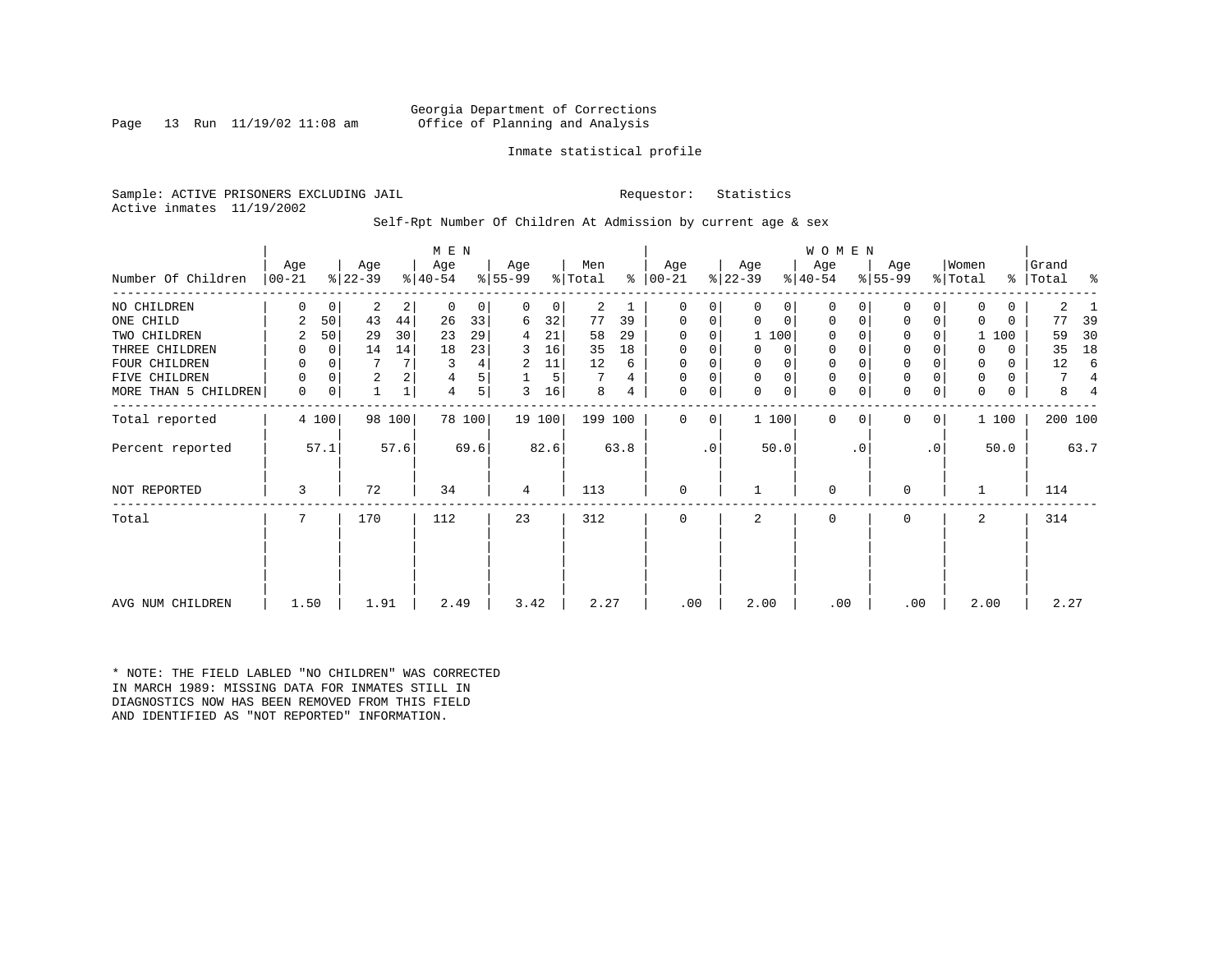Georgia Department of Corrections
Office of Planning and Analysis

Inmate statistical profile

Sample: ACTIVE PRISONERS EXCLUDING JAIL    Requestor: Statistics
Active inmates 11/19/2002

Self-Rpt Number Of Children At Admission by current age & sex

| Number Of Children | MEN Age 00-21 | % | Age 22-39 | % | Age 40-54 | % | Age 55-99 | % | Men Total | % | WOMEN Age 00-21 | % | Age 22-39 | % | Age 40-54 | % | Age 55-99 | % | Women Total | % | Grand Total | % |
|---|---|---|---|---|---|---|---|---|---|---|---|---|---|---|---|---|---|---|---|---|---|---|
| NO CHILDREN | 0 | 0 | 2 | 2 | 0 | 0 | 0 | 0 | 2 | 1 | 0 | 0 | 0 | 0 | 0 | 0 | 0 | 0 | 0 | 0 | 2 | 1 |
| ONE CHILD | 2 | 50 | 43 | 44 | 26 | 33 | 6 | 32 | 77 | 39 | 0 | 0 | 0 | 0 | 0 | 0 | 0 | 0 | 0 | 0 | 77 | 39 |
| TWO CHILDREN | 2 | 50 | 29 | 30 | 23 | 29 | 4 | 21 | 58 | 29 | 0 | 0 | 1 | 100 | 0 | 0 | 0 | 0 | 1 | 100 | 59 | 30 |
| THREE CHILDREN | 0 | 0 | 14 | 14 | 18 | 23 | 3 | 16 | 35 | 18 | 0 | 0 | 0 | 0 | 0 | 0 | 0 | 0 | 0 | 0 | 35 | 18 |
| FOUR CHILDREN | 0 | 0 | 7 | 7 | 3 | 4 | 2 | 11 | 12 | 6 | 0 | 0 | 0 | 0 | 0 | 0 | 0 | 0 | 0 | 0 | 12 | 6 |
| FIVE CHILDREN | 0 | 0 | 2 | 2 | 4 | 5 | 1 | 5 | 7 | 4 | 0 | 0 | 0 | 0 | 0 | 0 | 0 | 0 | 0 | 0 | 7 | 4 |
| MORE THAN 5 CHILDREN | 0 | 0 | 1 | 1 | 4 | 5 | 3 | 16 | 8 | 4 | 0 | 0 | 0 | 0 | 0 | 0 | 0 | 0 | 0 | 0 | 8 | 4 |
| Total reported | 4 | 100 | 98 | 100 | 78 | 100 | 19 | 100 | 199 | 100 | 0 | 0 | 1 | 100 | 0 | 0 | 0 | 0 | 1 | 100 | 200 | 100 |
| Percent reported | | 57.1 | | 57.6 | | 69.6 | | 82.6 | | 63.8 | | .0 | | 50.0 | | .0 | | .0 | | 50.0 | | 63.7 |
| NOT REPORTED | 3 | | 72 | | 34 | | 4 | | 113 | | 0 | | 1 | | 0 | | 0 | | 1 | | 114 | |
| Total | 7 | | 170 | | 112 | | 23 | | 312 | | 0 | | 2 | | 0 | | 0 | | 2 | | 314 | |
| AVG NUM CHILDREN | 1.50 | | 1.91 | | 2.49 | | 3.42 | | 2.27 | | .00 | | 2.00 | | .00 | | .00 | | 2.00 | | 2.27 | |

* NOTE: THE FIELD LABLED "NO CHILDREN" WAS CORRECTED IN MARCH 1989: MISSING DATA FOR INMATES STILL IN DIAGNOSTICS NOW HAS BEEN REMOVED FROM THIS FIELD AND IDENTIFIED AS "NOT REPORTED" INFORMATION.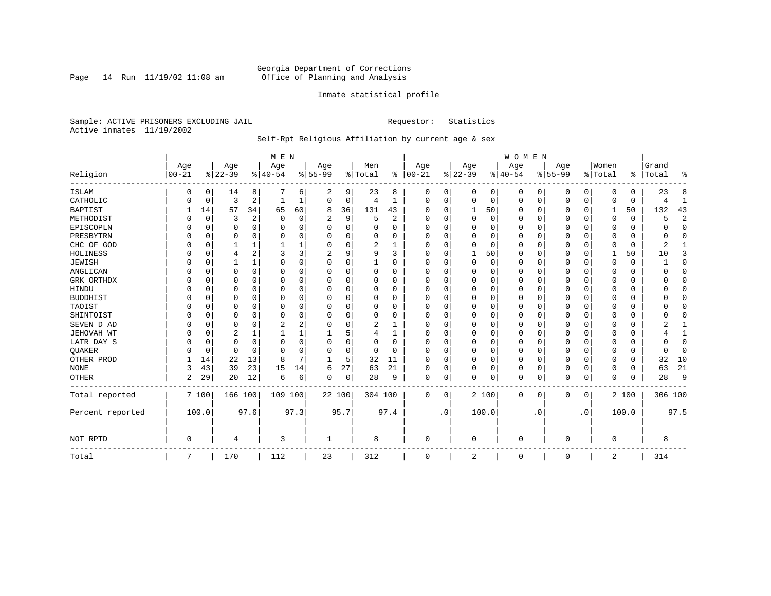Georgia Department of Corrections
Office of Planning and Analysis

Inmate statistical profile

Sample: ACTIVE PRISONERS EXCLUDING JAIL        Requestor: Statistics
Active inmates 11/19/2002

Self-Rpt Religious Affiliation by current age & sex

| Religion | MEN Age 00-21 | % | Age 22-39 | % | Age 40-54 | % | Age 55-99 | % | Men Total | % | WOMEN Age 00-21 | % | Age 22-39 | % | Age 40-54 | % | Age 55-99 | % | Women Total | % | Grand Total | % |
|---|---|---|---|---|---|---|---|---|---|---|---|---|---|---|---|---|---|---|---|---|---|---|
| ISLAM | 0 | 0 | 14 | 8 | 7 | 6 | 2 | 9 | 23 | 8 | 0 | 0 | 0 | 0 | 0 | 0 | 0 | 0 | 0 | 0 | 23 | 8 |
| CATHOLIC | 0 | 0 | 3 | 2 | 1 | 1 | 0 | 0 | 4 | 1 | 0 | 0 | 0 | 0 | 0 | 0 | 0 | 0 | 0 | 0 | 4 | 1 |
| BAPTIST | 1 | 14 | 57 | 34 | 65 | 60 | 8 | 36 | 131 | 43 | 0 | 0 | 1 | 50 | 0 | 0 | 0 | 0 | 1 | 50 | 132 | 43 |
| METHODIST | 0 | 0 | 3 | 2 | 0 | 0 | 2 | 9 | 5 | 2 | 0 | 0 | 0 | 0 | 0 | 0 | 0 | 0 | 0 | 0 | 5 | 2 |
| EPISCOPLN | 0 | 0 | 0 | 0 | 0 | 0 | 0 | 0 | 0 | 0 | 0 | 0 | 0 | 0 | 0 | 0 | 0 | 0 | 0 | 0 | 0 | 0 |
| PRESBYTRN | 0 | 0 | 0 | 0 | 0 | 0 | 0 | 0 | 0 | 0 | 0 | 0 | 0 | 0 | 0 | 0 | 0 | 0 | 0 | 0 | 0 | 0 |
| CHC OF GOD | 0 | 0 | 1 | 1 | 1 | 1 | 0 | 0 | 2 | 1 | 0 | 0 | 0 | 0 | 0 | 0 | 0 | 0 | 0 | 0 | 2 | 1 |
| HOLINESS | 0 | 0 | 4 | 2 | 3 | 3 | 2 | 9 | 9 | 3 | 0 | 0 | 1 | 50 | 0 | 0 | 0 | 0 | 1 | 50 | 10 | 3 |
| JEWISH | 0 | 0 | 1 | 1 | 0 | 0 | 0 | 0 | 1 | 0 | 0 | 0 | 0 | 0 | 0 | 0 | 0 | 0 | 0 | 0 | 1 | 0 |
| ANGLICAN | 0 | 0 | 0 | 0 | 0 | 0 | 0 | 0 | 0 | 0 | 0 | 0 | 0 | 0 | 0 | 0 | 0 | 0 | 0 | 0 | 0 | 0 |
| GRK ORTHDX | 0 | 0 | 0 | 0 | 0 | 0 | 0 | 0 | 0 | 0 | 0 | 0 | 0 | 0 | 0 | 0 | 0 | 0 | 0 | 0 | 0 | 0 |
| HINDU | 0 | 0 | 0 | 0 | 0 | 0 | 0 | 0 | 0 | 0 | 0 | 0 | 0 | 0 | 0 | 0 | 0 | 0 | 0 | 0 | 0 | 0 |
| BUDDHIST | 0 | 0 | 0 | 0 | 0 | 0 | 0 | 0 | 0 | 0 | 0 | 0 | 0 | 0 | 0 | 0 | 0 | 0 | 0 | 0 | 0 | 0 |
| TAOIST | 0 | 0 | 0 | 0 | 0 | 0 | 0 | 0 | 0 | 0 | 0 | 0 | 0 | 0 | 0 | 0 | 0 | 0 | 0 | 0 | 0 | 0 |
| SHINTOIST | 0 | 0 | 0 | 0 | 0 | 0 | 0 | 0 | 0 | 0 | 0 | 0 | 0 | 0 | 0 | 0 | 0 | 0 | 0 | 0 | 0 | 0 |
| SEVEN D AD | 0 | 0 | 0 | 0 | 2 | 2 | 0 | 0 | 2 | 1 | 0 | 0 | 0 | 0 | 0 | 0 | 0 | 0 | 0 | 0 | 2 | 1 |
| JEHOVAH WT | 0 | 0 | 2 | 1 | 1 | 1 | 1 | 5 | 4 | 1 | 0 | 0 | 0 | 0 | 0 | 0 | 0 | 0 | 0 | 0 | 4 | 1 |
| LATR DAY S | 0 | 0 | 0 | 0 | 0 | 0 | 0 | 0 | 0 | 0 | 0 | 0 | 0 | 0 | 0 | 0 | 0 | 0 | 0 | 0 | 0 | 0 |
| QUAKER | 0 | 0 | 0 | 0 | 0 | 0 | 0 | 0 | 0 | 0 | 0 | 0 | 0 | 0 | 0 | 0 | 0 | 0 | 0 | 0 | 0 | 0 |
| OTHER PROD | 1 | 14 | 22 | 13 | 8 | 7 | 1 | 5 | 32 | 11 | 0 | 0 | 0 | 0 | 0 | 0 | 0 | 0 | 0 | 0 | 32 | 10 |
| NONE | 3 | 43 | 39 | 23 | 15 | 14 | 6 | 27 | 63 | 21 | 0 | 0 | 0 | 0 | 0 | 0 | 0 | 0 | 0 | 0 | 63 | 21 |
| OTHER | 2 | 29 | 20 | 12 | 6 | 6 | 0 | 0 | 28 | 9 | 0 | 0 | 0 | 0 | 0 | 0 | 0 | 0 | 0 | 0 | 28 | 9 |
| Total reported | 7 | 100 | 166 | 100 | 109 | 100 | 22 | 100 | 304 | 100 | 0 | 0 | 2 | 100 | 0 | 0 | 0 | 0 | 2 | 100 | 306 | 100 |
| Percent reported | | 100.0 | | 97.6 | | 97.3 | | 95.7 | | 97.4 | | .0 | | 100.0 | | .0 | | .0 | | 100.0 | | 97.5 |
| NOT RPTD | 0 | | 4 | | 3 | | 1 | | 8 | | 0 | | 0 | | 0 | | 0 | | 0 | | 8 | |
| Total | 7 | | 170 | | 112 | | 23 | | 312 | | 0 | | 2 | | 0 | | 0 | | 2 | | 314 | |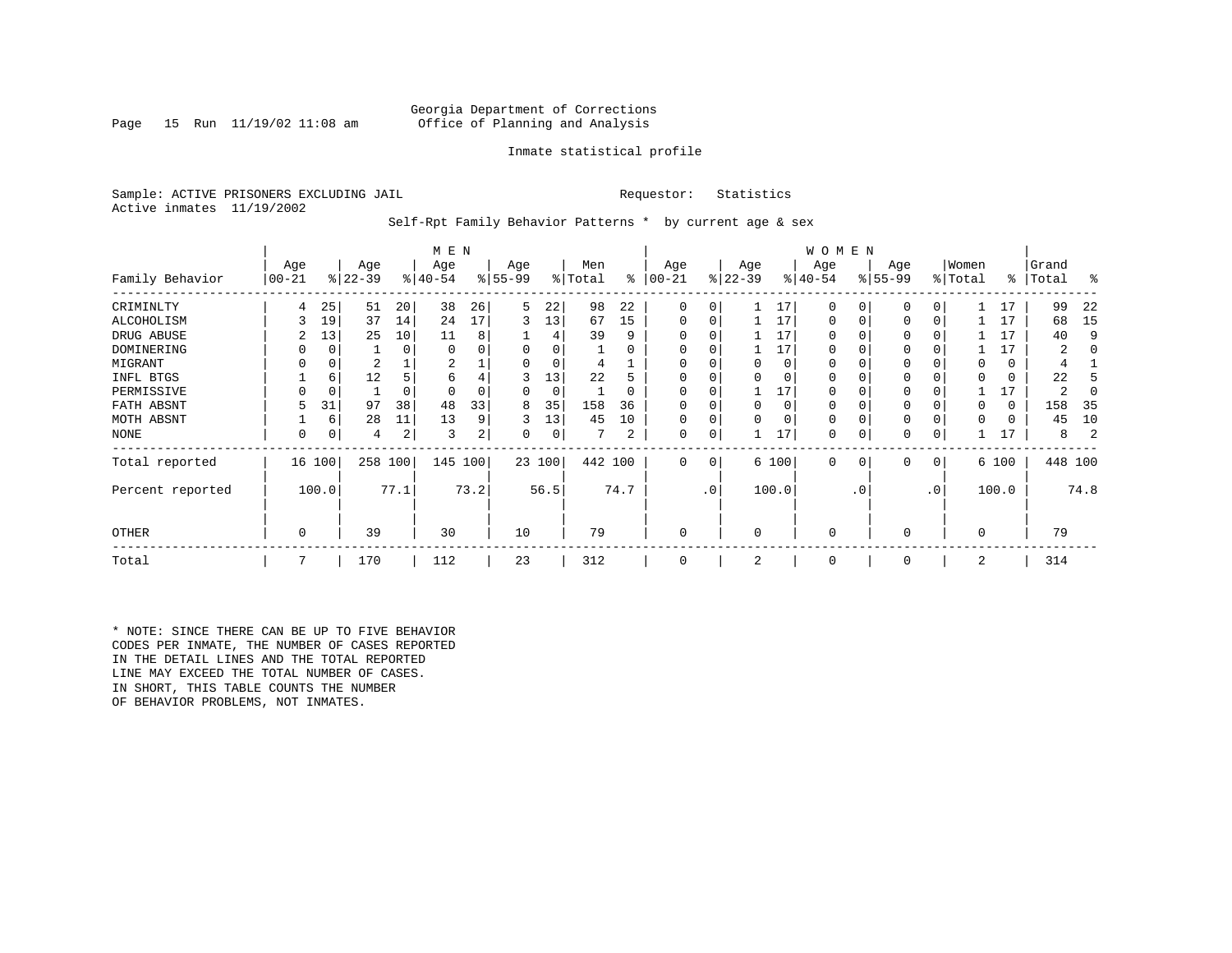Georgia Department of Corrections
Office of Planning and Analysis

Inmate statistical profile

Sample: ACTIVE PRISONERS EXCLUDING JAIL                Requestor: Statistics
Active inmates 11/19/2002

Self-Rpt Family Behavior Patterns * by current age & sex

| Family Behavior | MEN Age 00-21 | % | Age 22-39 | % | Age 40-54 | % | Age 55-99 | % | Men Total | % | WOMEN Age 00-21 | % | Age 22-39 | % | Age 40-54 | % | Age 55-99 | % | Women Total | % | Grand Total | % |
|---|---|---|---|---|---|---|---|---|---|---|---|---|---|---|---|---|---|---|---|---|---|---|
| CRIMINLTY | 4 | 25 | 51 | 20 | 38 | 26 | 5 | 22 | 98 | 22 | 0 | 0 | 1 | 17 | 0 | 0 | 0 | 0 | 1 | 17 | 99 | 22 |
| ALCOHOLISM | 3 | 19 | 37 | 14 | 24 | 17 | 3 | 13 | 67 | 15 | 0 | 0 | 1 | 17 | 0 | 0 | 0 | 0 | 1 | 17 | 68 | 15 |
| DRUG ABUSE | 2 | 13 | 25 | 10 | 11 | 8 | 1 | 4 | 39 | 9 | 0 | 0 | 1 | 17 | 0 | 0 | 0 | 0 | 1 | 17 | 40 | 9 |
| DOMINERING | 0 | 0 | 1 | 0 | 0 | 0 | 0 | 0 | 1 | 0 | 0 | 0 | 1 | 17 | 0 | 0 | 0 | 0 | 1 | 17 | 2 | 0 |
| MIGRANT | 0 | 0 | 2 | 1 | 2 | 1 | 0 | 0 | 4 | 1 | 0 | 0 | 0 | 0 | 0 | 0 | 0 | 0 | 0 | 0 | 4 | 1 |
| INFL BTGS | 1 | 6 | 12 | 5 | 6 | 4 | 3 | 13 | 22 | 5 | 0 | 0 | 0 | 0 | 0 | 0 | 0 | 0 | 0 | 0 | 22 | 5 |
| PERMISSIVE | 0 | 0 | 1 | 0 | 0 | 0 | 0 | 0 | 1 | 0 | 0 | 0 | 1 | 17 | 0 | 0 | 0 | 0 | 1 | 17 | 2 | 0 |
| FATH ABSNT | 5 | 31 | 97 | 38 | 48 | 33 | 8 | 35 | 158 | 36 | 0 | 0 | 0 | 0 | 0 | 0 | 0 | 0 | 0 | 0 | 158 | 35 |
| MOTH ABSNT | 1 | 6 | 28 | 11 | 13 | 9 | 3 | 13 | 45 | 10 | 0 | 0 | 0 | 0 | 0 | 0 | 0 | 0 | 0 | 0 | 45 | 10 |
| NONE | 0 | 0 | 4 | 2 | 3 | 2 | 0 | 0 | 7 | 2 | 0 | 0 | 1 | 17 | 0 | 0 | 0 | 0 | 1 | 17 | 8 | 2 |
| Total reported | 16 | 100 | 258 | 100 | 145 | 100 | 23 | 100 | 442 | 100 | 0 | 0 | 6 | 100 | 0 | 0 | 0 | 0 | 6 | 100 | 448 | 100 |
| Percent reported | | 100.0 | | 77.1 | | 73.2 | | 56.5 | | 74.7 | | .0 | | 100.0 | | .0 | | .0 | | 100.0 | | 74.8 |
| OTHER | 0 | | 39 | | 30 | | 10 | | 79 | | 0 | | 0 | | 0 | | 0 | | 0 | | 79 | |
| Total | 7 | | 170 | | 112 | | 23 | | 312 | | 0 | | 2 | | 0 | | 0 | | 2 | | 314 | |

* NOTE: SINCE THERE CAN BE UP TO FIVE BEHAVIOR CODES PER INMATE, THE NUMBER OF CASES REPORTED IN THE DETAIL LINES AND THE TOTAL REPORTED LINE MAY EXCEED THE TOTAL NUMBER OF CASES. IN SHORT, THIS TABLE COUNTS THE NUMBER OF BEHAVIOR PROBLEMS, NOT INMATES.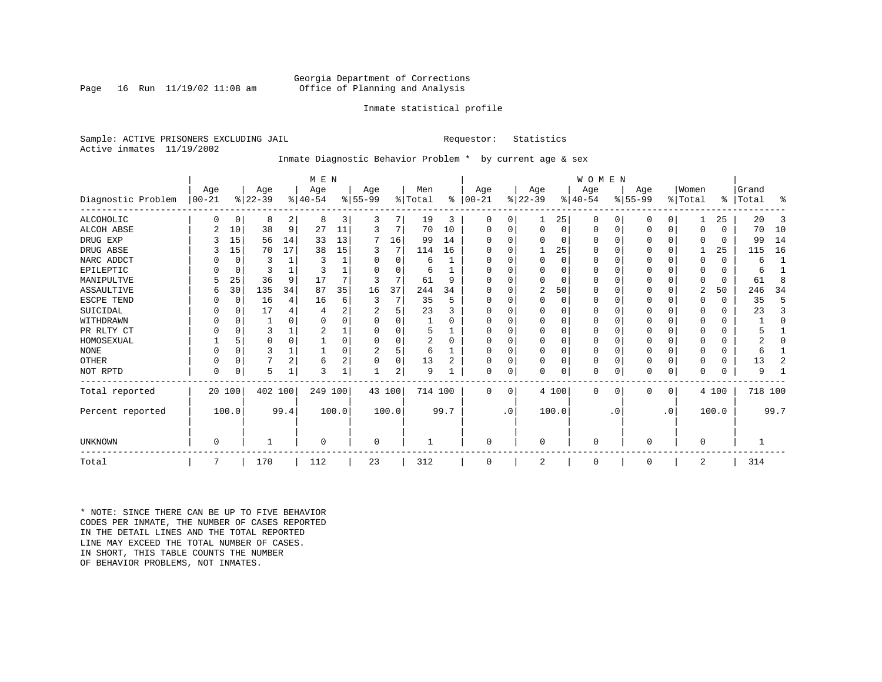Georgia Department of Corrections
Office of Planning and Analysis

Inmate statistical profile

Sample: ACTIVE PRISONERS EXCLUDING JAIL          Requestor: Statistics
Active inmates 11/19/2002

Inmate Diagnostic Behavior Problem * by current age & sex

| Diagnostic Problem | MEN Age 00-21 | % | Age 22-39 | % | Age 40-54 | % | Age 55-99 | % | Men Total | % | WOMEN Age 00-21 | % | Age 22-39 | % | Age 40-54 | % | Age 55-99 | % | Women Total | % | Grand Total | % |
|---|---|---|---|---|---|---|---|---|---|---|---|---|---|---|---|---|---|---|---|---|---|---|
| ALCOHOLIC | 0 | 0 | 8 | 2 | 8 | 3 | 3 | 7 | 19 | 3 | 0 | 0 | 1 | 25 | 0 | 0 | 0 | 0 | 1 | 25 | 20 | 3 |
| ALCOH ABSE | 2 | 10 | 38 | 9 | 27 | 11 | 3 | 7 | 70 | 10 | 0 | 0 | 0 | 0 | 0 | 0 | 0 | 0 | 0 | 0 | 70 | 10 |
| DRUG EXP | 3 | 15 | 56 | 14 | 33 | 13 | 7 | 16 | 99 | 14 | 0 | 0 | 0 | 0 | 0 | 0 | 0 | 0 | 0 | 0 | 99 | 14 |
| DRUG ABSE | 3 | 15 | 70 | 17 | 38 | 15 | 3 | 7 | 114 | 16 | 0 | 0 | 1 | 25 | 0 | 0 | 0 | 0 | 1 | 25 | 115 | 16 |
| NARC ADDCT | 0 | 0 | 3 | 1 | 3 | 1 | 0 | 0 | 6 | 1 | 0 | 0 | 0 | 0 | 0 | 0 | 0 | 0 | 0 | 0 | 6 | 1 |
| EPILEPTIC | 0 | 0 | 3 | 1 | 3 | 1 | 0 | 0 | 6 | 1 | 0 | 0 | 0 | 0 | 0 | 0 | 0 | 0 | 0 | 0 | 6 | 1 |
| MANIPULTVE | 5 | 25 | 36 | 9 | 17 | 7 | 3 | 7 | 61 | 9 | 0 | 0 | 0 | 0 | 0 | 0 | 0 | 0 | 0 | 0 | 61 | 8 |
| ASSAULTIVE | 6 | 30 | 135 | 34 | 87 | 35 | 16 | 37 | 244 | 34 | 0 | 0 | 2 | 50 | 0 | 0 | 0 | 0 | 2 | 50 | 246 | 34 |
| ESCPE TEND | 0 | 0 | 16 | 4 | 16 | 6 | 3 | 7 | 35 | 5 | 0 | 0 | 0 | 0 | 0 | 0 | 0 | 0 | 0 | 0 | 35 | 5 |
| SUICIDAL | 0 | 0 | 17 | 4 | 4 | 2 | 2 | 5 | 23 | 3 | 0 | 0 | 0 | 0 | 0 | 0 | 0 | 0 | 0 | 0 | 23 | 3 |
| WITHDRAWN | 0 | 0 | 1 | 0 | 0 | 0 | 0 | 0 | 1 | 0 | 0 | 0 | 0 | 0 | 0 | 0 | 0 | 0 | 0 | 0 | 1 | 0 |
| PR RLTY CT | 0 | 0 | 3 | 1 | 2 | 1 | 0 | 0 | 5 | 1 | 0 | 0 | 0 | 0 | 0 | 0 | 0 | 0 | 0 | 0 | 5 | 1 |
| HOMOSEXUAL | 1 | 5 | 0 | 0 | 1 | 0 | 0 | 0 | 2 | 0 | 0 | 0 | 0 | 0 | 0 | 0 | 0 | 0 | 0 | 0 | 2 | 0 |
| NONE | 0 | 0 | 3 | 1 | 1 | 0 | 2 | 5 | 6 | 1 | 0 | 0 | 0 | 0 | 0 | 0 | 0 | 0 | 0 | 0 | 6 | 1 |
| OTHER | 0 | 0 | 7 | 2 | 6 | 2 | 0 | 0 | 13 | 2 | 0 | 0 | 0 | 0 | 0 | 0 | 0 | 0 | 0 | 0 | 13 | 2 |
| NOT RPTD | 0 | 0 | 5 | 1 | 3 | 1 | 1 | 2 | 9 | 1 | 0 | 0 | 0 | 0 | 0 | 0 | 0 | 0 | 0 | 0 | 9 | 1 |
| Total reported | 20 | 100 | 402 | 100 | 249 | 100 | 43 | 100 | 714 | 100 | 0 | 0 | 4 | 100 | 0 | 0 | 0 | 0 | 4 | 100 | 718 | 100 |
| Percent reported | 100.0 | | 99.4 | | 100.0 | | 100.0 | | 99.7 | | .0 | | 100.0 | | .0 | | .0 | | 100.0 | | 99.7 | |
| UNKNOWN | 0 | | 1 | | 0 | | 0 | | 1 | | 0 | | 0 | | 0 | | 0 | | 0 | | 1 | |
| Total | 7 | | 170 | | 112 | | 23 | | 312 | | 0 | | 2 | | 0 | | 0 | | 2 | | 314 | |

* NOTE: SINCE THERE CAN BE UP TO FIVE BEHAVIOR CODES PER INMATE, THE NUMBER OF CASES REPORTED IN THE DETAIL LINES AND THE TOTAL REPORTED LINE MAY EXCEED THE TOTAL NUMBER OF CASES. IN SHORT, THIS TABLE COUNTS THE NUMBER OF BEHAVIOR PROBLEMS, NOT INMATES.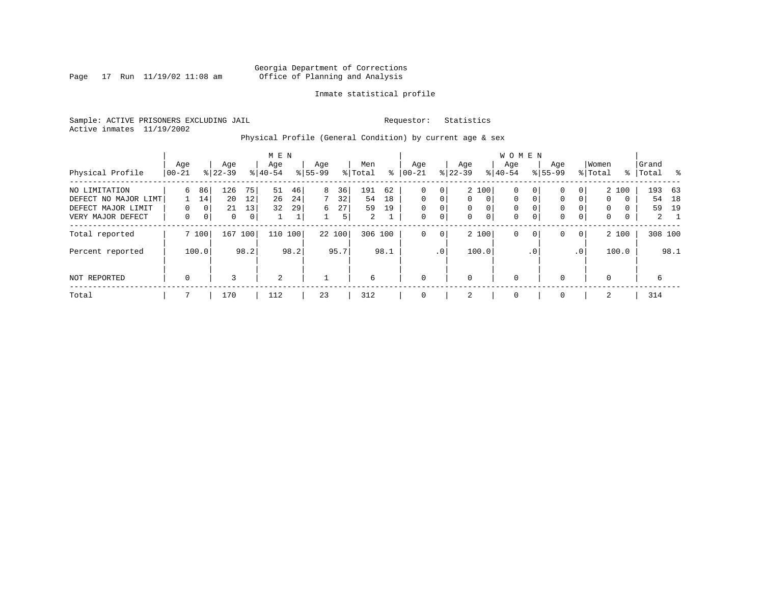Georgia Department of Corrections
Office of Planning and Analysis

Inmate statistical profile

Sample: ACTIVE PRISONERS EXCLUDING JAIL
Active inmates 11/19/2002

Requestor: Statistics

Physical Profile (General Condition) by current age & sex

| Physical Profile | MEN Age 00-21 | % | Age 22-39 | % | Age 40-54 | % | Age 55-99 | % | Men Total | % | WOMEN Age 00-21 | % | Age 22-39 | % | Age 40-54 | % | Age 55-99 | % | Women Total | % | Grand Total | % |
|---|---|---|---|---|---|---|---|---|---|---|---|---|---|---|---|---|---|---|---|---|---|---|
| NO LIMITATION | 6 | 86 | 126 | 75 | 51 | 46 | 8 | 36 | 191 | 62 | 0 | 0 | 2 | 100 | 0 | 0 | 0 | 0 | 2 | 100 | 193 | 63 |
| DEFECT NO MAJOR LIMT | 1 | 14 | 20 | 12 | 26 | 24 | 7 | 32 | 54 | 18 | 0 | 0 | 0 | 0 | 0 | 0 | 0 | 0 | 0 | 0 | 54 | 18 |
| DEFECT MAJOR LIMIT | 0 | 0 | 21 | 13 | 32 | 29 | 6 | 27 | 59 | 19 | 0 | 0 | 0 | 0 | 0 | 0 | 0 | 0 | 0 | 0 | 59 | 19 |
| VERY MAJOR DEFECT | 0 | 0 | 0 | 0 | 1 | 1 | 1 | 5 | 2 | 1 | 0 | 0 | 0 | 0 | 0 | 0 | 0 | 0 | 0 | 0 | 2 | 1 |
| Total reported | 7 | 100 | 167 | 100 | 110 | 100 | 22 | 100 | 306 | 100 | 0 | 0 | 2 | 100 | 0 | 0 | 0 | 0 | 2 | 100 | 308 | 100 |
| Percent reported | | 100.0 | | 98.2 | | 98.2 | | 95.7 | | 98.1 | | .0 | | 100.0 | | .0 | | .0 | | 100.0 | | 98.1 |
| NOT REPORTED | 0 | | 3 | | 2 | | 1 | | 6 | | 0 | | 0 | | 0 | | 0 | | 0 | | 6 | |
| Total | 7 | | 170 | | 112 | | 23 | | 312 | | 0 | | 2 | | 0 | | 0 | | 2 | | 314 | |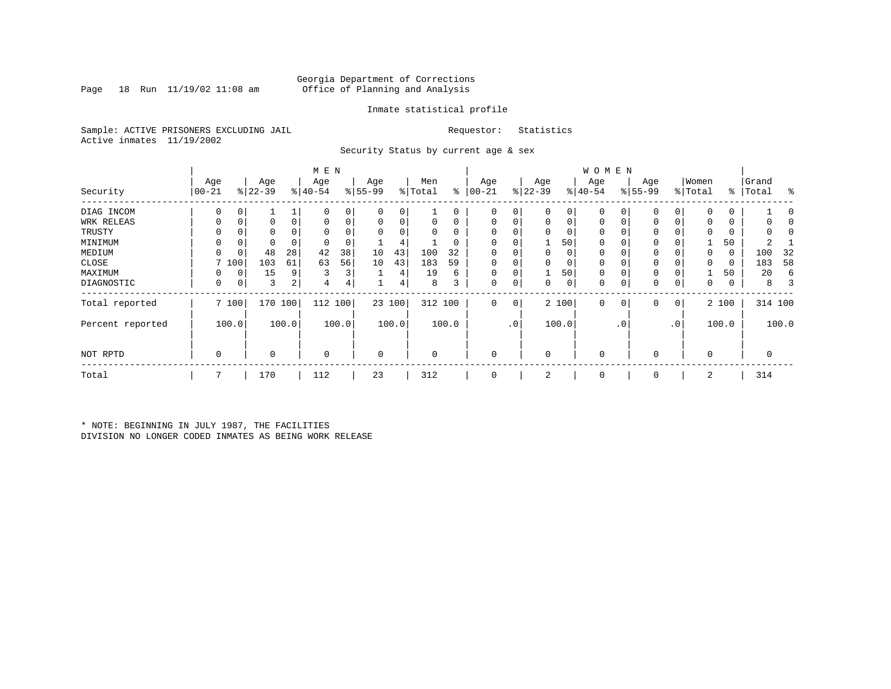Georgia Department of Corrections
Office of Planning and Analysis

Inmate statistical profile

Sample: ACTIVE PRISONERS EXCLUDING JAIL

Requestor: Statistics

Active inmates 11/19/2002

Security Status by current age & sex

| | MEN | | | | | | | | | | WOMEN | | | | | | | | | | | |
|---|---|---|---|---|---|---|---|---|---|---|---|---|---|---|---|---|---|---|---|---|---|---|
| Security | Age 00-21 | % | Age 22-39 | % | Age 40-54 | % | Age 55-99 | % | Men Total | % | Age 00-21 | % | Age 22-39 | % | Age 40-54 | % | Age 55-99 | % | Women Total | % | Grand Total | % |
| DIAG INCOM | 0 | 0 | 1 | 1 | 0 | 0 | 0 | 0 | 1 | 0 | 0 | 0 | 0 | 0 | 0 | 0 | 0 | 0 | 0 | 0 | 1 | 0 |
| WRK RELEAS | 0 | 0 | 0 | 0 | 0 | 0 | 0 | 0 | 0 | 0 | 0 | 0 | 0 | 0 | 0 | 0 | 0 | 0 | 0 | 0 | 0 | 0 |
| TRUSTY | 0 | 0 | 0 | 0 | 0 | 0 | 0 | 0 | 0 | 0 | 0 | 0 | 0 | 0 | 0 | 0 | 0 | 0 | 0 | 0 | 0 | 0 |
| MINIMUM | 0 | 0 | 0 | 0 | 0 | 0 | 1 | 4 | 1 | 0 | 0 | 0 | 1 | 50 | 0 | 0 | 0 | 0 | 1 | 50 | 2 | 1 |
| MEDIUM | 0 | 0 | 48 | 28 | 42 | 38 | 10 | 43 | 100 | 32 | 0 | 0 | 0 | 0 | 0 | 0 | 0 | 0 | 0 | 0 | 100 | 32 |
| CLOSE | 7 | 100 | 103 | 61 | 63 | 56 | 10 | 43 | 183 | 59 | 0 | 0 | 0 | 0 | 0 | 0 | 0 | 0 | 0 | 0 | 183 | 58 |
| MAXIMUM | 0 | 0 | 15 | 9 | 3 | 3 | 1 | 4 | 19 | 6 | 0 | 0 | 1 | 50 | 0 | 0 | 0 | 0 | 1 | 50 | 20 | 6 |
| DIAGNOSTIC | 0 | 0 | 3 | 2 | 4 | 4 | 1 | 4 | 8 | 3 | 0 | 0 | 0 | 0 | 0 | 0 | 0 | 0 | 0 | 0 | 8 | 3 |
| Total reported | 7 | 100 | 170 | 100 | 112 | 100 | 23 | 100 | 312 | 100 | 0 | 0 | 2 | 100 | 0 | 0 | 0 | 0 | 2 | 100 | 314 | 100 |
| Percent reported | | 100.0 | | 100.0 | | 100.0 | | 100.0 | | 100.0 | | .0 | | 100.0 | | .0 | | .0 | | 100.0 | | 100.0 |
| NOT RPTD | 0 | | 0 | | 0 | | 0 | | 0 | | 0 | | 0 | | 0 | | 0 | | 0 | | 0 | |
| Total | 7 | | 170 | | 112 | | 23 | | 312 | | 0 | | 2 | | 0 | | 0 | | 2 | | 314 | |

* NOTE: BEGINNING IN JULY 1987, THE FACILITIES DIVISION NO LONGER CODED INMATES AS BEING WORK RELEASE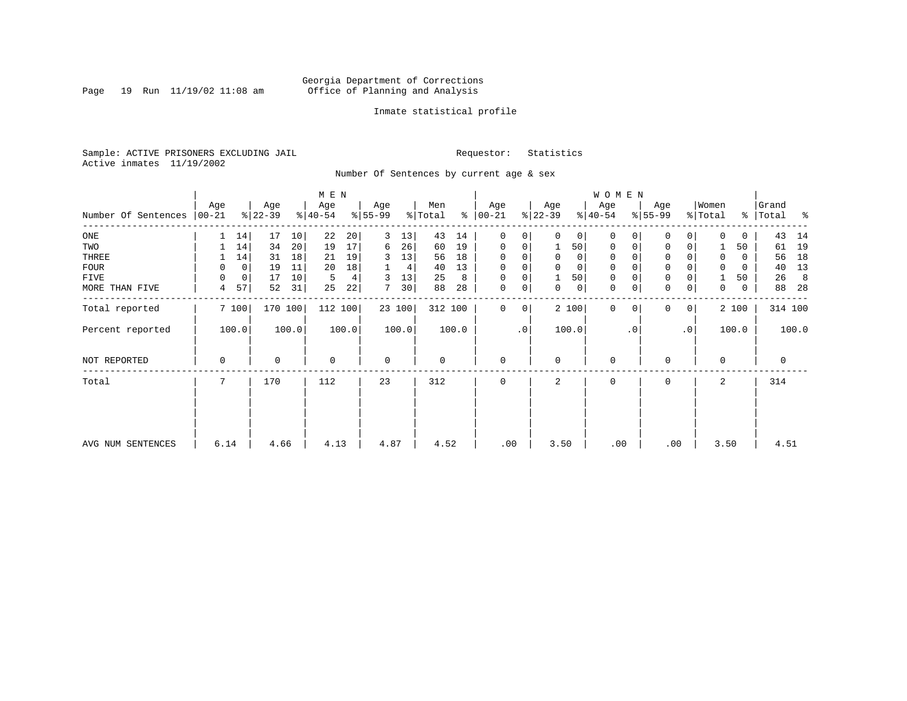Georgia Department of Corrections
Office of Planning and Analysis

Inmate statistical profile

Sample: ACTIVE PRISONERS EXCLUDING JAIL

Requestor: Statistics

Active inmates 11/19/2002

## Number Of Sentences by current age & sex

| Number Of Sentences | MEN Age 00-21 | % | Age 22-39 | % | Age 40-54 | % | Age 55-99 | % | Men Total | % | WOMEN Age 00-21 | % | Age 22-39 | % | Age 40-54 | % | Age 55-99 | % | Women Total | % | Grand Total | % |
|---|---|---|---|---|---|---|---|---|---|---|---|---|---|---|---|---|---|---|---|---|---|---|
| ONE | 1 | 14 | 17 | 10 | 22 | 20 | 3 | 13 | 43 | 14 | 0 | 0 | 0 | 0 | 0 | 0 | 0 | 0 | 0 | 0 | 43 | 14 |
| TWO | 1 | 14 | 34 | 20 | 19 | 17 | 6 | 26 | 60 | 19 | 0 | 0 | 1 | 50 | 0 | 0 | 0 | 0 | 1 | 50 | 61 | 19 |
| THREE | 1 | 14 | 31 | 18 | 21 | 19 | 3 | 13 | 56 | 18 | 0 | 0 | 0 | 0 | 0 | 0 | 0 | 0 | 0 | 0 | 56 | 18 |
| FOUR | 0 | 0 | 19 | 11 | 20 | 18 | 1 | 4 | 40 | 13 | 0 | 0 | 0 | 0 | 0 | 0 | 0 | 0 | 0 | 0 | 40 | 13 |
| FIVE | 0 | 0 | 17 | 10 | 5 | 4 | 3 | 13 | 25 | 8 | 0 | 0 | 1 | 50 | 0 | 0 | 0 | 0 | 1 | 50 | 26 | 8 |
| MORE THAN FIVE | 4 | 57 | 52 | 31 | 25 | 22 | 7 | 30 | 88 | 28 | 0 | 0 | 0 | 0 | 0 | 0 | 0 | 0 | 0 | 0 | 88 | 28 |
| Total reported | 7 | 100 | 170 | 100 | 112 | 100 | 23 | 100 | 312 | 100 | 0 | 0 | 2 | 100 | 0 | 0 | 0 | 0 | 2 | 100 | 314 | 100 |
| Percent reported | | 100.0 | | 100.0 | | 100.0 | | 100.0 | | 100.0 | | .0 | | 100.0 | | .0 | | .0 | | 100.0 | | 100.0 |
| NOT REPORTED | 0 | | 0 | | 0 | | 0 | | 0 | | 0 | | 0 | | 0 | | 0 | | 0 | | 0 | |
| Total | 7 | | 170 | | 112 | | 23 | | 312 | | 0 | | 2 | | 0 | | 0 | | 2 | | 314 | |
| AVG NUM SENTENCES | 6.14 | | 4.66 | | 4.13 | | 4.87 | | 4.52 | | .00 | | 3.50 | | .00 | | .00 | | 3.50 | | 4.51 | |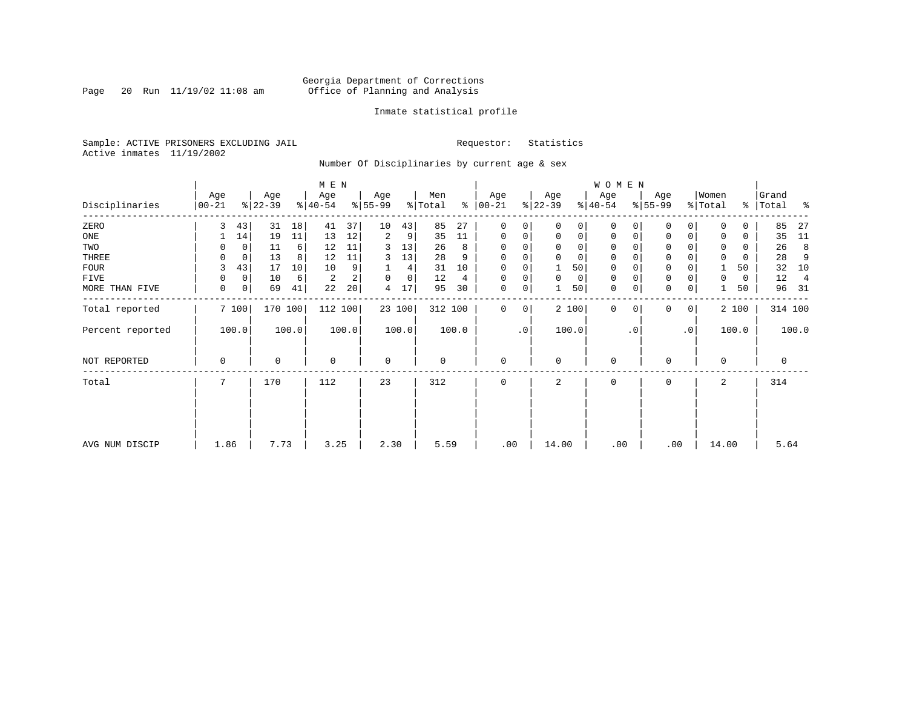Georgia Department of Corrections
Office of Planning and Analysis

Inmate statistical profile

Sample: ACTIVE PRISONERS EXCLUDING JAIL
Active inmates 11/19/2002

Requestor: Statistics

Number Of Disciplinaries by current age & sex

| Disciplinaries | MEN Age 00-21 | % | Age 22-39 | % | Age 40-54 | % | Age 55-99 | % | Men Total | % | WOMEN Age 00-21 | % | Age 22-39 | % | Age 40-54 | % | Age 55-99 | % | Women Total | % | Grand Total | % |
|---|---|---|---|---|---|---|---|---|---|---|---|---|---|---|---|---|---|---|---|---|---|---|
| ZERO | 3 | 43 | 31 | 18 | 41 | 37 | 10 | 43 | 85 | 27 | 0 | 0 | 0 | 0 | 0 | 0 | 0 | 0 | 0 | 0 | 85 | 27 |
| ONE | 1 | 14 | 19 | 11 | 13 | 12 | 2 | 9 | 35 | 11 | 0 | 0 | 0 | 0 | 0 | 0 | 0 | 0 | 0 | 0 | 35 | 11 |
| TWO | 0 | 0 | 11 | 6 | 12 | 11 | 3 | 13 | 26 | 8 | 0 | 0 | 0 | 0 | 0 | 0 | 0 | 0 | 0 | 0 | 26 | 8 |
| THREE | 0 | 0 | 13 | 8 | 12 | 11 | 3 | 13 | 28 | 9 | 0 | 0 | 0 | 0 | 0 | 0 | 0 | 0 | 0 | 0 | 28 | 9 |
| FOUR | 3 | 43 | 17 | 10 | 10 | 9 | 1 | 4 | 31 | 10 | 0 | 0 | 1 | 50 | 0 | 0 | 0 | 0 | 1 | 50 | 32 | 10 |
| FIVE | 0 | 0 | 10 | 6 | 2 | 2 | 0 | 0 | 12 | 4 | 0 | 0 | 0 | 0 | 0 | 0 | 0 | 0 | 0 | 0 | 12 | 4 |
| MORE THAN FIVE | 0 | 0 | 69 | 41 | 22 | 20 | 4 | 17 | 95 | 30 | 0 | 0 | 1 | 50 | 0 | 0 | 0 | 0 | 1 | 50 | 96 | 31 |
| Total reported | 7 | 100 | 170 | 100 | 112 | 100 | 23 | 100 | 312 | 100 | 0 | 0 | 2 | 100 | 0 | 0 | 0 | 0 | 2 | 100 | 314 | 100 |
| Percent reported | 100.0 | | 100.0 | | 100.0 | | 100.0 | | 100.0 | | .0 | | 100.0 | | .0 | | .0 | | 100.0 | | 100.0 | |
| NOT REPORTED | 0 | | 0 | | 0 | | 0 | | 0 | | 0 | | 0 | | 0 | | 0 | | 0 | | 0 | |
| Total | 7 | | 170 | | 112 | | 23 | | 312 | | 0 | | 2 | | 0 | | 0 | | 2 | | 314 | |
| AVG NUM DISCIP | 1.86 | | 7.73 | | 3.25 | | 2.30 | | 5.59 | | .00 | | 14.00 | | .00 | | .00 | | 14.00 | | 5.64 | |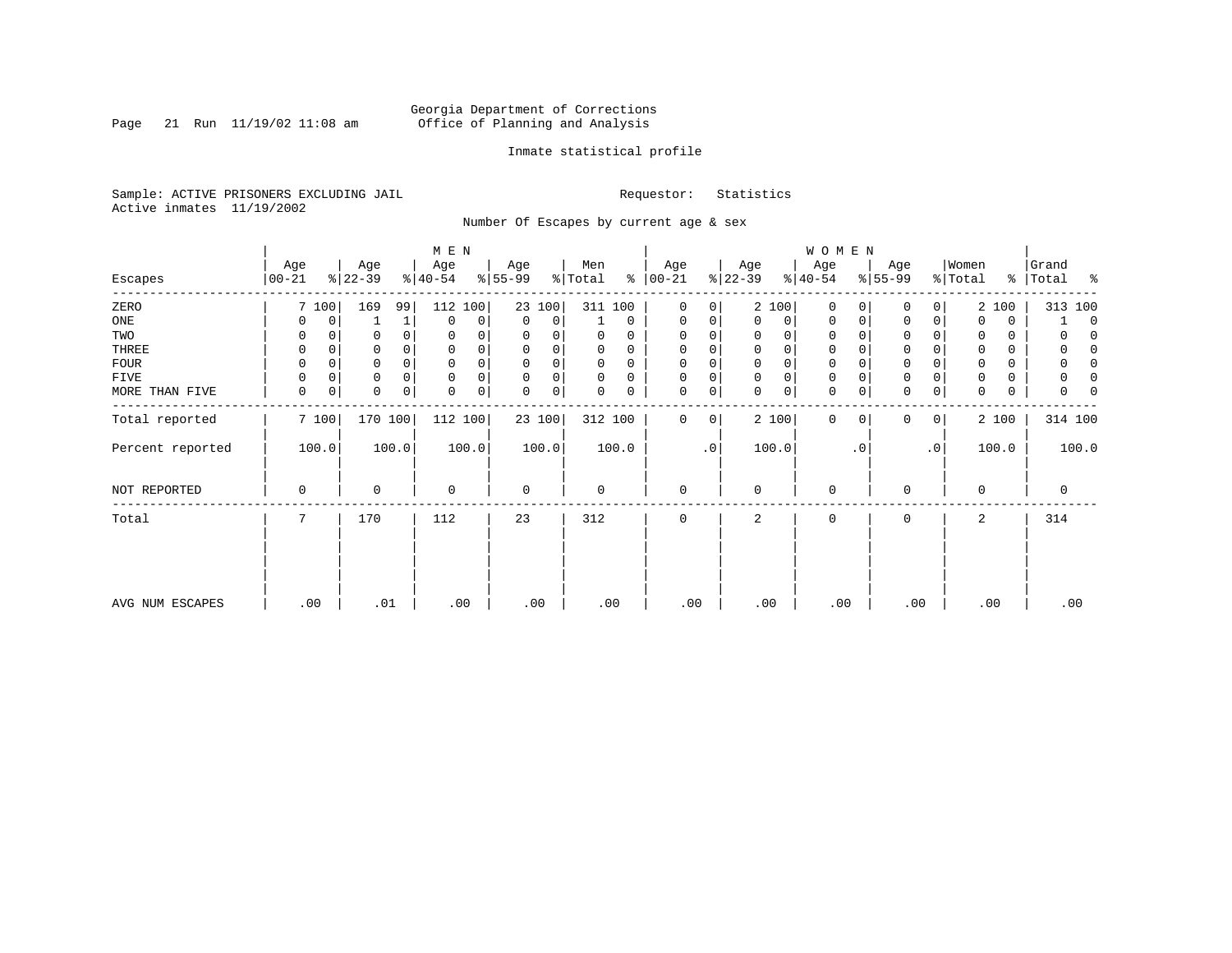Georgia Department of Corrections
Office of Planning and Analysis

Inmate statistical profile

Sample: ACTIVE PRISONERS EXCLUDING JAIL

Active inmates 11/19/2002

Requestor: Statistics

Number Of Escapes by current age & sex

| Escapes | MEN Age 00-21 | % | Age 22-39 | % | Age 40-54 | % | Age 55-99 | % | Men Total | % | WOMEN Age 00-21 | % | Age 22-39 | % | Age 40-54 | % | Age 55-99 | % | Women Total | % | Grand Total | % |
|---|---|---|---|---|---|---|---|---|---|---|---|---|---|---|---|---|---|---|---|---|---|---|
| ZERO | 7 | 100 | 169 | 99 | 112 | 100 | 23 | 100 | 311 | 100 | 0 | 0 | 2 | 100 | 0 | 0 | 0 | 0 | 2 | 100 | 313 | 100 |
| ONE | 0 | 0 | 1 | 1 | 0 | 0 | 0 | 0 | 1 | 0 | 0 | 0 | 0 | 0 | 0 | 0 | 0 | 0 | 0 | 0 | 1 | 0 |
| TWO | 0 | 0 | 0 | 0 | 0 | 0 | 0 | 0 | 0 | 0 | 0 | 0 | 0 | 0 | 0 | 0 | 0 | 0 | 0 | 0 | 0 | 0 |
| THREE | 0 | 0 | 0 | 0 | 0 | 0 | 0 | 0 | 0 | 0 | 0 | 0 | 0 | 0 | 0 | 0 | 0 | 0 | 0 | 0 | 0 | 0 |
| FOUR | 0 | 0 | 0 | 0 | 0 | 0 | 0 | 0 | 0 | 0 | 0 | 0 | 0 | 0 | 0 | 0 | 0 | 0 | 0 | 0 | 0 | 0 |
| FIVE | 0 | 0 | 0 | 0 | 0 | 0 | 0 | 0 | 0 | 0 | 0 | 0 | 0 | 0 | 0 | 0 | 0 | 0 | 0 | 0 | 0 | 0 |
| MORE THAN FIVE | 0 | 0 | 0 | 0 | 0 | 0 | 0 | 0 | 0 | 0 | 0 | 0 | 0 | 0 | 0 | 0 | 0 | 0 | 0 | 0 | 0 | 0 |
| Total reported | 7 | 100 | 170 | 100 | 112 | 100 | 23 | 100 | 312 | 100 | 0 | 0 | 2 | 100 | 0 | 0 | 0 | 0 | 2 | 100 | 314 | 100 |
| Percent reported | 100.0 | | 100.0 | | 100.0 | | 100.0 | | 100.0 | | .0 | | 100.0 | | .0 | | .0 | | 100.0 | | 100.0 | |
| NOT REPORTED | 0 | | 0 | | 0 | | 0 | | 0 | | 0 | | 0 | | 0 | | 0 | | 0 | | 0 | |
| Total | 7 | | 170 | | 112 | | 23 | | 312 | | 0 | | 2 | | 0 | | 0 | | 2 | | 314 | |
| AVG NUM ESCAPES | .00 | | .01 | | .00 | | .00 | | .00 | | .00 | | .00 | | .00 | | .00 | | .00 | | .00 | |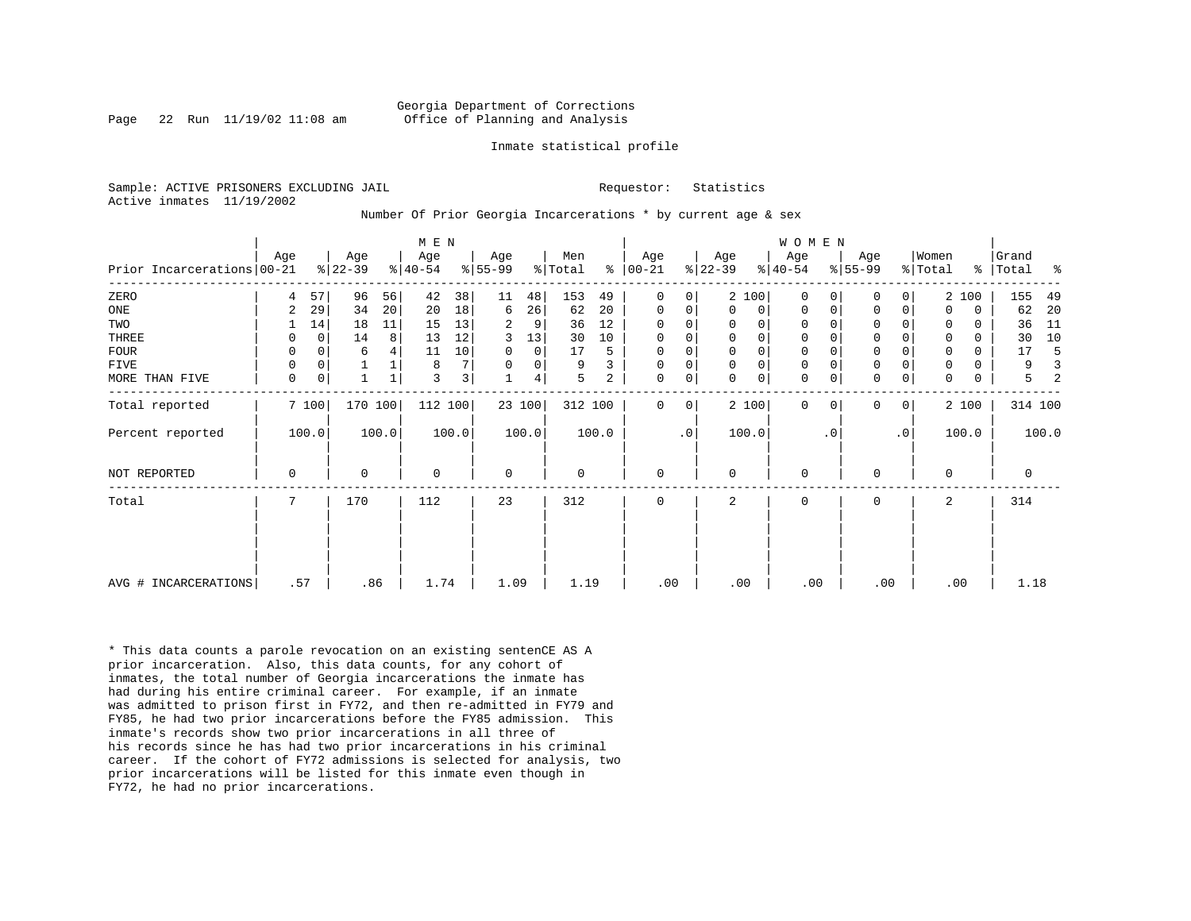Georgia Department of Corrections
Office of Planning and Analysis

Inmate statistical profile

Sample: ACTIVE PRISONERS EXCLUDING JAIL

Requestor: Statistics

Active inmates 11/19/2002

Number Of Prior Georgia Incarcerations * by current age & sex

| Prior Incarcerations | MEN Age 00-21 | % | Age 22-39 | % | Age 40-54 | % | Age 55-99 | % | Men Total | % | WOMEN Age 00-21 | % | Age 22-39 | % | Age 40-54 | % | Age 55-99 | % | Women Total | % | Grand Total | % |
|---|---|---|---|---|---|---|---|---|---|---|---|---|---|---|---|---|---|---|---|---|---|---|
| ZERO | 4 | 57 | 96 | 56 | 42 | 38 | 11 | 48 | 153 | 49 | 0 | 0 | 2 | 100 | 0 | 0 | 0 | 0 | 2 | 100 | 155 | 49 |
| ONE | 2 | 29 | 34 | 20 | 20 | 18 | 6 | 26 | 62 | 20 | 0 | 0 | 0 | 0 | 0 | 0 | 0 | 0 | 0 | 0 | 62 | 20 |
| TWO | 1 | 14 | 18 | 11 | 15 | 13 | 2 | 9 | 36 | 12 | 0 | 0 | 0 | 0 | 0 | 0 | 0 | 0 | 0 | 0 | 36 | 11 |
| THREE | 0 | 0 | 14 | 8 | 13 | 12 | 3 | 13 | 30 | 10 | 0 | 0 | 0 | 0 | 0 | 0 | 0 | 0 | 0 | 0 | 30 | 10 |
| FOUR | 0 | 0 | 6 | 4 | 11 | 10 | 0 | 0 | 17 | 5 | 0 | 0 | 0 | 0 | 0 | 0 | 0 | 0 | 0 | 0 | 17 | 5 |
| FIVE | 0 | 0 | 1 | 1 | 8 | 7 | 0 | 0 | 9 | 3 | 0 | 0 | 0 | 0 | 0 | 0 | 0 | 0 | 0 | 0 | 9 | 3 |
| MORE THAN FIVE | 0 | 0 | 1 | 1 | 3 | 3 | 1 | 4 | 5 | 2 | 0 | 0 | 0 | 0 | 0 | 0 | 0 | 0 | 0 | 0 | 5 | 2 |
| Total reported | 7 | 100 | 170 | 100 | 112 | 100 | 23 | 100 | 312 | 100 | 0 | 0 | 2 | 100 | 0 | 0 | 0 | 0 | 2 | 100 | 314 | 100 |
| Percent reported | 100.0 | | 100.0 | | 100.0 | | 100.0 | | 100.0 | | .0 | | 100.0 | | .0 | | .0 | | 100.0 | | 100.0 | |
| NOT REPORTED | 0 | | 0 | | 0 | | 0 | | 0 | | 0 | | 0 | | 0 | | 0 | | 0 | | 0 | |
| Total | 7 | | 170 | | 112 | | 23 | | 312 | | 0 | | 2 | | 0 | | 0 | | 2 | | 314 | |
| AVG # INCARCERATIONS | .57 | | .86 | | 1.74 | | 1.09 | | 1.19 | | .00 | | .00 | | .00 | | .00 | | .00 | | 1.18 | |

* This data counts a parole revocation on an existing sentenCE AS A prior incarceration. Also, this data counts, for any cohort of inmates, the total number of Georgia incarcerations the inmate has had during his entire criminal career. For example, if an inmate was admitted to prison first in FY72, and then re-admitted in FY79 and FY85, he had two prior incarcerations before the FY85 admission. This inmate's records show two prior incarcerations in all three of his records since he has had two prior incarcerations in his criminal career. If the cohort of FY72 admissions is selected for analysis, two prior incarcerations will be listed for this inmate even though in FY72, he had no prior incarcerations.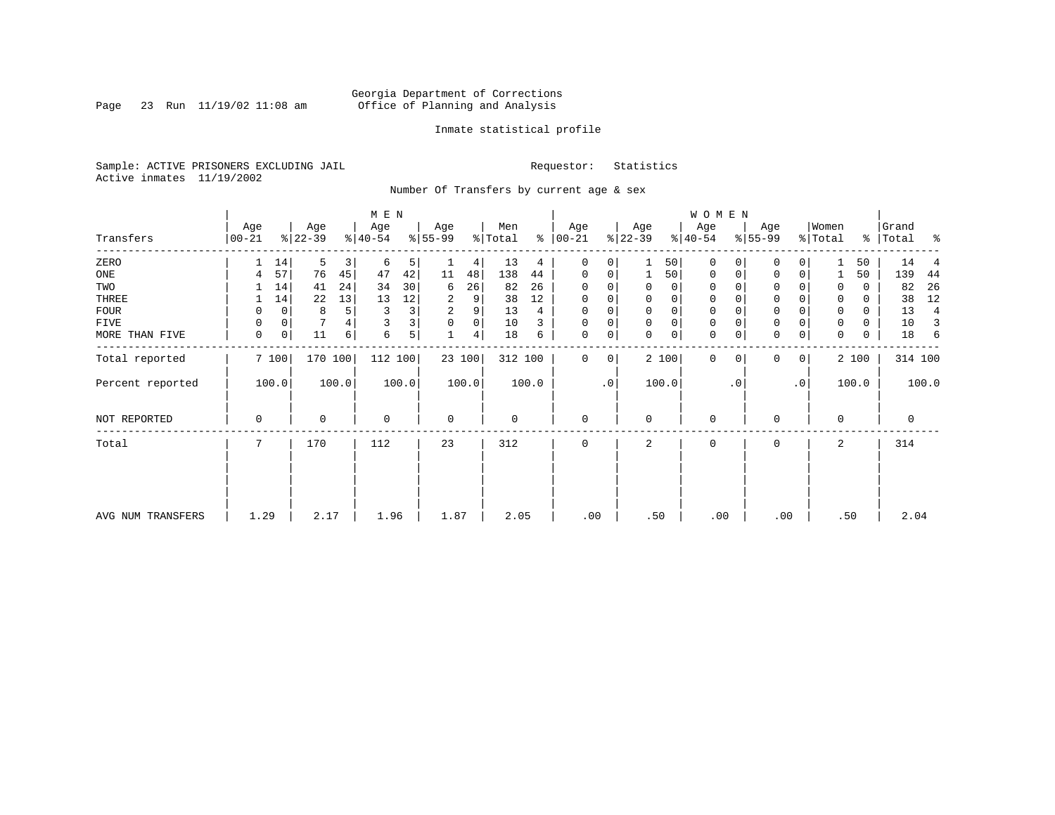Georgia Department of Corrections
Office of Planning and Analysis

Inmate statistical profile

Sample: ACTIVE PRISONERS EXCLUDING JAIL    Requestor: Statistics
Active inmates 11/19/2002

Number Of Transfers by current age & sex

| Transfers | MEN Age 00-21 | % | Age 22-39 | % | Age 40-54 | % | Age 55-99 | % | Men Total | % | WOMEN Age 00-21 | % | Age 22-39 | % | Age 40-54 | % | Age 55-99 | % | Women Total | % | Grand Total | % |
|---|---|---|---|---|---|---|---|---|---|---|---|---|---|---|---|---|---|---|---|---|---|---|
| ZERO | 1 | 14 | 5 | 3 | 6 | 5 | 1 | 4 | 13 | 4 | 0 | 0 | 1 | 50 | 0 | 0 | 0 | 0 | 1 | 50 | 14 | 4 |
| ONE | 4 | 57 | 76 | 45 | 47 | 42 | 11 | 48 | 138 | 44 | 0 | 0 | 1 | 50 | 0 | 0 | 0 | 0 | 1 | 50 | 139 | 44 |
| TWO | 1 | 14 | 41 | 24 | 34 | 30 | 6 | 26 | 82 | 26 | 0 | 0 | 0 | 0 | 0 | 0 | 0 | 0 | 0 | 0 | 82 | 26 |
| THREE | 1 | 14 | 22 | 13 | 13 | 12 | 2 | 9 | 38 | 12 | 0 | 0 | 0 | 0 | 0 | 0 | 0 | 0 | 0 | 0 | 38 | 12 |
| FOUR | 0 | 0 | 8 | 5 | 3 | 3 | 2 | 9 | 13 | 4 | 0 | 0 | 0 | 0 | 0 | 0 | 0 | 0 | 0 | 0 | 13 | 4 |
| FIVE | 0 | 0 | 7 | 4 | 3 | 3 | 0 | 0 | 10 | 3 | 0 | 0 | 0 | 0 | 0 | 0 | 0 | 0 | 0 | 0 | 10 | 3 |
| MORE THAN FIVE | 0 | 0 | 11 | 6 | 6 | 5 | 1 | 4 | 18 | 6 | 0 | 0 | 0 | 0 | 0 | 0 | 0 | 0 | 0 | 0 | 18 | 6 |
| Total reported | 7 | 100 | 170 | 100 | 112 | 100 | 23 | 100 | 312 | 100 | 0 | 0 | 2 | 100 | 0 | 0 | 0 | 0 | 2 | 100 | 314 | 100 |
| Percent reported | 100.0 | | 100.0 | | 100.0 | | 100.0 | | 100.0 | | .0 | | 100.0 | | .0 | | .0 | | 100.0 | | 100.0 | |
| NOT REPORTED | 0 | | 0 | | 0 | | 0 | | 0 | | 0 | | 0 | | 0 | | 0 | | 0 | | 0 | |
| Total | 7 | | 170 | | 112 | | 23 | | 312 | | 0 | | 2 | | 0 | | 0 | | 2 | | 314 | |
| AVG NUM TRANSFERS | 1.29 | | 2.17 | | 1.96 | | 1.87 | | 2.05 | | .00 | | .50 | | .00 | | .00 | | .50 | | 2.04 | |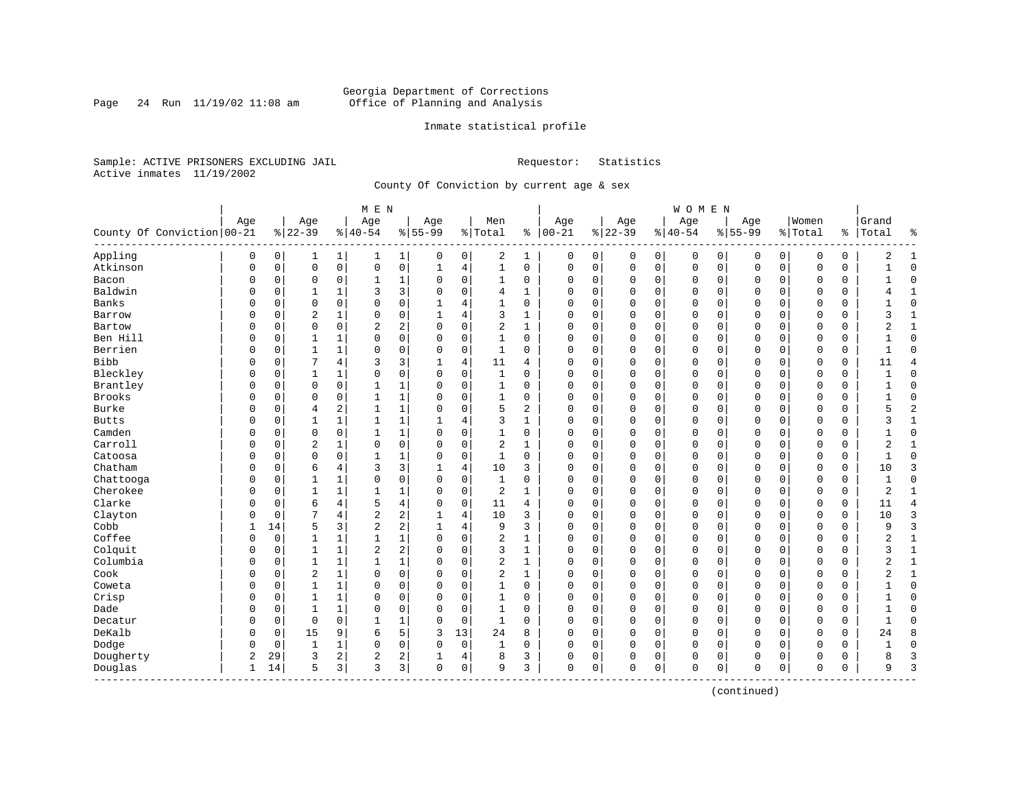Georgia Department of Corrections
Office of Planning and Analysis

Inmate statistical profile

Sample: ACTIVE PRISONERS EXCLUDING JAIL
Active inmates 11/19/2002

Requestor: Statistics

County Of Conviction by current age & sex

| County Of Conviction | MEN Age 00-21 | % | Age 22-39 | % | Age 40-54 | % | Age 55-99 | % | Men Total | % | WOMEN Age 00-21 | % | Age 22-39 | % | Age 40-54 | % | Age 55-99 | % | Women Total | % | Grand Total | % |
|---|---|---|---|---|---|---|---|---|---|---|---|---|---|---|---|---|---|---|---|---|---|---|
| Appling | 0 | 0 | 1 | 1 | 1 | 1 | 0 | 0 | 2 | 1 | 0 | 0 | 0 | 0 | 0 | 0 | 0 | 0 | 0 | 0 | 2 | 1 |
| Atkinson | 0 | 0 | 0 | 0 | 0 | 0 | 1 | 4 | 1 | 0 | 0 | 0 | 0 | 0 | 0 | 0 | 0 | 0 | 0 | 0 | 1 | 0 |
| Bacon | 0 | 0 | 0 | 0 | 1 | 1 | 0 | 0 | 1 | 0 | 0 | 0 | 0 | 0 | 0 | 0 | 0 | 0 | 0 | 0 | 1 | 0 |
| Baldwin | 0 | 0 | 1 | 1 | 3 | 3 | 0 | 0 | 4 | 1 | 0 | 0 | 0 | 0 | 0 | 0 | 0 | 0 | 0 | 0 | 4 | 1 |
| Banks | 0 | 0 | 0 | 0 | 0 | 0 | 1 | 4 | 1 | 0 | 0 | 0 | 0 | 0 | 0 | 0 | 0 | 0 | 0 | 0 | 1 | 0 |
| Barrow | 0 | 0 | 2 | 1 | 0 | 0 | 1 | 4 | 3 | 1 | 0 | 0 | 0 | 0 | 0 | 0 | 0 | 0 | 0 | 0 | 3 | 1 |
| Bartow | 0 | 0 | 0 | 0 | 2 | 2 | 0 | 0 | 2 | 1 | 0 | 0 | 0 | 0 | 0 | 0 | 0 | 0 | 0 | 0 | 2 | 1 |
| Ben Hill | 0 | 0 | 1 | 1 | 0 | 0 | 0 | 0 | 1 | 0 | 0 | 0 | 0 | 0 | 0 | 0 | 0 | 0 | 0 | 0 | 1 | 0 |
| Berrien | 0 | 0 | 1 | 1 | 0 | 0 | 0 | 0 | 1 | 0 | 0 | 0 | 0 | 0 | 0 | 0 | 0 | 0 | 0 | 0 | 1 | 0 |
| Bibb | 0 | 0 | 7 | 4 | 3 | 3 | 1 | 4 | 11 | 4 | 0 | 0 | 0 | 0 | 0 | 0 | 0 | 0 | 0 | 0 | 11 | 4 |
| Bleckley | 0 | 0 | 1 | 1 | 0 | 0 | 0 | 0 | 1 | 0 | 0 | 0 | 0 | 0 | 0 | 0 | 0 | 0 | 0 | 0 | 1 | 0 |
| Brantley | 0 | 0 | 0 | 0 | 1 | 1 | 0 | 0 | 1 | 0 | 0 | 0 | 0 | 0 | 0 | 0 | 0 | 0 | 0 | 0 | 1 | 0 |
| Brooks | 0 | 0 | 0 | 0 | 1 | 1 | 0 | 0 | 1 | 0 | 0 | 0 | 0 | 0 | 0 | 0 | 0 | 0 | 0 | 0 | 1 | 0 |
| Burke | 0 | 0 | 4 | 2 | 1 | 1 | 0 | 0 | 5 | 2 | 0 | 0 | 0 | 0 | 0 | 0 | 0 | 0 | 0 | 0 | 5 | 2 |
| Butts | 0 | 0 | 1 | 1 | 1 | 1 | 1 | 4 | 3 | 1 | 0 | 0 | 0 | 0 | 0 | 0 | 0 | 0 | 0 | 0 | 3 | 1 |
| Camden | 0 | 0 | 0 | 0 | 1 | 1 | 0 | 0 | 1 | 0 | 0 | 0 | 0 | 0 | 0 | 0 | 0 | 0 | 0 | 0 | 1 | 0 |
| Carroll | 0 | 0 | 2 | 1 | 0 | 0 | 0 | 0 | 2 | 1 | 0 | 0 | 0 | 0 | 0 | 0 | 0 | 0 | 0 | 0 | 2 | 1 |
| Catoosa | 0 | 0 | 0 | 0 | 1 | 1 | 0 | 0 | 1 | 0 | 0 | 0 | 0 | 0 | 0 | 0 | 0 | 0 | 0 | 0 | 1 | 0 |
| Chatham | 0 | 0 | 6 | 4 | 3 | 3 | 1 | 4 | 10 | 3 | 0 | 0 | 0 | 0 | 0 | 0 | 0 | 0 | 0 | 0 | 10 | 3 |
| Chattooga | 0 | 0 | 1 | 1 | 0 | 0 | 0 | 0 | 1 | 0 | 0 | 0 | 0 | 0 | 0 | 0 | 0 | 0 | 0 | 0 | 1 | 0 |
| Cherokee | 0 | 0 | 1 | 1 | 1 | 1 | 0 | 0 | 2 | 1 | 0 | 0 | 0 | 0 | 0 | 0 | 0 | 0 | 0 | 0 | 2 | 1 |
| Clarke | 0 | 0 | 6 | 4 | 5 | 4 | 0 | 0 | 11 | 4 | 0 | 0 | 0 | 0 | 0 | 0 | 0 | 0 | 0 | 0 | 11 | 4 |
| Clayton | 0 | 0 | 7 | 4 | 2 | 2 | 1 | 4 | 10 | 3 | 0 | 0 | 0 | 0 | 0 | 0 | 0 | 0 | 0 | 0 | 10 | 3 |
| Cobb | 1 | 14 | 5 | 3 | 2 | 2 | 1 | 4 | 9 | 3 | 0 | 0 | 0 | 0 | 0 | 0 | 0 | 0 | 0 | 0 | 9 | 3 |
| Coffee | 0 | 0 | 1 | 1 | 1 | 1 | 0 | 0 | 2 | 1 | 0 | 0 | 0 | 0 | 0 | 0 | 0 | 0 | 0 | 0 | 2 | 1 |
| Colquit | 0 | 0 | 1 | 1 | 2 | 2 | 0 | 0 | 3 | 1 | 0 | 0 | 0 | 0 | 0 | 0 | 0 | 0 | 0 | 0 | 3 | 1 |
| Columbia | 0 | 0 | 1 | 1 | 1 | 1 | 0 | 0 | 2 | 1 | 0 | 0 | 0 | 0 | 0 | 0 | 0 | 0 | 0 | 0 | 2 | 1 |
| Cook | 0 | 0 | 2 | 1 | 0 | 0 | 0 | 0 | 2 | 1 | 0 | 0 | 0 | 0 | 0 | 0 | 0 | 0 | 0 | 0 | 2 | 1 |
| Coweta | 0 | 0 | 1 | 1 | 0 | 0 | 0 | 0 | 1 | 0 | 0 | 0 | 0 | 0 | 0 | 0 | 0 | 0 | 0 | 0 | 1 | 0 |
| Crisp | 0 | 0 | 1 | 1 | 0 | 0 | 0 | 0 | 1 | 0 | 0 | 0 | 0 | 0 | 0 | 0 | 0 | 0 | 0 | 0 | 1 | 0 |
| Dade | 0 | 0 | 1 | 1 | 0 | 0 | 0 | 0 | 1 | 0 | 0 | 0 | 0 | 0 | 0 | 0 | 0 | 0 | 0 | 0 | 1 | 0 |
| Decatur | 0 | 0 | 0 | 0 | 1 | 1 | 0 | 0 | 1 | 0 | 0 | 0 | 0 | 0 | 0 | 0 | 0 | 0 | 0 | 0 | 1 | 0 |
| DeKalb | 0 | 0 | 15 | 9 | 6 | 5 | 3 | 13 | 24 | 8 | 0 | 0 | 0 | 0 | 0 | 0 | 0 | 0 | 0 | 0 | 24 | 8 |
| Dodge | 0 | 0 | 1 | 1 | 0 | 0 | 0 | 0 | 1 | 0 | 0 | 0 | 0 | 0 | 0 | 0 | 0 | 0 | 0 | 0 | 1 | 0 |
| Dougherty | 2 | 29 | 3 | 2 | 2 | 2 | 1 | 4 | 8 | 3 | 0 | 0 | 0 | 0 | 0 | 0 | 0 | 0 | 0 | 0 | 8 | 3 |
| Douglas | 1 | 14 | 5 | 3 | 3 | 3 | 0 | 0 | 9 | 3 | 0 | 0 | 0 | 0 | 0 | 0 | 0 | 0 | 0 | 0 | 9 | 3 |

(continued)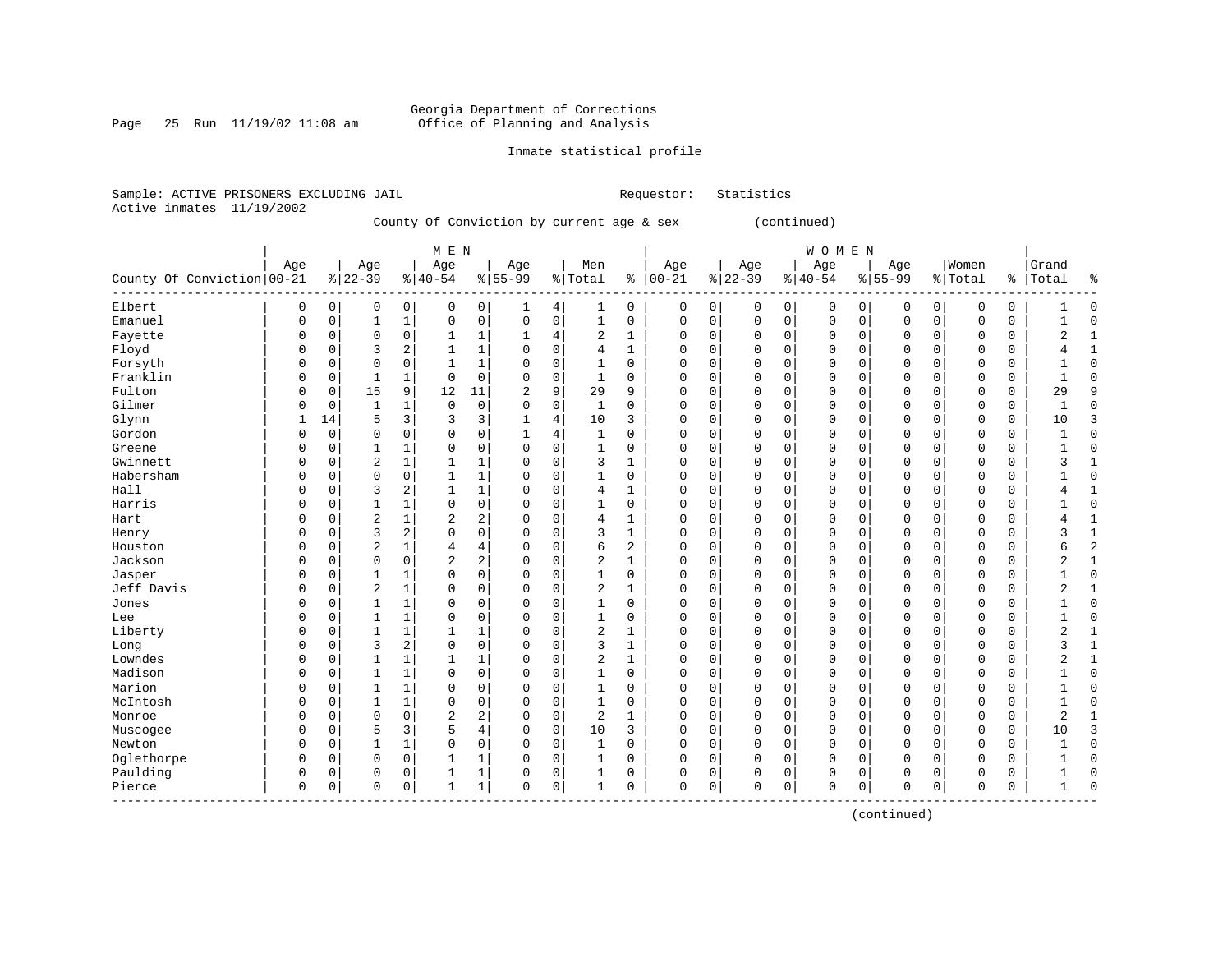Georgia Department of Corrections
Office of Planning and Analysis

Inmate statistical profile

Sample: ACTIVE PRISONERS EXCLUDING JAIL          Requestor: Statistics
Active inmates 11/19/2002

County Of Conviction by current age & sex (continued)

| County Of Conviction | MEN Age 00-21 | % | Age 22-39 | % | Age 40-54 | % | Age 55-99 | % | Men Total | % | WOMEN Age 00-21 | % | Age 22-39 | % | Age 40-54 | % | Age 55-99 | % | Women Total | % | Grand Total | % |
|---|---|---|---|---|---|---|---|---|---|---|---|---|---|---|---|---|---|---|---|---|---|---|
| Elbert | 0 | 0 | 0 | 0 | 0 | 0 | 1 | 4 | 1 | 0 | 0 | 0 | 0 | 0 | 0 | 0 | 0 | 0 | 0 | 0 | 1 | 0 |
| Emanuel | 0 | 0 | 1 | 1 | 0 | 0 | 0 | 0 | 1 | 0 | 0 | 0 | 0 | 0 | 0 | 0 | 0 | 0 | 0 | 0 | 1 | 0 |
| Fayette | 0 | 0 | 0 | 0 | 1 | 1 | 1 | 4 | 2 | 1 | 0 | 0 | 0 | 0 | 0 | 0 | 0 | 0 | 0 | 0 | 2 | 1 |
| Floyd | 0 | 0 | 3 | 2 | 1 | 1 | 0 | 0 | 4 | 1 | 0 | 0 | 0 | 0 | 0 | 0 | 0 | 0 | 0 | 0 | 4 | 1 |
| Forsyth | 0 | 0 | 0 | 0 | 1 | 1 | 0 | 0 | 1 | 0 | 0 | 0 | 0 | 0 | 0 | 0 | 0 | 0 | 0 | 0 | 1 | 0 |
| Franklin | 0 | 0 | 1 | 1 | 0 | 0 | 0 | 0 | 1 | 0 | 0 | 0 | 0 | 0 | 0 | 0 | 0 | 0 | 0 | 0 | 1 | 0 |
| Fulton | 0 | 0 | 15 | 9 | 12 | 11 | 2 | 9 | 29 | 9 | 0 | 0 | 0 | 0 | 0 | 0 | 0 | 0 | 0 | 0 | 29 | 9 |
| Gilmer | 0 | 0 | 1 | 1 | 0 | 0 | 0 | 0 | 1 | 0 | 0 | 0 | 0 | 0 | 0 | 0 | 0 | 0 | 0 | 0 | 1 | 0 |
| Glynn | 1 | 14 | 5 | 3 | 3 | 3 | 1 | 4 | 10 | 3 | 0 | 0 | 0 | 0 | 0 | 0 | 0 | 0 | 0 | 0 | 10 | 3 |
| Gordon | 0 | 0 | 0 | 0 | 0 | 0 | 1 | 4 | 1 | 0 | 0 | 0 | 0 | 0 | 0 | 0 | 0 | 0 | 0 | 0 | 1 | 0 |
| Greene | 0 | 0 | 1 | 1 | 0 | 0 | 0 | 0 | 1 | 0 | 0 | 0 | 0 | 0 | 0 | 0 | 0 | 0 | 0 | 0 | 1 | 0 |
| Gwinnett | 0 | 0 | 2 | 1 | 1 | 1 | 0 | 0 | 3 | 1 | 0 | 0 | 0 | 0 | 0 | 0 | 0 | 0 | 0 | 0 | 3 | 1 |
| Habersham | 0 | 0 | 0 | 0 | 1 | 1 | 0 | 0 | 1 | 0 | 0 | 0 | 0 | 0 | 0 | 0 | 0 | 0 | 0 | 0 | 1 | 0 |
| Hall | 0 | 0 | 3 | 2 | 1 | 1 | 0 | 0 | 4 | 1 | 0 | 0 | 0 | 0 | 0 | 0 | 0 | 0 | 0 | 0 | 4 | 1 |
| Harris | 0 | 0 | 1 | 1 | 0 | 0 | 0 | 0 | 1 | 0 | 0 | 0 | 0 | 0 | 0 | 0 | 0 | 0 | 0 | 0 | 1 | 0 |
| Hart | 0 | 0 | 2 | 1 | 2 | 2 | 0 | 0 | 4 | 1 | 0 | 0 | 0 | 0 | 0 | 0 | 0 | 0 | 0 | 0 | 4 | 1 |
| Henry | 0 | 0 | 3 | 2 | 0 | 0 | 0 | 0 | 3 | 1 | 0 | 0 | 0 | 0 | 0 | 0 | 0 | 0 | 0 | 0 | 3 | 1 |
| Houston | 0 | 0 | 2 | 1 | 4 | 4 | 0 | 0 | 6 | 2 | 0 | 0 | 0 | 0 | 0 | 0 | 0 | 0 | 0 | 0 | 6 | 2 |
| Jackson | 0 | 0 | 0 | 0 | 2 | 2 | 0 | 0 | 2 | 1 | 0 | 0 | 0 | 0 | 0 | 0 | 0 | 0 | 0 | 0 | 2 | 1 |
| Jasper | 0 | 0 | 1 | 1 | 0 | 0 | 0 | 0 | 1 | 0 | 0 | 0 | 0 | 0 | 0 | 0 | 0 | 0 | 0 | 0 | 1 | 0 |
| Jeff Davis | 0 | 0 | 2 | 1 | 0 | 0 | 0 | 0 | 2 | 1 | 0 | 0 | 0 | 0 | 0 | 0 | 0 | 0 | 0 | 0 | 2 | 1 |
| Jones | 0 | 0 | 1 | 1 | 0 | 0 | 0 | 0 | 1 | 0 | 0 | 0 | 0 | 0 | 0 | 0 | 0 | 0 | 0 | 0 | 1 | 0 |
| Lee | 0 | 0 | 1 | 1 | 0 | 0 | 0 | 0 | 1 | 0 | 0 | 0 | 0 | 0 | 0 | 0 | 0 | 0 | 0 | 0 | 1 | 0 |
| Liberty | 0 | 0 | 1 | 1 | 1 | 1 | 0 | 0 | 2 | 1 | 0 | 0 | 0 | 0 | 0 | 0 | 0 | 0 | 0 | 0 | 2 | 1 |
| Long | 0 | 0 | 3 | 2 | 0 | 0 | 0 | 0 | 3 | 1 | 0 | 0 | 0 | 0 | 0 | 0 | 0 | 0 | 0 | 0 | 3 | 1 |
| Lowndes | 0 | 0 | 1 | 1 | 1 | 1 | 0 | 0 | 2 | 1 | 0 | 0 | 0 | 0 | 0 | 0 | 0 | 0 | 0 | 0 | 2 | 1 |
| Madison | 0 | 0 | 1 | 1 | 0 | 0 | 0 | 0 | 1 | 0 | 0 | 0 | 0 | 0 | 0 | 0 | 0 | 0 | 0 | 0 | 1 | 0 |
| Marion | 0 | 0 | 1 | 1 | 0 | 0 | 0 | 0 | 1 | 0 | 0 | 0 | 0 | 0 | 0 | 0 | 0 | 0 | 0 | 0 | 1 | 0 |
| McIntosh | 0 | 0 | 1 | 1 | 0 | 0 | 0 | 0 | 1 | 0 | 0 | 0 | 0 | 0 | 0 | 0 | 0 | 0 | 0 | 0 | 1 | 0 |
| Monroe | 0 | 0 | 0 | 0 | 2 | 2 | 0 | 0 | 2 | 1 | 0 | 0 | 0 | 0 | 0 | 0 | 0 | 0 | 0 | 0 | 2 | 1 |
| Muscogee | 0 | 0 | 5 | 3 | 5 | 4 | 0 | 0 | 10 | 3 | 0 | 0 | 0 | 0 | 0 | 0 | 0 | 0 | 0 | 0 | 10 | 3 |
| Newton | 0 | 0 | 1 | 1 | 0 | 0 | 0 | 0 | 1 | 0 | 0 | 0 | 0 | 0 | 0 | 0 | 0 | 0 | 0 | 0 | 1 | 0 |
| Oglethorpe | 0 | 0 | 0 | 0 | 1 | 1 | 0 | 0 | 1 | 0 | 0 | 0 | 0 | 0 | 0 | 0 | 0 | 0 | 0 | 0 | 1 | 0 |
| Paulding | 0 | 0 | 0 | 0 | 1 | 1 | 0 | 0 | 1 | 0 | 0 | 0 | 0 | 0 | 0 | 0 | 0 | 0 | 0 | 0 | 1 | 0 |
| Pierce | 0 | 0 | 0 | 0 | 1 | 1 | 0 | 0 | 1 | 0 | 0 | 0 | 0 | 0 | 0 | 0 | 0 | 0 | 0 | 0 | 1 | 0 |

(continued)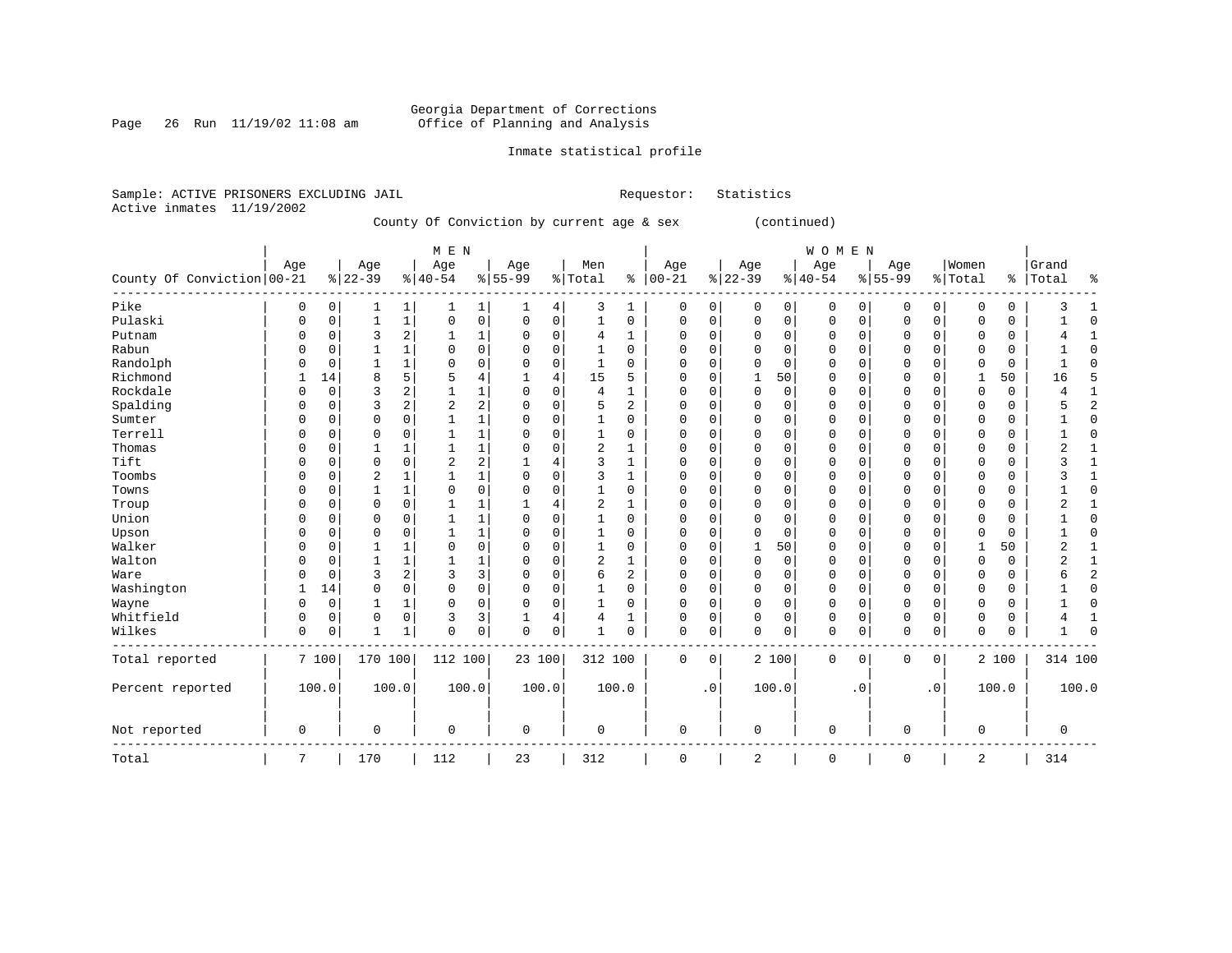Georgia Department of Corrections
Office of Planning and Analysis

Inmate statistical profile

Sample: ACTIVE PRISONERS EXCLUDING JAIL                    Requestor: Statistics
Active inmates 11/19/2002

County Of Conviction by current age & sex (continued)

| County Of Conviction | MEN Age 00-21 | % | Age 22-39 | % | Age 40-54 | % | Age 55-99 | % | Men Total | % | WOMEN Age 00-21 | % | Age 22-39 | % | Age 40-54 | % | Age 55-99 | % | Women Total | % | Grand Total | % |
|---|---|---|---|---|---|---|---|---|---|---|---|---|---|---|---|---|---|---|---|---|---|---|
| Pike | 0 | 0 | 1 | 1 | 1 | 1 | 1 | 4 | 3 | 1 | 0 | 0 | 0 | 0 | 0 | 0 | 0 | 0 | 0 | 0 | 3 | 1 |
| Pulaski | 0 | 0 | 1 | 1 | 0 | 0 | 0 | 0 | 1 | 0 | 0 | 0 | 0 | 0 | 0 | 0 | 0 | 0 | 0 | 0 | 1 | 0 |
| Putnam | 0 | 0 | 3 | 2 | 1 | 1 | 0 | 0 | 4 | 1 | 0 | 0 | 0 | 0 | 0 | 0 | 0 | 0 | 0 | 0 | 4 | 1 |
| Rabun | 0 | 0 | 1 | 1 | 0 | 0 | 0 | 0 | 1 | 0 | 0 | 0 | 0 | 0 | 0 | 0 | 0 | 0 | 0 | 0 | 1 | 0 |
| Randolph | 0 | 0 | 1 | 1 | 0 | 0 | 0 | 0 | 1 | 0 | 0 | 0 | 0 | 0 | 0 | 0 | 0 | 0 | 0 | 0 | 1 | 0 |
| Richmond | 1 | 14 | 8 | 5 | 5 | 4 | 1 | 4 | 15 | 5 | 0 | 0 | 1 | 50 | 0 | 0 | 0 | 0 | 1 | 50 | 16 | 5 |
| Rockdale | 0 | 0 | 3 | 2 | 1 | 1 | 0 | 0 | 4 | 1 | 0 | 0 | 0 | 0 | 0 | 0 | 0 | 0 | 0 | 0 | 4 | 1 |
| Spalding | 0 | 0 | 3 | 2 | 2 | 2 | 0 | 0 | 5 | 2 | 0 | 0 | 0 | 0 | 0 | 0 | 0 | 0 | 0 | 0 | 5 | 2 |
| Sumter | 0 | 0 | 0 | 0 | 1 | 1 | 0 | 0 | 1 | 0 | 0 | 0 | 0 | 0 | 0 | 0 | 0 | 0 | 0 | 0 | 1 | 0 |
| Terrell | 0 | 0 | 0 | 0 | 1 | 1 | 0 | 0 | 1 | 0 | 0 | 0 | 0 | 0 | 0 | 0 | 0 | 0 | 0 | 0 | 1 | 0 |
| Thomas | 0 | 0 | 1 | 1 | 1 | 1 | 0 | 0 | 2 | 1 | 0 | 0 | 0 | 0 | 0 | 0 | 0 | 0 | 0 | 0 | 2 | 1 |
| Tift | 0 | 0 | 0 | 0 | 2 | 2 | 1 | 4 | 3 | 1 | 0 | 0 | 0 | 0 | 0 | 0 | 0 | 0 | 0 | 0 | 3 | 1 |
| Toombs | 0 | 0 | 2 | 1 | 1 | 1 | 0 | 0 | 3 | 1 | 0 | 0 | 0 | 0 | 0 | 0 | 0 | 0 | 0 | 0 | 3 | 1 |
| Towns | 0 | 0 | 1 | 1 | 0 | 0 | 0 | 0 | 1 | 0 | 0 | 0 | 0 | 0 | 0 | 0 | 0 | 0 | 0 | 0 | 1 | 0 |
| Troup | 0 | 0 | 0 | 0 | 1 | 1 | 1 | 4 | 2 | 1 | 0 | 0 | 0 | 0 | 0 | 0 | 0 | 0 | 0 | 0 | 2 | 1 |
| Union | 0 | 0 | 0 | 0 | 1 | 1 | 0 | 0 | 1 | 0 | 0 | 0 | 0 | 0 | 0 | 0 | 0 | 0 | 0 | 0 | 1 | 0 |
| Upson | 0 | 0 | 0 | 0 | 1 | 1 | 0 | 0 | 1 | 0 | 0 | 0 | 0 | 0 | 0 | 0 | 0 | 0 | 0 | 0 | 1 | 0 |
| Walker | 0 | 0 | 1 | 1 | 0 | 0 | 0 | 0 | 1 | 0 | 0 | 0 | 1 | 50 | 0 | 0 | 0 | 0 | 1 | 50 | 2 | 1 |
| Walton | 0 | 0 | 1 | 1 | 1 | 1 | 0 | 0 | 2 | 1 | 0 | 0 | 0 | 0 | 0 | 0 | 0 | 0 | 0 | 0 | 2 | 1 |
| Ware | 0 | 0 | 3 | 2 | 3 | 3 | 0 | 0 | 6 | 2 | 0 | 0 | 0 | 0 | 0 | 0 | 0 | 0 | 0 | 0 | 6 | 2 |
| Washington | 1 | 14 | 0 | 0 | 0 | 0 | 0 | 0 | 1 | 0 | 0 | 0 | 0 | 0 | 0 | 0 | 0 | 0 | 0 | 0 | 1 | 0 |
| Wayne | 0 | 0 | 1 | 1 | 0 | 0 | 0 | 0 | 1 | 0 | 0 | 0 | 0 | 0 | 0 | 0 | 0 | 0 | 0 | 0 | 1 | 0 |
| Whitfield | 0 | 0 | 0 | 0 | 3 | 3 | 1 | 4 | 4 | 1 | 0 | 0 | 0 | 0 | 0 | 0 | 0 | 0 | 0 | 0 | 4 | 1 |
| Wilkes | 0 | 0 | 1 | 1 | 0 | 0 | 0 | 0 | 1 | 0 | 0 | 0 | 0 | 0 | 0 | 0 | 0 | 0 | 0 | 0 | 1 | 0 |
| Total reported | 7 | 100 | 170 | 100 | 112 | 100 | 23 | 100 | 312 | 100 | 0 | 0 | 2 | 100 | 0 | 0 | 0 | 0 | 2 | 100 | 314 | 100 |
| Percent reported | | 100.0 | | 100.0 | | 100.0 | | 100.0 | | 100.0 | | .0 | | 100.0 | | .0 | | .0 | | 100.0 | | 100.0 |
| Not reported | 0 | | 0 | | 0 | | 0 | | 0 | | 0 | | 0 | | 0 | | 0 | | 0 | | 0 | |
| Total | 7 | | 170 | | 112 | | 23 | | 312 | | 0 | | 2 | | 0 | | 0 | | 2 | | 314 | |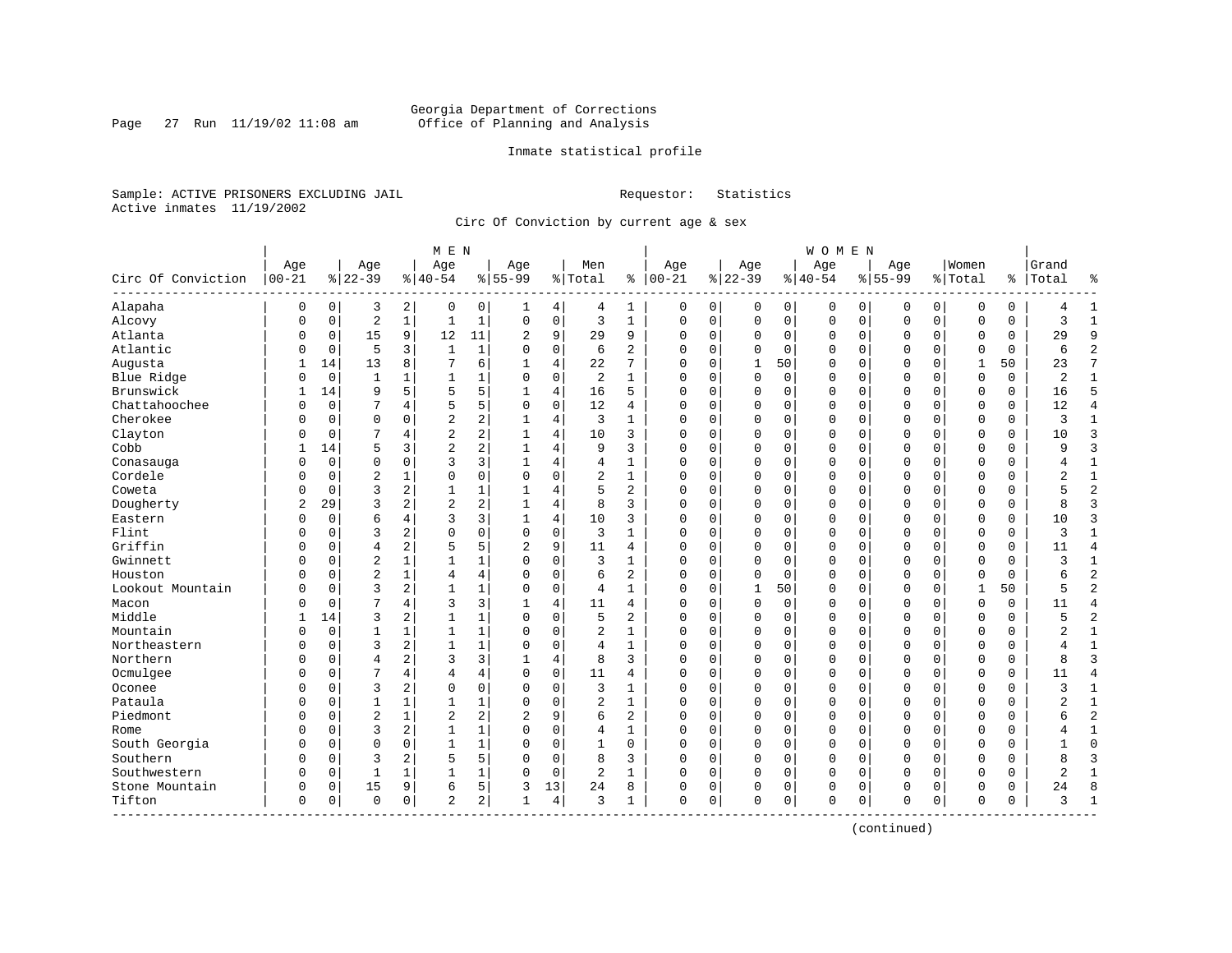Georgia Department of Corrections
Office of Planning and Analysis

Inmate statistical profile

Sample: ACTIVE PRISONERS EXCLUDING JAIL                    Requestor: Statistics
Active inmates 11/19/2002

Circ Of Conviction by current age & sex

| Circ Of Conviction | MEN Age 00-21 | % | Age 22-39 | % | Age 40-54 | % | Age 55-99 | % | Men Total | % | WOMEN Age 00-21 | % | Age 22-39 | % | Age 40-54 | % | Age 55-99 | % | Women Total | % | Grand Total | % |
|---|---|---|---|---|---|---|---|---|---|---|---|---|---|---|---|---|---|---|---|---|---|---|
| Alapaha | 0 | 0 | 3 | 2 | 0 | 0 | 1 | 4 | 4 | 1 | 0 | 0 | 0 | 0 | 0 | 0 | 0 | 0 | 0 | 0 | 4 | 1 |
| Alcovy | 0 | 0 | 2 | 1 | 1 | 1 | 0 | 0 | 3 | 1 | 0 | 0 | 0 | 0 | 0 | 0 | 0 | 0 | 0 | 0 | 3 | 1 |
| Atlanta | 0 | 0 | 15 | 9 | 12 | 11 | 2 | 9 | 29 | 9 | 0 | 0 | 0 | 0 | 0 | 0 | 0 | 0 | 0 | 0 | 29 | 9 |
| Atlantic | 0 | 0 | 5 | 3 | 1 | 1 | 0 | 0 | 6 | 2 | 0 | 0 | 0 | 0 | 0 | 0 | 0 | 0 | 0 | 0 | 6 | 2 |
| Augusta | 1 | 14 | 13 | 8 | 7 | 6 | 1 | 4 | 22 | 7 | 0 | 0 | 1 | 50 | 0 | 0 | 0 | 0 | 1 | 50 | 23 | 7 |
| Blue Ridge | 0 | 0 | 1 | 1 | 1 | 1 | 0 | 0 | 2 | 1 | 0 | 0 | 0 | 0 | 0 | 0 | 0 | 0 | 0 | 0 | 2 | 1 |
| Brunswick | 1 | 14 | 9 | 5 | 5 | 5 | 1 | 4 | 16 | 5 | 0 | 0 | 0 | 0 | 0 | 0 | 0 | 0 | 0 | 0 | 16 | 5 |
| Chattahoochee | 0 | 0 | 7 | 4 | 5 | 5 | 0 | 0 | 12 | 4 | 0 | 0 | 0 | 0 | 0 | 0 | 0 | 0 | 0 | 0 | 12 | 4 |
| Cherokee | 0 | 0 | 0 | 0 | 2 | 2 | 1 | 4 | 3 | 1 | 0 | 0 | 0 | 0 | 0 | 0 | 0 | 0 | 0 | 0 | 3 | 1 |
| Clayton | 0 | 0 | 7 | 4 | 2 | 2 | 1 | 4 | 10 | 3 | 0 | 0 | 0 | 0 | 0 | 0 | 0 | 0 | 0 | 0 | 10 | 3 |
| Cobb | 1 | 14 | 5 | 3 | 2 | 2 | 1 | 4 | 9 | 3 | 0 | 0 | 0 | 0 | 0 | 0 | 0 | 0 | 0 | 0 | 9 | 3 |
| Conasauga | 0 | 0 | 0 | 0 | 3 | 3 | 1 | 4 | 4 | 1 | 0 | 0 | 0 | 0 | 0 | 0 | 0 | 0 | 0 | 0 | 4 | 1 |
| Cordele | 0 | 0 | 2 | 1 | 0 | 0 | 0 | 0 | 2 | 1 | 0 | 0 | 0 | 0 | 0 | 0 | 0 | 0 | 0 | 0 | 2 | 1 |
| Coweta | 0 | 0 | 3 | 2 | 1 | 1 | 1 | 4 | 5 | 2 | 0 | 0 | 0 | 0 | 0 | 0 | 0 | 0 | 0 | 0 | 5 | 2 |
| Dougherty | 2 | 29 | 3 | 2 | 2 | 2 | 1 | 4 | 8 | 3 | 0 | 0 | 0 | 0 | 0 | 0 | 0 | 0 | 0 | 0 | 8 | 3 |
| Eastern | 0 | 0 | 6 | 4 | 3 | 3 | 1 | 4 | 10 | 3 | 0 | 0 | 0 | 0 | 0 | 0 | 0 | 0 | 0 | 0 | 10 | 3 |
| Flint | 0 | 0 | 3 | 2 | 0 | 0 | 0 | 0 | 3 | 1 | 0 | 0 | 0 | 0 | 0 | 0 | 0 | 0 | 0 | 0 | 3 | 1 |
| Griffin | 0 | 0 | 4 | 2 | 5 | 5 | 2 | 9 | 11 | 4 | 0 | 0 | 0 | 0 | 0 | 0 | 0 | 0 | 0 | 0 | 11 | 4 |
| Gwinnett | 0 | 0 | 2 | 1 | 1 | 1 | 0 | 0 | 3 | 1 | 0 | 0 | 0 | 0 | 0 | 0 | 0 | 0 | 0 | 0 | 3 | 1 |
| Houston | 0 | 0 | 2 | 1 | 4 | 4 | 0 | 0 | 6 | 2 | 0 | 0 | 0 | 0 | 0 | 0 | 0 | 0 | 0 | 0 | 6 | 2 |
| Lookout Mountain | 0 | 0 | 3 | 2 | 1 | 1 | 0 | 0 | 4 | 1 | 0 | 0 | 1 | 50 | 0 | 0 | 0 | 0 | 1 | 50 | 5 | 2 |
| Macon | 0 | 0 | 7 | 4 | 3 | 3 | 1 | 4 | 11 | 4 | 0 | 0 | 0 | 0 | 0 | 0 | 0 | 0 | 0 | 0 | 11 | 4 |
| Middle | 1 | 14 | 3 | 2 | 1 | 1 | 0 | 0 | 5 | 2 | 0 | 0 | 0 | 0 | 0 | 0 | 0 | 0 | 0 | 0 | 5 | 2 |
| Mountain | 0 | 0 | 1 | 1 | 1 | 1 | 0 | 0 | 2 | 1 | 0 | 0 | 0 | 0 | 0 | 0 | 0 | 0 | 0 | 0 | 2 | 1 |
| Northeastern | 0 | 0 | 3 | 2 | 1 | 1 | 0 | 0 | 4 | 1 | 0 | 0 | 0 | 0 | 0 | 0 | 0 | 0 | 0 | 0 | 4 | 1 |
| Northern | 0 | 0 | 4 | 2 | 3 | 3 | 1 | 4 | 8 | 3 | 0 | 0 | 0 | 0 | 0 | 0 | 0 | 0 | 0 | 0 | 8 | 3 |
| Ocmulgee | 0 | 0 | 7 | 4 | 4 | 4 | 0 | 0 | 11 | 4 | 0 | 0 | 0 | 0 | 0 | 0 | 0 | 0 | 0 | 0 | 11 | 4 |
| Oconee | 0 | 0 | 3 | 2 | 0 | 0 | 0 | 0 | 3 | 1 | 0 | 0 | 0 | 0 | 0 | 0 | 0 | 0 | 0 | 0 | 3 | 1 |
| Pataula | 0 | 0 | 1 | 1 | 1 | 1 | 0 | 0 | 2 | 1 | 0 | 0 | 0 | 0 | 0 | 0 | 0 | 0 | 0 | 0 | 2 | 1 |
| Piedmont | 0 | 0 | 2 | 1 | 2 | 2 | 2 | 9 | 6 | 2 | 0 | 0 | 0 | 0 | 0 | 0 | 0 | 0 | 0 | 0 | 6 | 2 |
| Rome | 0 | 0 | 3 | 2 | 1 | 1 | 0 | 0 | 4 | 1 | 0 | 0 | 0 | 0 | 0 | 0 | 0 | 0 | 0 | 0 | 4 | 1 |
| South Georgia | 0 | 0 | 0 | 0 | 1 | 1 | 0 | 0 | 1 | 0 | 0 | 0 | 0 | 0 | 0 | 0 | 0 | 0 | 0 | 0 | 1 | 0 |
| Southern | 0 | 0 | 3 | 2 | 5 | 5 | 0 | 0 | 8 | 3 | 0 | 0 | 0 | 0 | 0 | 0 | 0 | 0 | 0 | 0 | 8 | 3 |
| Southwestern | 0 | 0 | 1 | 1 | 1 | 1 | 0 | 0 | 2 | 1 | 0 | 0 | 0 | 0 | 0 | 0 | 0 | 0 | 0 | 0 | 2 | 1 |
| Stone Mountain | 0 | 0 | 15 | 9 | 6 | 5 | 3 | 13 | 24 | 8 | 0 | 0 | 0 | 0 | 0 | 0 | 0 | 0 | 0 | 0 | 24 | 8 |
| Tifton | 0 | 0 | 0 | 0 | 2 | 2 | 1 | 4 | 3 | 1 | 0 | 0 | 0 | 0 | 0 | 0 | 0 | 0 | 0 | 0 | 3 | 1 |

(continued)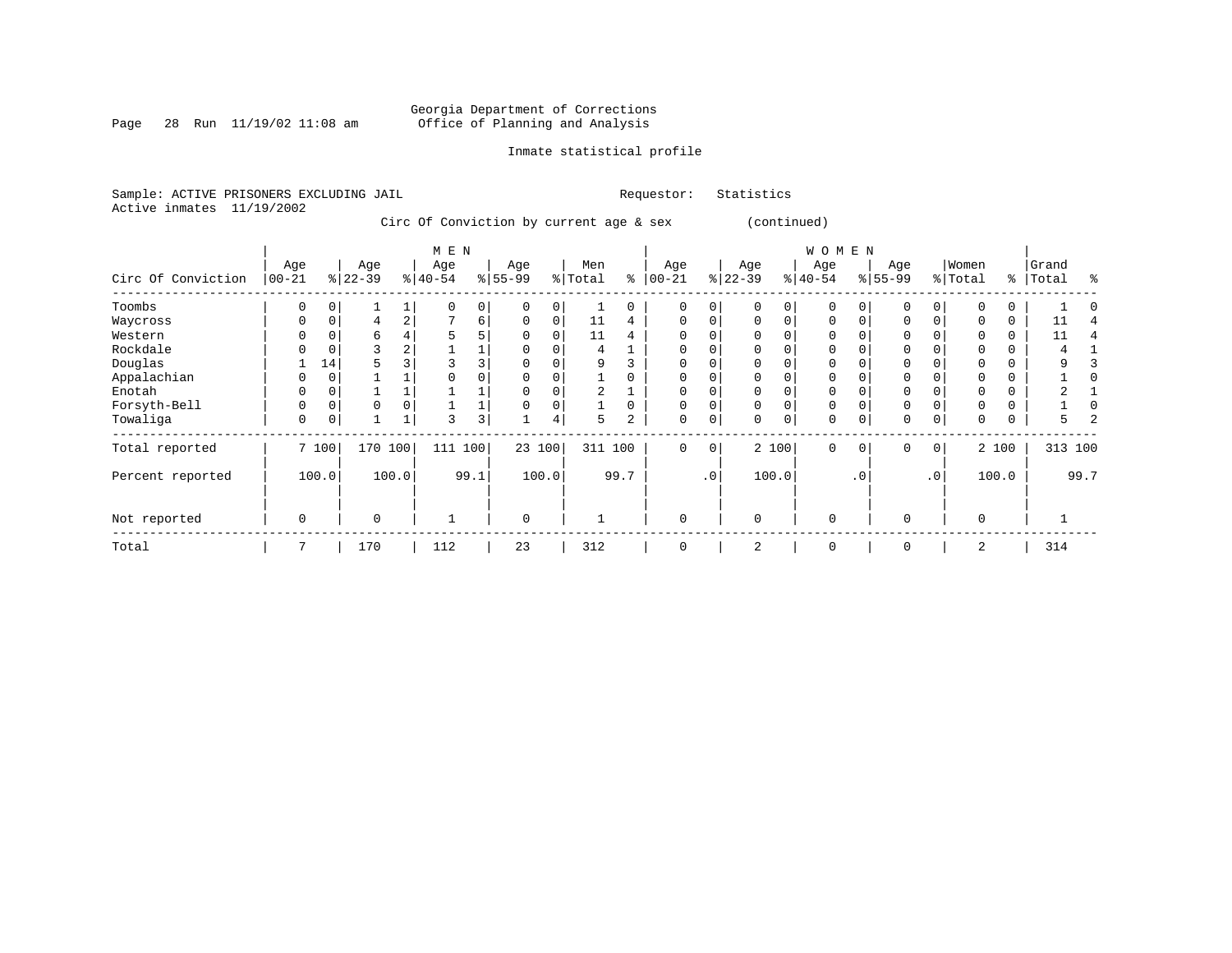Georgia Department of Corrections
Office of Planning and Analysis

Inmate statistical profile

Sample: ACTIVE PRISONERS EXCLUDING JAIL    Requestor: Statistics
Active inmates 11/19/2002

Circ Of Conviction by current age & sex (continued)

| Circ Of Conviction | MEN Age 00-21 | % | Age 22-39 | % | Age 40-54 | % | Age 55-99 | % | Men Total | % | WOMEN Age 00-21 | % | Age 22-39 | % | Age 40-54 | % | Age 55-99 | % | Women Total | % | Grand Total | % |
|---|---|---|---|---|---|---|---|---|---|---|---|---|---|---|---|---|---|---|---|---|---|---|
| Toombs | 0 | 0 | 1 | 1 | 0 | 0 | 0 | 0 | 1 | 0 | 0 | 0 | 0 | 0 | 0 | 0 | 0 | 0 | 0 | 0 | 1 | 0 |
| Waycross | 0 | 0 | 4 | 2 | 7 | 6 | 0 | 0 | 11 | 4 | 0 | 0 | 0 | 0 | 0 | 0 | 0 | 0 | 0 | 0 | 11 | 4 |
| Western | 0 | 0 | 6 | 4 | 5 | 5 | 0 | 0 | 11 | 4 | 0 | 0 | 0 | 0 | 0 | 0 | 0 | 0 | 0 | 0 | 11 | 4 |
| Rockdale | 0 | 0 | 3 | 2 | 1 | 1 | 0 | 0 | 4 | 1 | 0 | 0 | 0 | 0 | 0 | 0 | 0 | 0 | 0 | 0 | 4 | 1 |
| Douglas | 1 | 14 | 5 | 3 | 3 | 3 | 0 | 0 | 9 | 3 | 0 | 0 | 0 | 0 | 0 | 0 | 0 | 0 | 0 | 0 | 9 | 3 |
| Appalachian | 0 | 0 | 1 | 1 | 0 | 0 | 0 | 0 | 1 | 0 | 0 | 0 | 0 | 0 | 0 | 0 | 0 | 0 | 0 | 0 | 1 | 0 |
| Enotah | 0 | 0 | 1 | 1 | 1 | 1 | 0 | 0 | 2 | 1 | 0 | 0 | 0 | 0 | 0 | 0 | 0 | 0 | 0 | 0 | 2 | 1 |
| Forsyth-Bell | 0 | 0 | 0 | 0 | 1 | 1 | 0 | 0 | 1 | 0 | 0 | 0 | 0 | 0 | 0 | 0 | 0 | 0 | 0 | 0 | 1 | 0 |
| Towaliga | 0 | 0 | 1 | 1 | 3 | 3 | 1 | 4 | 5 | 2 | 0 | 0 | 0 | 0 | 0 | 0 | 0 | 0 | 0 | 0 | 5 | 2 |
| Total reported | 7 | 100 | 170 | 100 | 111 | 100 | 23 | 100 | 311 | 100 | 0 | 0 | 2 | 100 | 0 | 0 | 0 | 0 | 2 | 100 | 313 | 100 |
| Percent reported | | 100.0 | | 100.0 | | 99.1 | | 100.0 | | 99.7 | | .0 | | 100.0 | | .0 | | .0 | | 100.0 | | 99.7 |
| Not reported | 0 | | 0 | | 1 | | 0 | | 1 | | 0 | | 0 | | 0 | | 0 | | 0 | | 1 | |
| Total | 7 | | 170 | | 112 | | 23 | | 312 | | 0 | | 2 | | 0 | | 0 | | 2 | | 314 | |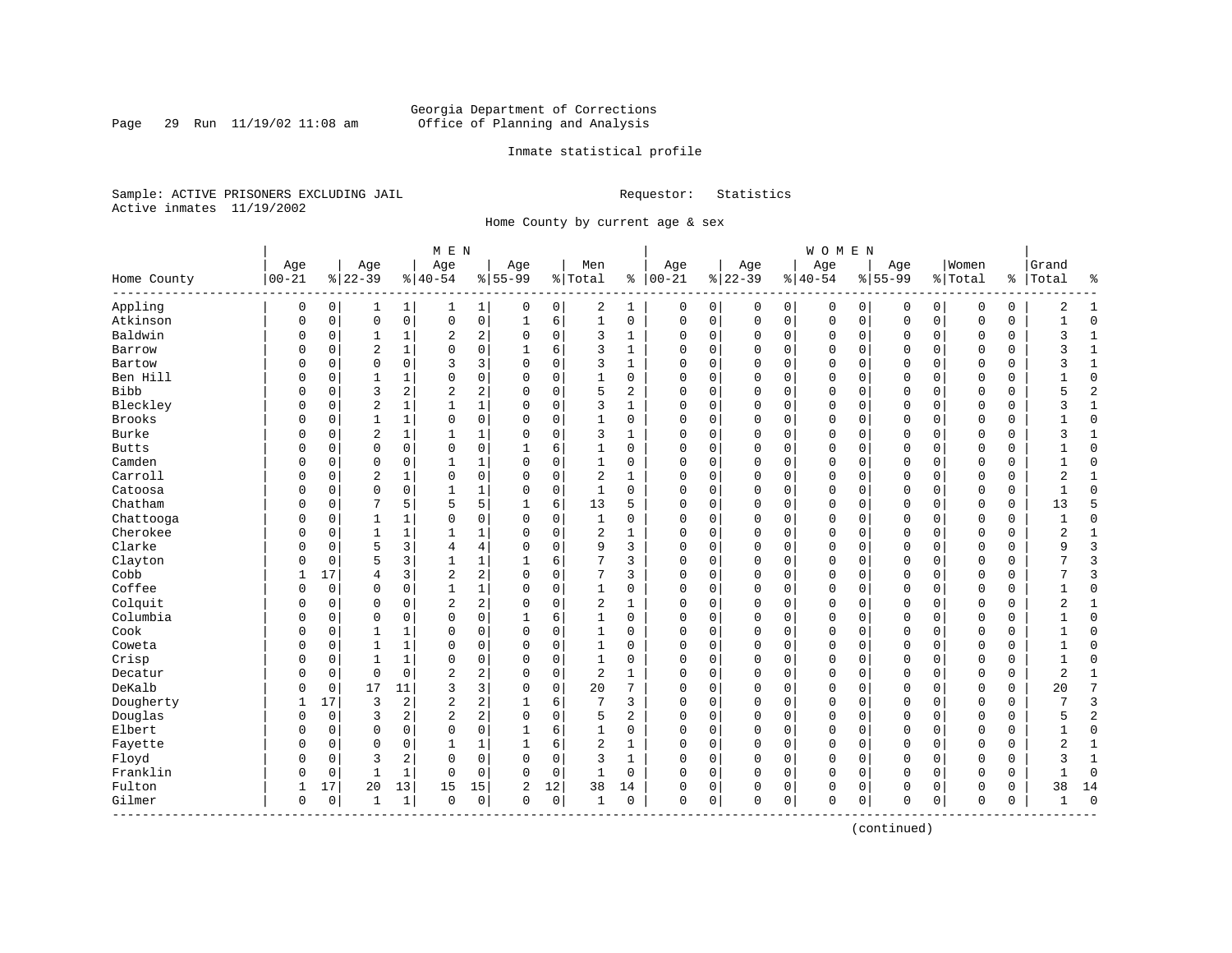Georgia Department of Corrections
Office of Planning and Analysis

Inmate statistical profile

Sample: ACTIVE PRISONERS EXCLUDING JAIL
Active inmates 11/19/2002

Requestor: Statistics

Home County by current age & sex

| Home County | MEN Age 00-21 | % | Age 22-39 | % | Age 40-54 | % | Age 55-99 | % | Men Total | % | WOMEN Age 00-21 | % | Age 22-39 | % | Age 40-54 | % | Age 55-99 | % | Women Total | % | Grand Total | % |
|---|---|---|---|---|---|---|---|---|---|---|---|---|---|---|---|---|---|---|---|---|---|---|
| Appling | 0 | 0 | 1 | 1 | 1 | 1 | 0 | 0 | 2 | 1 | 0 | 0 | 0 | 0 | 0 | 0 | 0 | 0 | 0 | 0 | 2 | 1 |
| Atkinson | 0 | 0 | 0 | 0 | 0 | 0 | 1 | 6 | 1 | 0 | 0 | 0 | 0 | 0 | 0 | 0 | 0 | 0 | 0 | 0 | 1 | 0 |
| Baldwin | 0 | 0 | 1 | 1 | 2 | 2 | 0 | 0 | 3 | 1 | 0 | 0 | 0 | 0 | 0 | 0 | 0 | 0 | 0 | 0 | 3 | 1 |
| Barrow | 0 | 0 | 2 | 1 | 0 | 0 | 1 | 6 | 3 | 1 | 0 | 0 | 0 | 0 | 0 | 0 | 0 | 0 | 0 | 0 | 3 | 1 |
| Bartow | 0 | 0 | 0 | 0 | 3 | 3 | 0 | 0 | 3 | 1 | 0 | 0 | 0 | 0 | 0 | 0 | 0 | 0 | 0 | 0 | 3 | 1 |
| Ben Hill | 0 | 0 | 1 | 1 | 0 | 0 | 0 | 0 | 1 | 0 | 0 | 0 | 0 | 0 | 0 | 0 | 0 | 0 | 0 | 0 | 1 | 0 |
| Bibb | 0 | 0 | 3 | 2 | 2 | 2 | 0 | 0 | 5 | 2 | 0 | 0 | 0 | 0 | 0 | 0 | 0 | 0 | 0 | 0 | 5 | 2 |
| Bleckley | 0 | 0 | 2 | 1 | 1 | 1 | 0 | 0 | 3 | 1 | 0 | 0 | 0 | 0 | 0 | 0 | 0 | 0 | 0 | 0 | 3 | 1 |
| Brooks | 0 | 0 | 1 | 1 | 0 | 0 | 0 | 0 | 1 | 0 | 0 | 0 | 0 | 0 | 0 | 0 | 0 | 0 | 0 | 0 | 1 | 0 |
| Burke | 0 | 0 | 2 | 1 | 1 | 1 | 0 | 0 | 3 | 1 | 0 | 0 | 0 | 0 | 0 | 0 | 0 | 0 | 0 | 0 | 3 | 1 |
| Butts | 0 | 0 | 0 | 0 | 0 | 0 | 1 | 6 | 1 | 0 | 0 | 0 | 0 | 0 | 0 | 0 | 0 | 0 | 0 | 0 | 1 | 0 |
| Camden | 0 | 0 | 0 | 0 | 1 | 1 | 0 | 0 | 1 | 0 | 0 | 0 | 0 | 0 | 0 | 0 | 0 | 0 | 0 | 0 | 1 | 0 |
| Carroll | 0 | 0 | 2 | 1 | 0 | 0 | 0 | 0 | 2 | 1 | 0 | 0 | 0 | 0 | 0 | 0 | 0 | 0 | 0 | 0 | 2 | 1 |
| Catoosa | 0 | 0 | 0 | 0 | 1 | 1 | 0 | 0 | 1 | 0 | 0 | 0 | 0 | 0 | 0 | 0 | 0 | 0 | 0 | 0 | 1 | 0 |
| Chatham | 0 | 0 | 7 | 5 | 5 | 5 | 1 | 6 | 13 | 5 | 0 | 0 | 0 | 0 | 0 | 0 | 0 | 0 | 0 | 0 | 13 | 5 |
| Chattooga | 0 | 0 | 1 | 1 | 0 | 0 | 0 | 0 | 1 | 0 | 0 | 0 | 0 | 0 | 0 | 0 | 0 | 0 | 0 | 0 | 1 | 0 |
| Cherokee | 0 | 0 | 1 | 1 | 1 | 1 | 0 | 0 | 2 | 1 | 0 | 0 | 0 | 0 | 0 | 0 | 0 | 0 | 0 | 0 | 2 | 1 |
| Clarke | 0 | 0 | 5 | 3 | 4 | 4 | 0 | 0 | 9 | 3 | 0 | 0 | 0 | 0 | 0 | 0 | 0 | 0 | 0 | 0 | 9 | 3 |
| Clayton | 0 | 0 | 5 | 3 | 1 | 1 | 1 | 6 | 7 | 3 | 0 | 0 | 0 | 0 | 0 | 0 | 0 | 0 | 0 | 0 | 7 | 3 |
| Cobb | 1 | 17 | 4 | 3 | 2 | 2 | 0 | 0 | 7 | 3 | 0 | 0 | 0 | 0 | 0 | 0 | 0 | 0 | 0 | 0 | 7 | 3 |
| Coffee | 0 | 0 | 0 | 0 | 1 | 1 | 0 | 0 | 1 | 0 | 0 | 0 | 0 | 0 | 0 | 0 | 0 | 0 | 0 | 0 | 1 | 0 |
| Colquit | 0 | 0 | 0 | 0 | 2 | 2 | 0 | 0 | 2 | 1 | 0 | 0 | 0 | 0 | 0 | 0 | 0 | 0 | 0 | 0 | 2 | 1 |
| Columbia | 0 | 0 | 0 | 0 | 0 | 0 | 1 | 6 | 1 | 0 | 0 | 0 | 0 | 0 | 0 | 0 | 0 | 0 | 0 | 0 | 1 | 0 |
| Cook | 0 | 0 | 1 | 1 | 0 | 0 | 0 | 0 | 1 | 0 | 0 | 0 | 0 | 0 | 0 | 0 | 0 | 0 | 0 | 0 | 1 | 0 |
| Coweta | 0 | 0 | 1 | 1 | 0 | 0 | 0 | 0 | 1 | 0 | 0 | 0 | 0 | 0 | 0 | 0 | 0 | 0 | 0 | 0 | 1 | 0 |
| Crisp | 0 | 0 | 1 | 1 | 0 | 0 | 0 | 0 | 1 | 0 | 0 | 0 | 0 | 0 | 0 | 0 | 0 | 0 | 0 | 0 | 1 | 0 |
| Decatur | 0 | 0 | 0 | 0 | 2 | 2 | 0 | 0 | 2 | 1 | 0 | 0 | 0 | 0 | 0 | 0 | 0 | 0 | 0 | 0 | 2 | 1 |
| DeKalb | 0 | 0 | 17 | 11 | 3 | 3 | 0 | 0 | 20 | 7 | 0 | 0 | 0 | 0 | 0 | 0 | 0 | 0 | 0 | 0 | 20 | 7 |
| Dougherty | 1 | 17 | 3 | 2 | 2 | 2 | 1 | 6 | 7 | 3 | 0 | 0 | 0 | 0 | 0 | 0 | 0 | 0 | 0 | 0 | 7 | 3 |
| Douglas | 0 | 0 | 3 | 2 | 2 | 2 | 0 | 0 | 5 | 2 | 0 | 0 | 0 | 0 | 0 | 0 | 0 | 0 | 0 | 0 | 5 | 2 |
| Elbert | 0 | 0 | 0 | 0 | 0 | 0 | 1 | 6 | 1 | 0 | 0 | 0 | 0 | 0 | 0 | 0 | 0 | 0 | 0 | 0 | 1 | 0 |
| Fayette | 0 | 0 | 0 | 0 | 1 | 1 | 1 | 6 | 2 | 1 | 0 | 0 | 0 | 0 | 0 | 0 | 0 | 0 | 0 | 0 | 2 | 1 |
| Floyd | 0 | 0 | 3 | 2 | 0 | 0 | 0 | 0 | 3 | 1 | 0 | 0 | 0 | 0 | 0 | 0 | 0 | 0 | 0 | 0 | 3 | 1 |
| Franklin | 0 | 0 | 1 | 1 | 0 | 0 | 0 | 0 | 1 | 0 | 0 | 0 | 0 | 0 | 0 | 0 | 0 | 0 | 0 | 0 | 1 | 0 |
| Fulton | 1 | 17 | 20 | 13 | 15 | 15 | 2 | 12 | 38 | 14 | 0 | 0 | 0 | 0 | 0 | 0 | 0 | 0 | 0 | 0 | 38 | 14 |
| Gilmer | 0 | 0 | 1 | 1 | 0 | 0 | 0 | 0 | 1 | 0 | 0 | 0 | 0 | 0 | 0 | 0 | 0 | 0 | 0 | 0 | 1 | 0 |

(continued)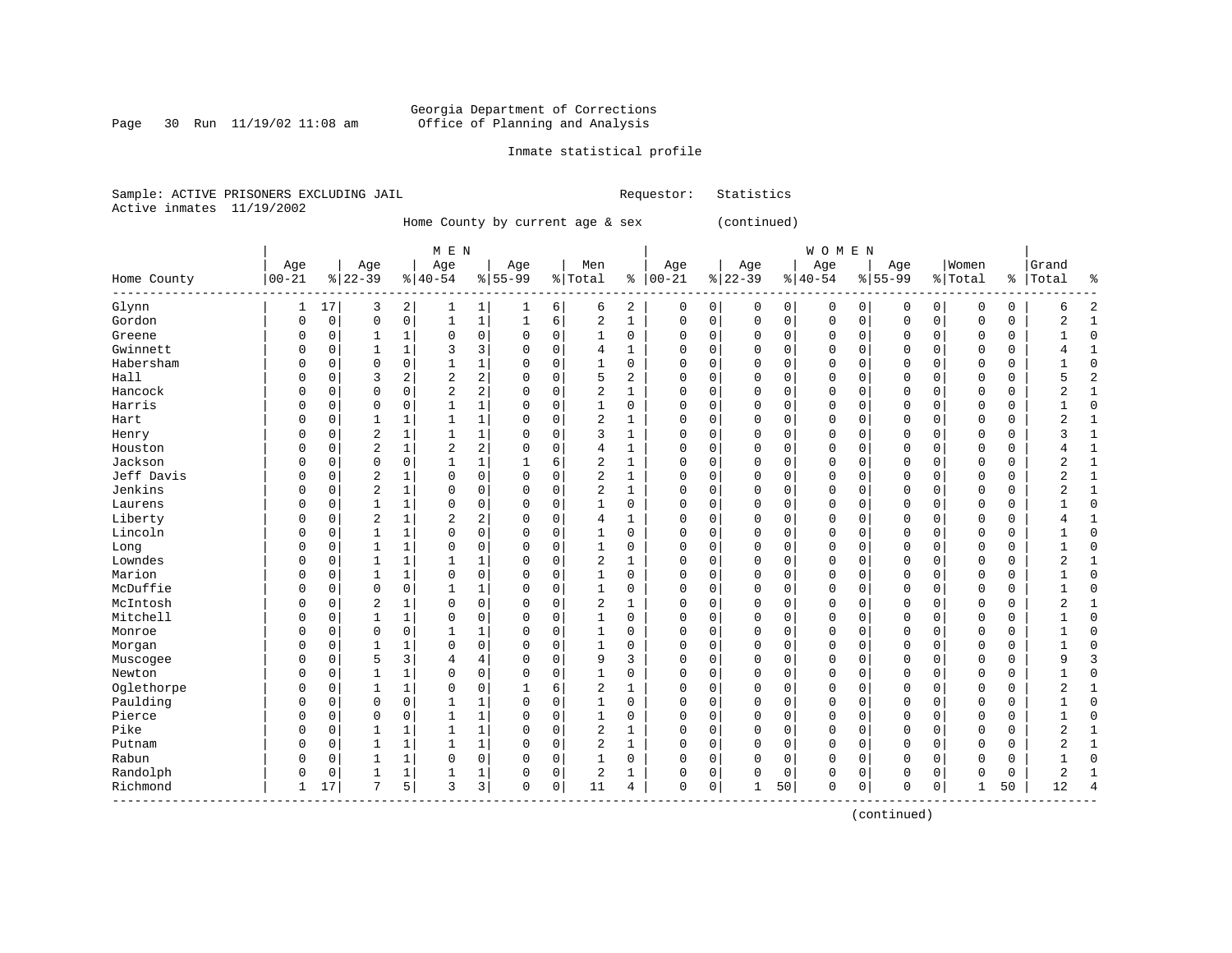Georgia Department of Corrections
Office of Planning and Analysis

Inmate statistical profile

Sample: ACTIVE PRISONERS EXCLUDING JAIL                    Requestor: Statistics
Active inmates 11/19/2002

Home County by current age & sex (continued)

| | MEN | | | | | | | | | | WOMEN | | | | | | | | | | | |
|---|---|---|---|---|---|---|---|---|---|---|---|---|---|---|---|---|---|---|---|---|---|---|
| Home County | Age 00-21 | % | Age 22-39 | % | Age 40-54 | % | Age 55-99 | % | Men Total | % | Age 00-21 | % | Age 22-39 | % | Age 40-54 | % | Age 55-99 | % | Women Total | % | Grand Total | % |
| Glynn | 1 | 17 | 3 | 2 | 1 | 1 | 1 | 6 | 6 | 2 | 0 | 0 | 0 | 0 | 0 | 0 | 0 | 0 | 0 | 0 | 6 | 2 |
| Gordon | 0 | 0 | 0 | 0 | 1 | 1 | 1 | 6 | 2 | 1 | 0 | 0 | 0 | 0 | 0 | 0 | 0 | 0 | 0 | 0 | 2 | 1 |
| Greene | 0 | 0 | 1 | 1 | 0 | 0 | 0 | 0 | 1 | 0 | 0 | 0 | 0 | 0 | 0 | 0 | 0 | 0 | 0 | 0 | 1 | 0 |
| Gwinnett | 0 | 0 | 1 | 1 | 3 | 3 | 0 | 0 | 4 | 1 | 0 | 0 | 0 | 0 | 0 | 0 | 0 | 0 | 0 | 0 | 4 | 1 |
| Habersham | 0 | 0 | 0 | 0 | 1 | 1 | 0 | 0 | 1 | 0 | 0 | 0 | 0 | 0 | 0 | 0 | 0 | 0 | 0 | 0 | 1 | 0 |
| Hall | 0 | 0 | 3 | 2 | 2 | 2 | 0 | 0 | 5 | 2 | 0 | 0 | 0 | 0 | 0 | 0 | 0 | 0 | 0 | 0 | 5 | 2 |
| Hancock | 0 | 0 | 0 | 0 | 2 | 2 | 0 | 0 | 2 | 1 | 0 | 0 | 0 | 0 | 0 | 0 | 0 | 0 | 0 | 0 | 2 | 1 |
| Harris | 0 | 0 | 0 | 0 | 1 | 1 | 0 | 0 | 1 | 0 | 0 | 0 | 0 | 0 | 0 | 0 | 0 | 0 | 0 | 0 | 1 | 0 |
| Hart | 0 | 0 | 1 | 1 | 1 | 1 | 0 | 0 | 2 | 1 | 0 | 0 | 0 | 0 | 0 | 0 | 0 | 0 | 0 | 0 | 2 | 1 |
| Henry | 0 | 0 | 2 | 1 | 1 | 1 | 0 | 0 | 3 | 1 | 0 | 0 | 0 | 0 | 0 | 0 | 0 | 0 | 0 | 0 | 3 | 1 |
| Houston | 0 | 0 | 2 | 1 | 2 | 2 | 0 | 0 | 4 | 1 | 0 | 0 | 0 | 0 | 0 | 0 | 0 | 0 | 0 | 0 | 4 | 1 |
| Jackson | 0 | 0 | 0 | 0 | 1 | 1 | 1 | 6 | 2 | 1 | 0 | 0 | 0 | 0 | 0 | 0 | 0 | 0 | 0 | 0 | 2 | 1 |
| Jeff Davis | 0 | 0 | 2 | 1 | 0 | 0 | 0 | 0 | 2 | 1 | 0 | 0 | 0 | 0 | 0 | 0 | 0 | 0 | 0 | 0 | 2 | 1 |
| Jenkins | 0 | 0 | 2 | 1 | 0 | 0 | 0 | 0 | 2 | 1 | 0 | 0 | 0 | 0 | 0 | 0 | 0 | 0 | 0 | 0 | 2 | 1 |
| Laurens | 0 | 0 | 1 | 1 | 0 | 0 | 0 | 0 | 1 | 0 | 0 | 0 | 0 | 0 | 0 | 0 | 0 | 0 | 0 | 0 | 1 | 0 |
| Liberty | 0 | 0 | 2 | 1 | 2 | 2 | 0 | 0 | 4 | 1 | 0 | 0 | 0 | 0 | 0 | 0 | 0 | 0 | 0 | 0 | 4 | 1 |
| Lincoln | 0 | 0 | 1 | 1 | 0 | 0 | 0 | 0 | 1 | 0 | 0 | 0 | 0 | 0 | 0 | 0 | 0 | 0 | 0 | 0 | 1 | 0 |
| Long | 0 | 0 | 1 | 1 | 0 | 0 | 0 | 0 | 1 | 0 | 0 | 0 | 0 | 0 | 0 | 0 | 0 | 0 | 0 | 0 | 1 | 0 |
| Lowndes | 0 | 0 | 1 | 1 | 1 | 1 | 0 | 0 | 2 | 1 | 0 | 0 | 0 | 0 | 0 | 0 | 0 | 0 | 0 | 0 | 2 | 1 |
| Marion | 0 | 0 | 1 | 1 | 0 | 0 | 0 | 0 | 1 | 0 | 0 | 0 | 0 | 0 | 0 | 0 | 0 | 0 | 0 | 0 | 1 | 0 |
| McDuffie | 0 | 0 | 0 | 0 | 1 | 1 | 0 | 0 | 1 | 0 | 0 | 0 | 0 | 0 | 0 | 0 | 0 | 0 | 0 | 0 | 1 | 0 |
| McIntosh | 0 | 0 | 2 | 1 | 0 | 0 | 0 | 0 | 2 | 1 | 0 | 0 | 0 | 0 | 0 | 0 | 0 | 0 | 0 | 0 | 2 | 1 |
| Mitchell | 0 | 0 | 1 | 1 | 0 | 0 | 0 | 0 | 1 | 0 | 0 | 0 | 0 | 0 | 0 | 0 | 0 | 0 | 0 | 0 | 1 | 0 |
| Monroe | 0 | 0 | 0 | 0 | 1 | 1 | 0 | 0 | 1 | 0 | 0 | 0 | 0 | 0 | 0 | 0 | 0 | 0 | 0 | 0 | 1 | 0 |
| Morgan | 0 | 0 | 1 | 1 | 0 | 0 | 0 | 0 | 1 | 0 | 0 | 0 | 0 | 0 | 0 | 0 | 0 | 0 | 0 | 0 | 1 | 0 |
| Muscogee | 0 | 0 | 5 | 3 | 4 | 4 | 0 | 0 | 9 | 3 | 0 | 0 | 0 | 0 | 0 | 0 | 0 | 0 | 0 | 0 | 9 | 3 |
| Newton | 0 | 0 | 1 | 1 | 0 | 0 | 0 | 0 | 1 | 0 | 0 | 0 | 0 | 0 | 0 | 0 | 0 | 0 | 0 | 0 | 1 | 0 |
| Oglethorpe | 0 | 0 | 1 | 1 | 0 | 0 | 1 | 6 | 2 | 1 | 0 | 0 | 0 | 0 | 0 | 0 | 0 | 0 | 0 | 0 | 2 | 1 |
| Paulding | 0 | 0 | 0 | 0 | 1 | 1 | 0 | 0 | 1 | 0 | 0 | 0 | 0 | 0 | 0 | 0 | 0 | 0 | 0 | 0 | 1 | 0 |
| Pierce | 0 | 0 | 0 | 0 | 1 | 1 | 0 | 0 | 1 | 0 | 0 | 0 | 0 | 0 | 0 | 0 | 0 | 0 | 0 | 0 | 1 | 0 |
| Pike | 0 | 0 | 1 | 1 | 1 | 1 | 0 | 0 | 2 | 1 | 0 | 0 | 0 | 0 | 0 | 0 | 0 | 0 | 0 | 0 | 2 | 1 |
| Putnam | 0 | 0 | 1 | 1 | 1 | 1 | 0 | 0 | 2 | 1 | 0 | 0 | 0 | 0 | 0 | 0 | 0 | 0 | 0 | 0 | 2 | 1 |
| Rabun | 0 | 0 | 1 | 1 | 0 | 0 | 0 | 0 | 1 | 0 | 0 | 0 | 0 | 0 | 0 | 0 | 0 | 0 | 0 | 0 | 1 | 0 |
| Randolph | 0 | 0 | 1 | 1 | 1 | 1 | 0 | 0 | 2 | 1 | 0 | 0 | 0 | 0 | 0 | 0 | 0 | 0 | 0 | 0 | 2 | 1 |
| Richmond | 1 | 17 | 7 | 5 | 3 | 3 | 0 | 0 | 11 | 4 | 0 | 0 | 1 | 50 | 0 | 0 | 0 | 0 | 1 | 50 | 12 | 4 |

(continued)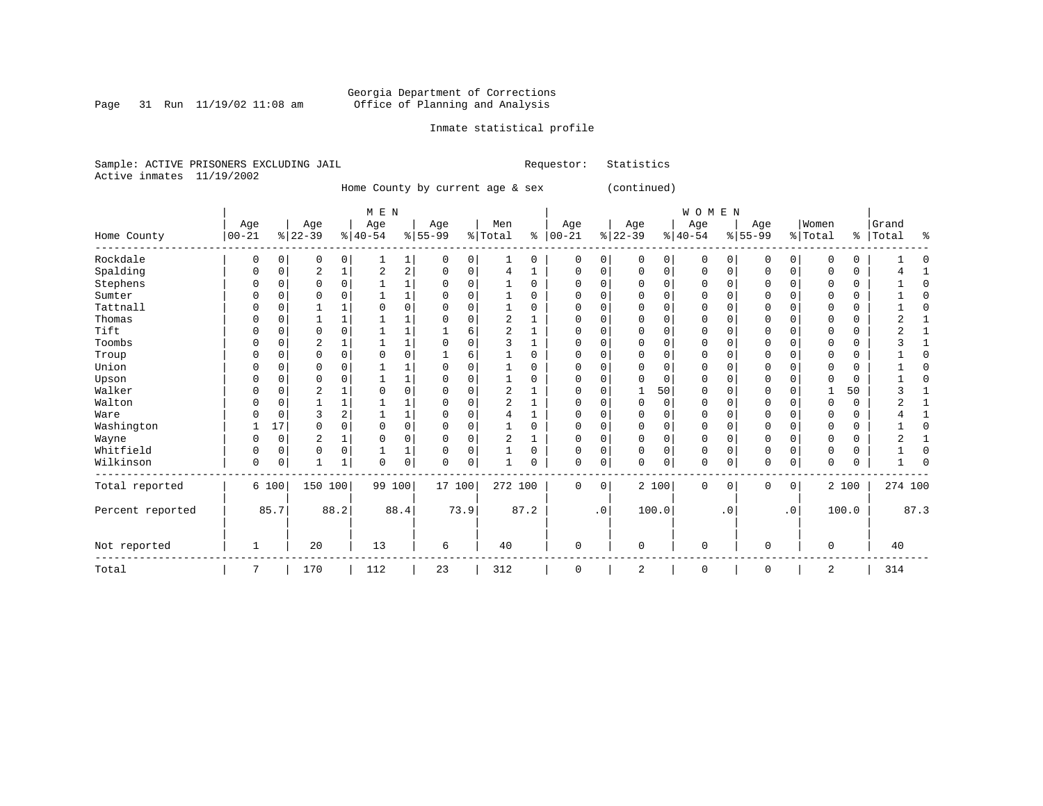Georgia Department of Corrections
Office of Planning and Analysis

Inmate statistical profile

Sample: ACTIVE PRISONERS EXCLUDING JAIL    Requestor: Statistics
Active inmates 11/19/2002

Home County by current age & sex (continued)

| Home County | MEN Age 00-21 | % | Age 22-39 | % | Age 40-54 | % | Age 55-99 | % | Men Total | % | WOMEN Age 00-21 | % | Age 22-39 | % | Age 40-54 | % | Age 55-99 | % | Women Total | % | Grand Total | % |
|---|---|---|---|---|---|---|---|---|---|---|---|---|---|---|---|---|---|---|---|---|---|---|
| Rockdale | 0 | 0 | 0 | 0 | 1 | 1 | 0 | 0 | 1 | 0 | 0 | 0 | 0 | 0 | 0 | 0 | 0 | 0 | 0 | 0 | 1 | 0 |
| Spalding | 0 | 0 | 2 | 1 | 2 | 2 | 0 | 0 | 4 | 1 | 0 | 0 | 0 | 0 | 0 | 0 | 0 | 0 | 0 | 0 | 4 | 1 |
| Stephens | 0 | 0 | 0 | 0 | 1 | 1 | 0 | 0 | 1 | 0 | 0 | 0 | 0 | 0 | 0 | 0 | 0 | 0 | 0 | 0 | 1 | 0 |
| Sumter | 0 | 0 | 0 | 0 | 1 | 1 | 0 | 0 | 1 | 0 | 0 | 0 | 0 | 0 | 0 | 0 | 0 | 0 | 0 | 0 | 1 | 0 |
| Tattnall | 0 | 0 | 1 | 1 | 0 | 0 | 0 | 0 | 1 | 0 | 0 | 0 | 0 | 0 | 0 | 0 | 0 | 0 | 0 | 0 | 1 | 0 |
| Thomas | 0 | 0 | 1 | 1 | 1 | 1 | 0 | 0 | 2 | 1 | 0 | 0 | 0 | 0 | 0 | 0 | 0 | 0 | 0 | 0 | 2 | 1 |
| Tift | 0 | 0 | 0 | 0 | 1 | 1 | 1 | 6 | 2 | 1 | 0 | 0 | 0 | 0 | 0 | 0 | 0 | 0 | 0 | 0 | 2 | 1 |
| Toombs | 0 | 0 | 2 | 1 | 1 | 1 | 0 | 0 | 3 | 1 | 0 | 0 | 0 | 0 | 0 | 0 | 0 | 0 | 0 | 0 | 3 | 1 |
| Troup | 0 | 0 | 0 | 0 | 0 | 0 | 1 | 6 | 1 | 0 | 0 | 0 | 0 | 0 | 0 | 0 | 0 | 0 | 0 | 0 | 1 | 0 |
| Union | 0 | 0 | 0 | 0 | 1 | 1 | 0 | 0 | 1 | 0 | 0 | 0 | 0 | 0 | 0 | 0 | 0 | 0 | 0 | 0 | 1 | 0 |
| Upson | 0 | 0 | 0 | 0 | 1 | 1 | 0 | 0 | 1 | 0 | 0 | 0 | 0 | 0 | 0 | 0 | 0 | 0 | 0 | 0 | 1 | 0 |
| Walker | 0 | 0 | 2 | 1 | 0 | 0 | 0 | 0 | 2 | 1 | 0 | 0 | 1 | 50 | 0 | 0 | 0 | 0 | 1 | 50 | 3 | 1 |
| Walton | 0 | 0 | 1 | 1 | 1 | 1 | 0 | 0 | 2 | 1 | 0 | 0 | 0 | 0 | 0 | 0 | 0 | 0 | 0 | 0 | 2 | 1 |
| Ware | 0 | 0 | 3 | 2 | 1 | 1 | 0 | 0 | 4 | 1 | 0 | 0 | 0 | 0 | 0 | 0 | 0 | 0 | 0 | 0 | 4 | 1 |
| Washington | 1 | 17 | 0 | 0 | 0 | 0 | 0 | 0 | 1 | 0 | 0 | 0 | 0 | 0 | 0 | 0 | 0 | 0 | 0 | 0 | 1 | 0 |
| Wayne | 0 | 0 | 2 | 1 | 0 | 0 | 0 | 0 | 2 | 1 | 0 | 0 | 0 | 0 | 0 | 0 | 0 | 0 | 0 | 0 | 2 | 1 |
| Whitfield | 0 | 0 | 0 | 0 | 1 | 1 | 0 | 0 | 1 | 0 | 0 | 0 | 0 | 0 | 0 | 0 | 0 | 0 | 0 | 0 | 1 | 0 |
| Wilkinson | 0 | 0 | 1 | 1 | 0 | 0 | 0 | 0 | 1 | 0 | 0 | 0 | 0 | 0 | 0 | 0 | 0 | 0 | 0 | 0 | 1 | 0 |
| Total reported | 6 | 100 | 150 | 100 | 99 | 100 | 17 | 100 | 272 | 100 | 0 | 0 | 2 | 100 | 0 | 0 | 0 | 0 | 2 | 100 | 274 | 100 |
| Percent reported | | 85.7 | | 88.2 | | 88.4 | | 73.9 | | 87.2 | | .0 | | 100.0 | | .0 | | .0 | | 100.0 | | 87.3 |
| Not reported | 1 | | 20 | | 13 | | 6 | | 40 | | 0 | | 0 | | 0 | | 0 | | 0 | | 40 | |
| Total | 7 | | 170 | | 112 | | 23 | | 312 | | 0 | | 2 | | 0 | | 0 | | 2 | | 314 | |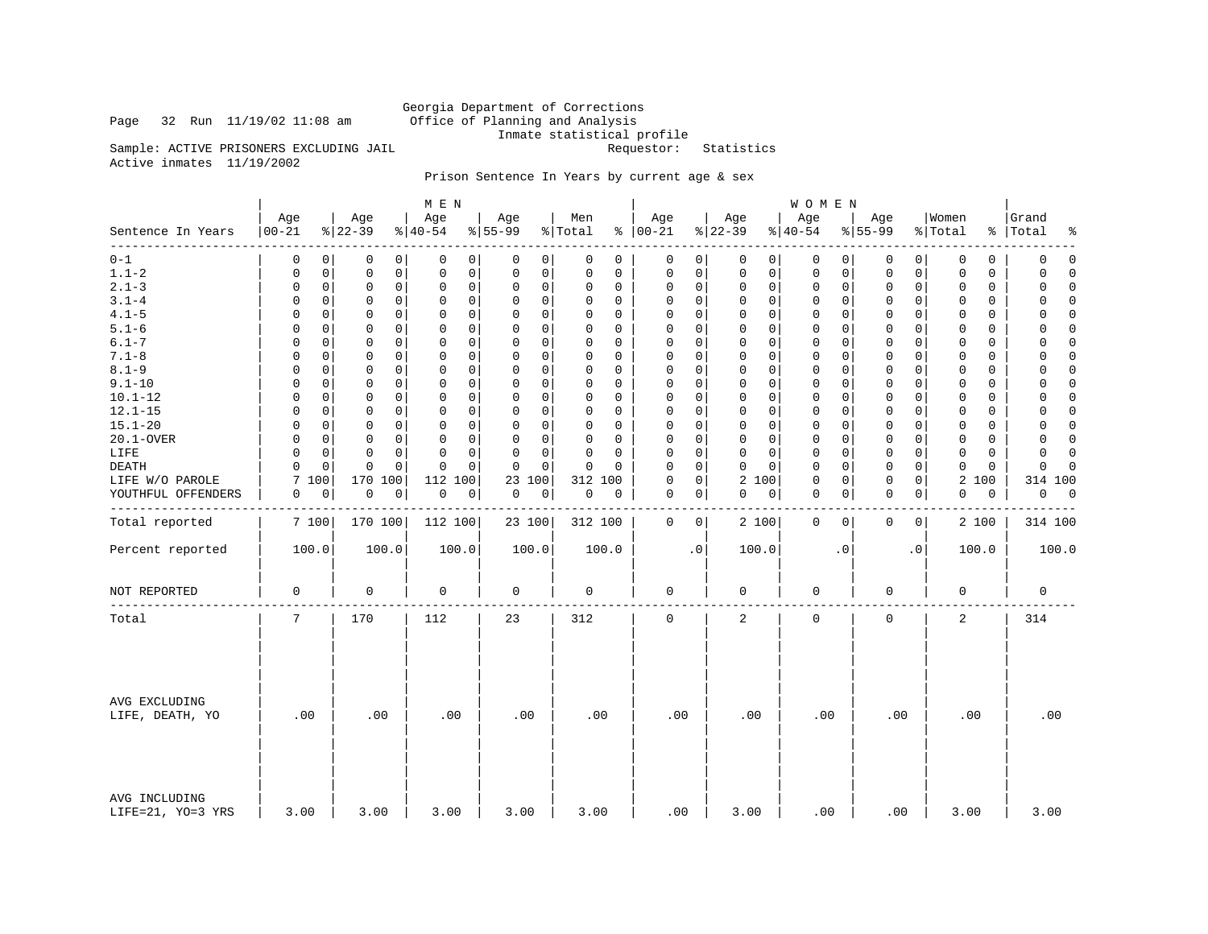Georgia Department of Corrections
Office of Planning and Analysis
Inmate statistical profile

Page 32 Run 11/19/02 11:08 am

Sample: ACTIVE PRISONERS EXCLUDING JAIL    Requestor: Statistics

Active inmates 11/19/2002

Prison Sentence In Years by current age & sex

| Sentence In Years | MEN Age 00-21 | % | Age 22-39 | % | Age 40-54 | % | Age 55-99 | % | Men Total | % | WOMEN Age 00-21 | % | Age 22-39 | % | Age 40-54 | % | Age 55-99 | % | Women Total | % | Grand Total | % |
|---|---|---|---|---|---|---|---|---|---|---|---|---|---|---|---|---|---|---|---|---|---|---|
| 0-1 | 0 | 0 | 0 | 0 | 0 | 0 | 0 | 0 | 0 | 0 | 0 | 0 | 0 | 0 | 0 | 0 | 0 | 0 | 0 | 0 | 0 | 0 |
| 1.1-2 | 0 | 0 | 0 | 0 | 0 | 0 | 0 | 0 | 0 | 0 | 0 | 0 | 0 | 0 | 0 | 0 | 0 | 0 | 0 | 0 | 0 | 0 |
| 2.1-3 | 0 | 0 | 0 | 0 | 0 | 0 | 0 | 0 | 0 | 0 | 0 | 0 | 0 | 0 | 0 | 0 | 0 | 0 | 0 | 0 | 0 | 0 |
| 3.1-4 | 0 | 0 | 0 | 0 | 0 | 0 | 0 | 0 | 0 | 0 | 0 | 0 | 0 | 0 | 0 | 0 | 0 | 0 | 0 | 0 | 0 | 0 |
| 4.1-5 | 0 | 0 | 0 | 0 | 0 | 0 | 0 | 0 | 0 | 0 | 0 | 0 | 0 | 0 | 0 | 0 | 0 | 0 | 0 | 0 | 0 | 0 |
| 5.1-6 | 0 | 0 | 0 | 0 | 0 | 0 | 0 | 0 | 0 | 0 | 0 | 0 | 0 | 0 | 0 | 0 | 0 | 0 | 0 | 0 | 0 | 0 |
| 6.1-7 | 0 | 0 | 0 | 0 | 0 | 0 | 0 | 0 | 0 | 0 | 0 | 0 | 0 | 0 | 0 | 0 | 0 | 0 | 0 | 0 | 0 | 0 |
| 7.1-8 | 0 | 0 | 0 | 0 | 0 | 0 | 0 | 0 | 0 | 0 | 0 | 0 | 0 | 0 | 0 | 0 | 0 | 0 | 0 | 0 | 0 | 0 |
| 8.1-9 | 0 | 0 | 0 | 0 | 0 | 0 | 0 | 0 | 0 | 0 | 0 | 0 | 0 | 0 | 0 | 0 | 0 | 0 | 0 | 0 | 0 | 0 |
| 9.1-10 | 0 | 0 | 0 | 0 | 0 | 0 | 0 | 0 | 0 | 0 | 0 | 0 | 0 | 0 | 0 | 0 | 0 | 0 | 0 | 0 | 0 | 0 |
| 10.1-12 | 0 | 0 | 0 | 0 | 0 | 0 | 0 | 0 | 0 | 0 | 0 | 0 | 0 | 0 | 0 | 0 | 0 | 0 | 0 | 0 | 0 | 0 |
| 12.1-15 | 0 | 0 | 0 | 0 | 0 | 0 | 0 | 0 | 0 | 0 | 0 | 0 | 0 | 0 | 0 | 0 | 0 | 0 | 0 | 0 | 0 | 0 |
| 15.1-20 | 0 | 0 | 0 | 0 | 0 | 0 | 0 | 0 | 0 | 0 | 0 | 0 | 0 | 0 | 0 | 0 | 0 | 0 | 0 | 0 | 0 | 0 |
| 20.1-OVER | 0 | 0 | 0 | 0 | 0 | 0 | 0 | 0 | 0 | 0 | 0 | 0 | 0 | 0 | 0 | 0 | 0 | 0 | 0 | 0 | 0 | 0 |
| LIFE | 0 | 0 | 0 | 0 | 0 | 0 | 0 | 0 | 0 | 0 | 0 | 0 | 0 | 0 | 0 | 0 | 0 | 0 | 0 | 0 | 0 | 0 |
| DEATH | 0 | 0 | 0 | 0 | 0 | 0 | 0 | 0 | 0 | 0 | 0 | 0 | 0 | 0 | 0 | 0 | 0 | 0 | 0 | 0 | 0 | 0 |
| LIFE W/O PAROLE | 7 | 100 | 170 | 100 | 112 | 100 | 23 | 100 | 312 | 100 | 0 | 0 | 2 | 100 | 0 | 0 | 0 | 0 | 2 | 100 | 314 | 100 |
| YOUTHFUL OFFENDERS | 0 | 0 | 0 | 0 | 0 | 0 | 0 | 0 | 0 | 0 | 0 | 0 | 0 | 0 | 0 | 0 | 0 | 0 | 0 | 0 | 0 | 0 |
| Total reported | 7 | 100 | 170 | 100 | 112 | 100 | 23 | 100 | 312 | 100 | 0 | 0 | 2 | 100 | 0 | 0 | 0 | 0 | 2 | 100 | 314 | 100 |
| Percent reported | 100.0 | | 100.0 | | 100.0 | | 100.0 | | 100.0 | | .0 | | 100.0 | | .0 | | .0 | | 100.0 | | 100.0 | |
| NOT REPORTED | 0 | | 0 | | 0 | | 0 | | 0 | | 0 | | 0 | | 0 | | 0 | | 0 | | 0 | |
| Total | 7 | | 170 | | 112 | | 23 | | 312 | | 0 | | 2 | | 0 | | 0 | | 2 | | 314 | |
| AVG EXCLUDING LIFE, DEATH, YO | .00 | | .00 | | .00 | | .00 | | .00 | | .00 | | .00 | | .00 | | .00 | | .00 | | .00 | |
| AVG INCLUDING LIFE=21, YO=3 YRS | 3.00 | | 3.00 | | 3.00 | | 3.00 | | 3.00 | | .00 | | 3.00 | | .00 | | .00 | | 3.00 | | 3.00 | |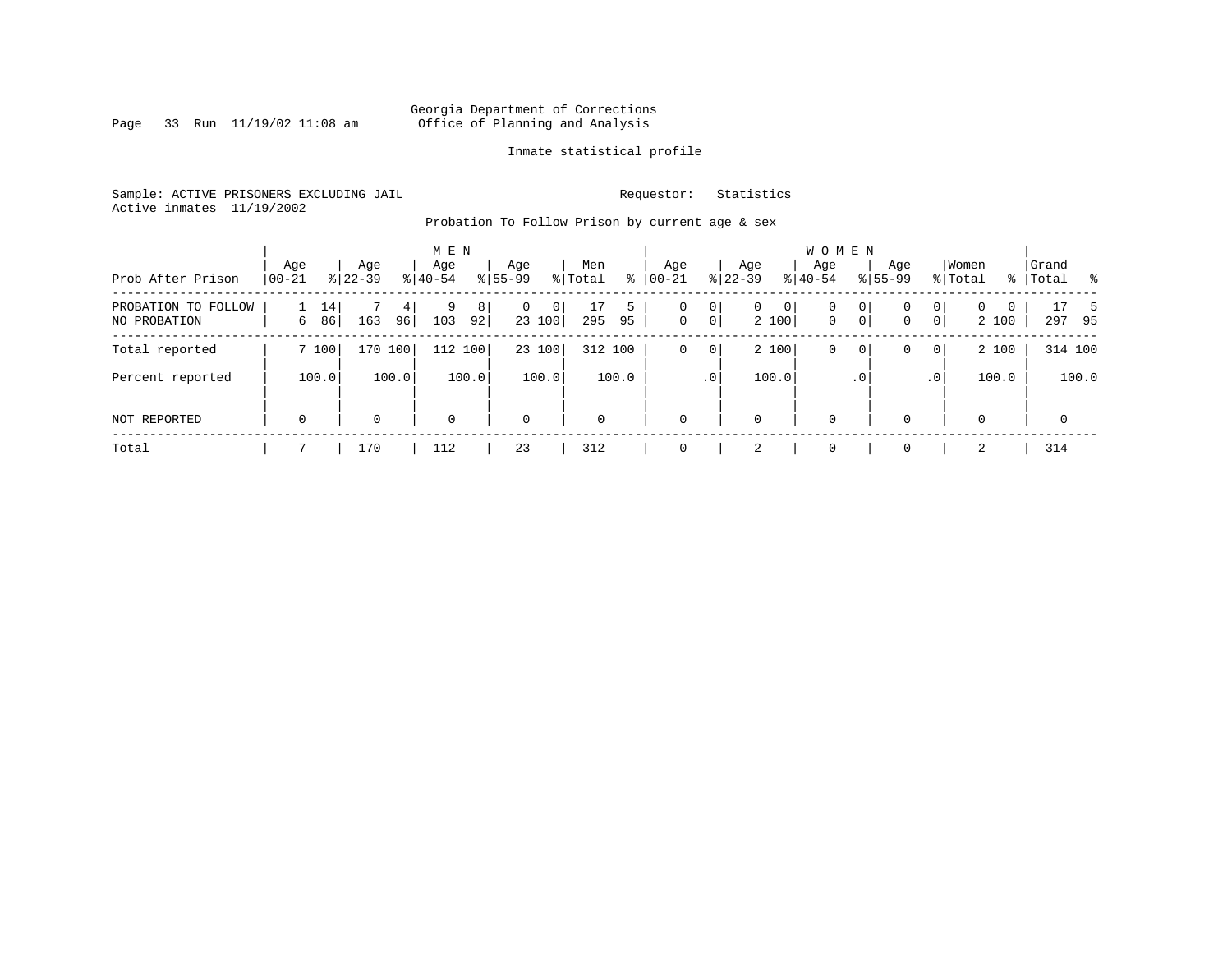Georgia Department of Corrections
Office of Planning and Analysis

Inmate statistical profile

Sample: ACTIVE PRISONERS EXCLUDING JAIL    Requestor: Statistics
Active inmates 11/19/2002

Probation To Follow Prison by current age & sex

| Prob After Prison | MEN Age 00-21 | % | Age 22-39 | % | Age 40-54 | % | Age 55-99 | % | Men Total | % | WOMEN Age 00-21 | % | Age 22-39 | % | Age 40-54 | % | Age 55-99 | % | Women Total | % | Grand Total | % |
|---|---|---|---|---|---|---|---|---|---|---|---|---|---|---|---|---|---|---|---|---|---|---|
| PROBATION TO FOLLOW | 1 | 14 | 7 | 4 | 9 | 8 | 0 | 0 | 17 | 5 | 0 | 0 | 0 | 0 | 0 | 0 | 0 | 0 | 0 | 0 | 17 | 5 |
| NO PROBATION | 6 | 86 | 163 | 96 | 103 | 92 | 23 | 100 | 295 | 95 | 0 | 0 | 2 | 100 | 0 | 0 | 0 | 0 | 2 | 100 | 297 | 95 |
| Total reported | 7 | 100 | 170 | 100 | 112 | 100 | 23 | 100 | 312 | 100 | 0 | 0 | 2 | 100 | 0 | 0 | 0 | 0 | 2 | 100 | 314 | 100 |
| Percent reported | | 100.0 | | 100.0 | | 100.0 | | 100.0 | | 100.0 | | .0 | | 100.0 | | .0 | | .0 | | 100.0 | | 100.0 |
| NOT REPORTED | 0 | | 0 | | 0 | | 0 | | 0 | | 0 | | 0 | | 0 | | 0 | | 0 | | 0 | |
| Total | 7 | | 170 | | 112 | | 23 | | 312 | | 0 | | 2 | | 0 | | 0 | | 2 | | 314 | |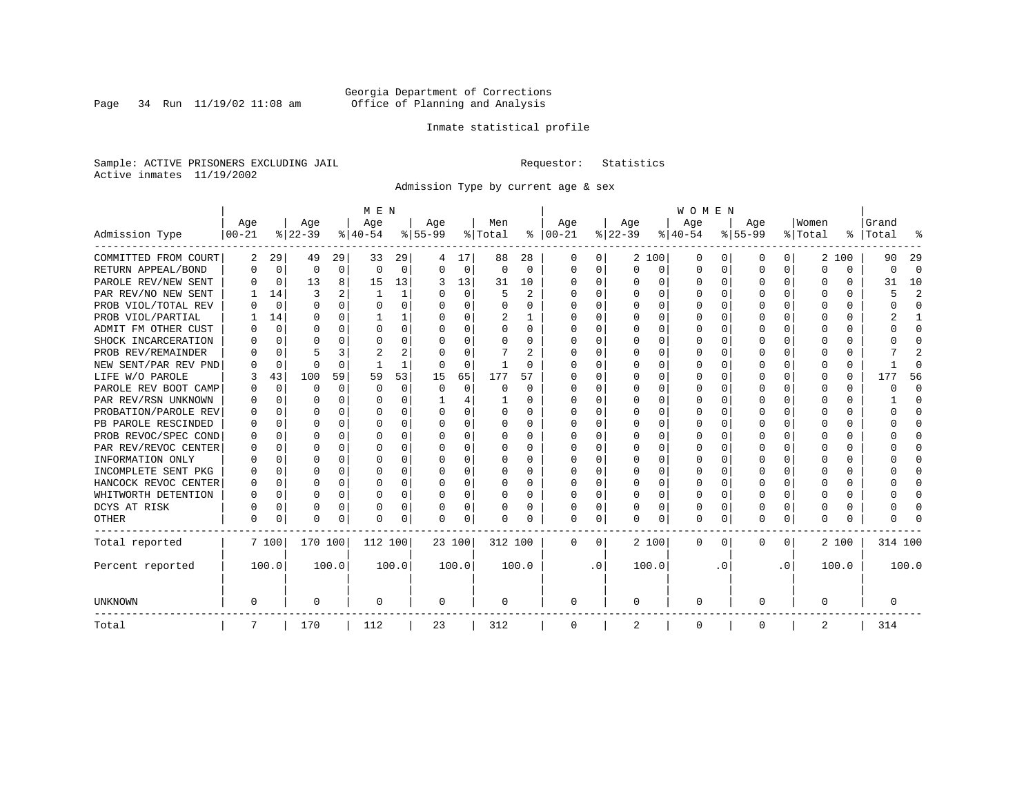Georgia Department of Corrections
Office of Planning and Analysis

Inmate statistical profile

Sample: ACTIVE PRISONERS EXCLUDING JAIL    Requestor: Statistics
Active inmates 11/19/2002

Admission Type by current age & sex

| Admission Type | MEN Age 00-21 | % | Age 22-39 | % | Age 40-54 | % | Age 55-99 | % | Men Total | % | WOMEN Age 00-21 | % | Age 22-39 | % | Age 40-54 | % | Age 55-99 | % | Women Total | % | Grand Total | % |
|---|---|---|---|---|---|---|---|---|---|---|---|---|---|---|---|---|---|---|---|---|---|---|
| COMMITTED FROM COURT | 2 | 29 | 49 | 29 | 33 | 29 | 4 | 17 | 88 | 28 | 0 | 0 | 2 | 100 | 0 | 0 | 0 | 0 | 2 | 100 | 90 | 29 |
| RETURN APPEAL/BOND | 0 | 0 | 0 | 0 | 0 | 0 | 0 | 0 | 0 | 0 | 0 | 0 | 0 | 0 | 0 | 0 | 0 | 0 | 0 | 0 | 0 | 0 |
| PAROLE REV/NEW SENT | 0 | 0 | 13 | 8 | 15 | 13 | 3 | 13 | 31 | 10 | 0 | 0 | 0 | 0 | 0 | 0 | 0 | 0 | 0 | 0 | 31 | 10 |
| PAR REV/NO NEW SENT | 1 | 14 | 3 | 2 | 1 | 1 | 0 | 0 | 5 | 2 | 0 | 0 | 0 | 0 | 0 | 0 | 0 | 0 | 0 | 0 | 5 | 2 |
| PROB VIOL/TOTAL REV | 0 | 0 | 0 | 0 | 0 | 0 | 0 | 0 | 0 | 0 | 0 | 0 | 0 | 0 | 0 | 0 | 0 | 0 | 0 | 0 | 0 | 0 |
| PROB VIOL/PARTIAL | 1 | 14 | 0 | 0 | 1 | 1 | 0 | 0 | 2 | 1 | 0 | 0 | 0 | 0 | 0 | 0 | 0 | 0 | 0 | 0 | 2 | 1 |
| ADMIT FM OTHER CUST | 0 | 0 | 0 | 0 | 0 | 0 | 0 | 0 | 0 | 0 | 0 | 0 | 0 | 0 | 0 | 0 | 0 | 0 | 0 | 0 | 0 | 0 |
| SHOCK INCARCERATION | 0 | 0 | 0 | 0 | 0 | 0 | 0 | 0 | 0 | 0 | 0 | 0 | 0 | 0 | 0 | 0 | 0 | 0 | 0 | 0 | 0 | 0 |
| PROB REV/REMAINDER | 0 | 0 | 5 | 3 | 2 | 2 | 0 | 0 | 7 | 2 | 0 | 0 | 0 | 0 | 0 | 0 | 0 | 0 | 0 | 0 | 7 | 2 |
| NEW SENT/PAR REV PND | 0 | 0 | 0 | 0 | 1 | 1 | 0 | 0 | 1 | 0 | 0 | 0 | 0 | 0 | 0 | 0 | 0 | 0 | 0 | 0 | 1 | 0 |
| LIFE W/O PAROLE | 3 | 43 | 100 | 59 | 59 | 53 | 15 | 65 | 177 | 57 | 0 | 0 | 0 | 0 | 0 | 0 | 0 | 0 | 0 | 0 | 177 | 56 |
| PAROLE REV BOOT CAMP | 0 | 0 | 0 | 0 | 0 | 0 | 0 | 0 | 0 | 0 | 0 | 0 | 0 | 0 | 0 | 0 | 0 | 0 | 0 | 0 | 0 | 0 |
| PAR REV/RSN UNKNOWN | 0 | 0 | 0 | 0 | 0 | 0 | 1 | 4 | 1 | 0 | 0 | 0 | 0 | 0 | 0 | 0 | 0 | 0 | 0 | 0 | 1 | 0 |
| PROBATION/PAROLE REV | 0 | 0 | 0 | 0 | 0 | 0 | 0 | 0 | 0 | 0 | 0 | 0 | 0 | 0 | 0 | 0 | 0 | 0 | 0 | 0 | 0 | 0 |
| PB PAROLE RESCINDED | 0 | 0 | 0 | 0 | 0 | 0 | 0 | 0 | 0 | 0 | 0 | 0 | 0 | 0 | 0 | 0 | 0 | 0 | 0 | 0 | 0 | 0 |
| PROB REVOC/SPEC COND | 0 | 0 | 0 | 0 | 0 | 0 | 0 | 0 | 0 | 0 | 0 | 0 | 0 | 0 | 0 | 0 | 0 | 0 | 0 | 0 | 0 | 0 |
| PAR REV/REVOC CENTER | 0 | 0 | 0 | 0 | 0 | 0 | 0 | 0 | 0 | 0 | 0 | 0 | 0 | 0 | 0 | 0 | 0 | 0 | 0 | 0 | 0 | 0 |
| INFORMATION ONLY | 0 | 0 | 0 | 0 | 0 | 0 | 0 | 0 | 0 | 0 | 0 | 0 | 0 | 0 | 0 | 0 | 0 | 0 | 0 | 0 | 0 | 0 |
| INCOMPLETE SENT PKG | 0 | 0 | 0 | 0 | 0 | 0 | 0 | 0 | 0 | 0 | 0 | 0 | 0 | 0 | 0 | 0 | 0 | 0 | 0 | 0 | 0 | 0 |
| HANCOCK REVOC CENTER | 0 | 0 | 0 | 0 | 0 | 0 | 0 | 0 | 0 | 0 | 0 | 0 | 0 | 0 | 0 | 0 | 0 | 0 | 0 | 0 | 0 | 0 |
| WHITWORTH DETENTION | 0 | 0 | 0 | 0 | 0 | 0 | 0 | 0 | 0 | 0 | 0 | 0 | 0 | 0 | 0 | 0 | 0 | 0 | 0 | 0 | 0 | 0 |
| DCYS AT RISK | 0 | 0 | 0 | 0 | 0 | 0 | 0 | 0 | 0 | 0 | 0 | 0 | 0 | 0 | 0 | 0 | 0 | 0 | 0 | 0 | 0 | 0 |
| OTHER | 0 | 0 | 0 | 0 | 0 | 0 | 0 | 0 | 0 | 0 | 0 | 0 | 0 | 0 | 0 | 0 | 0 | 0 | 0 | 0 | 0 | 0 |
| Total reported | 7 | 100 | 170 | 100 | 112 | 100 | 23 | 100 | 312 | 100 | 0 | 0 | 2 | 100 | 0 | 0 | 0 | 0 | 2 | 100 | 314 | 100 |
| Percent reported | | 100.0 | | 100.0 | | 100.0 | | 100.0 | | 100.0 | | .0 | | 100.0 | | .0 | | .0 | | 100.0 | | 100.0 |
| UNKNOWN | 0 | | 0 | | 0 | | 0 | | 0 | | 0 | | 0 | | 0 | | 0 | | 0 | | 0 | |
| Total | 7 | | 170 | | 112 | | 23 | | 312 | | 0 | | 2 | | 0 | | 0 | | 2 | | 314 | |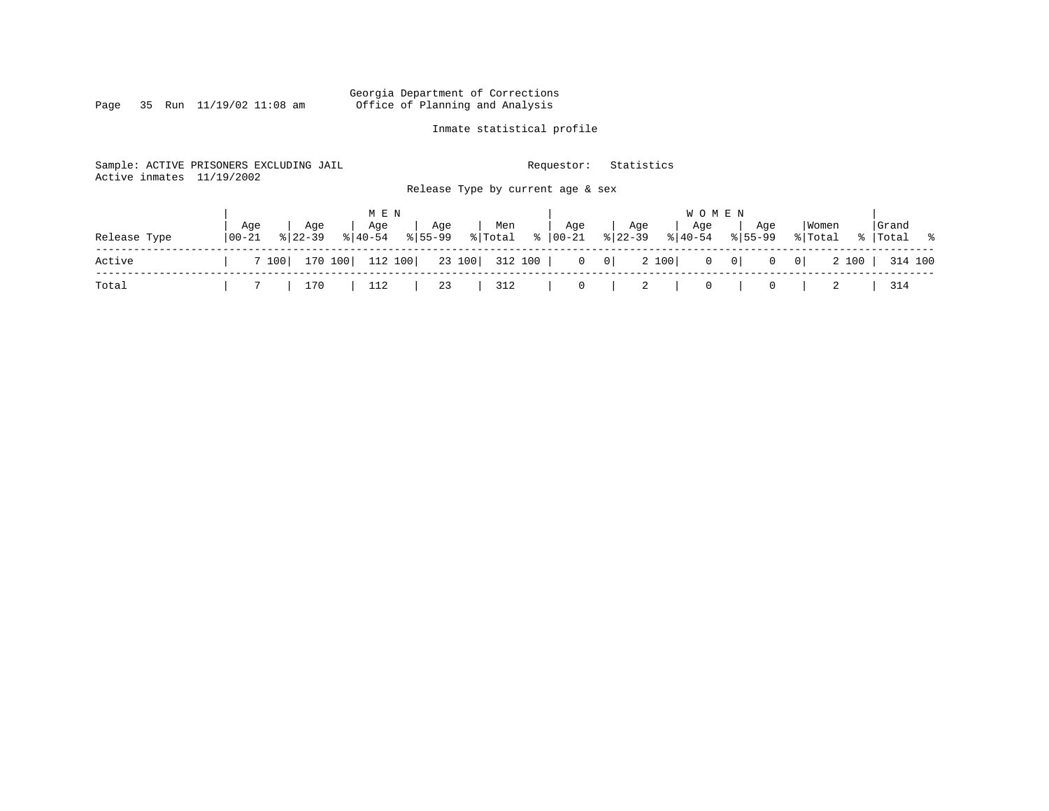Georgia Department of Corrections
Office of Planning and Analysis

Inmate statistical profile

Sample: ACTIVE PRISONERS EXCLUDING JAIL
Active inmates 11/19/2002

Requestor: Statistics

Release Type by current age & sex

| Release Type | MEN Age 00-21 | % | Age 22-39 | % | Age 40-54 | % | Age 55-99 | % | Men Total | % | WOMEN Age 00-21 | % | Age 22-39 | % | Age 40-54 | % | Age 55-99 | % | Women Total | % | Grand Total | % |
|---|---|---|---|---|---|---|---|---|---|---|---|---|---|---|---|---|---|---|---|---|---|---|
| Active | 7 | 100 | 170 | 100 | 112 | 100 | 23 | 100 | 312 | 100 | 0 | 0 | 2 | 100 | 0 | 0 | 0 | 0 | 2 | 100 | 314 | 100 |
| Total | 7 | | 170 | | 112 | | 23 | | 312 | | 0 | | 2 | | 0 | | 0 | | 2 | | 314 | |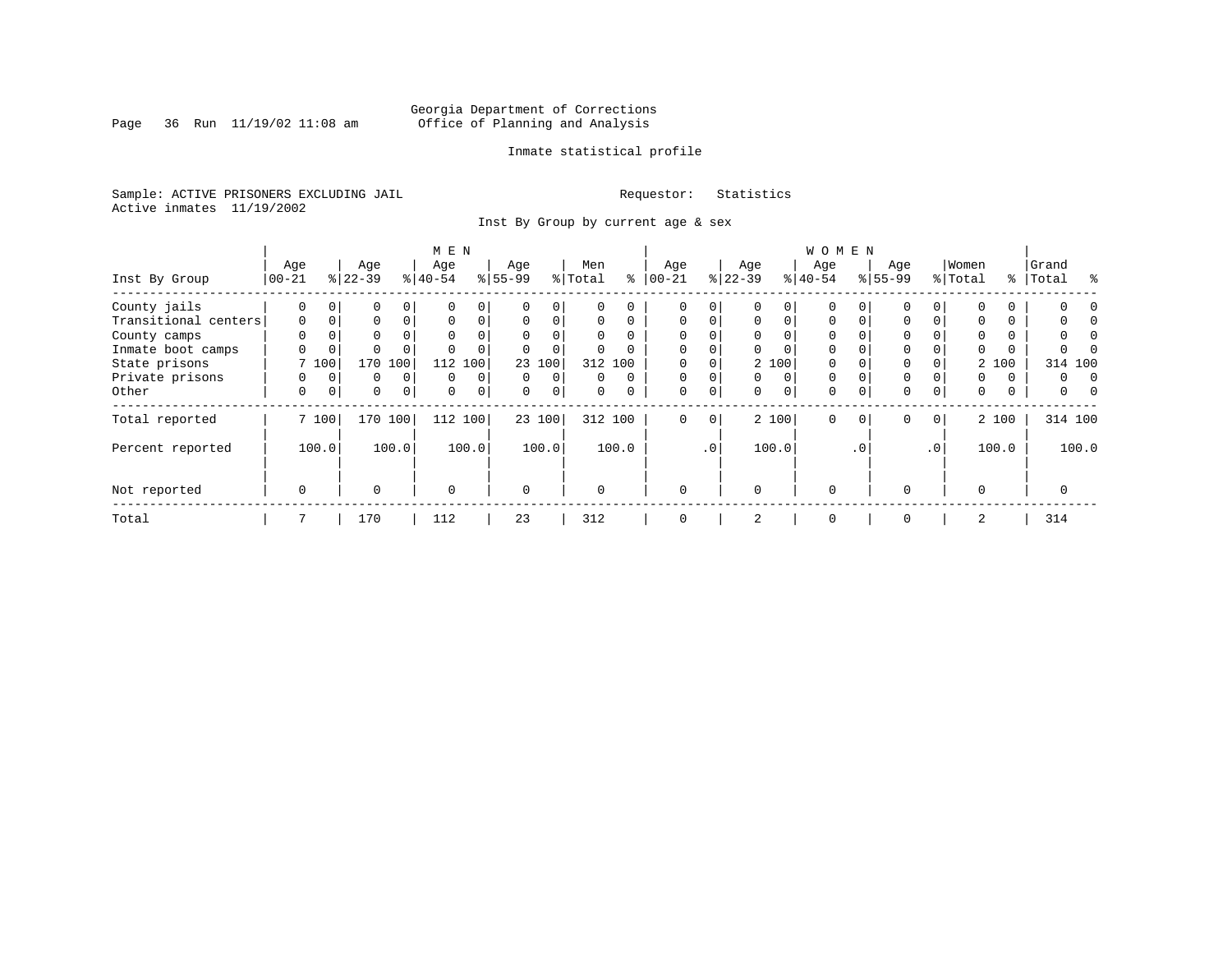Georgia Department of Corrections
Office of Planning and Analysis

Inmate statistical profile

Sample: ACTIVE PRISONERS EXCLUDING JAIL

Requestor: Statistics

Active inmates 11/19/2002

Inst By Group by current age & sex

| Inst By Group | MEN Age 00-21 | % | Age 22-39 | % | Age 40-54 | % | Age 55-99 | % | Men Total | % | WOMEN Age 00-21 | % | Age 22-39 | % | Age 40-54 | % | Age 55-99 | % | Women Total | % | Grand Total | % |
|---|---|---|---|---|---|---|---|---|---|---|---|---|---|---|---|---|---|---|---|---|---|---|
| County jails | 0 | 0 | 0 | 0 | 0 | 0 | 0 | 0 | 0 | 0 | 0 | 0 | 0 | 0 | 0 | 0 | 0 | 0 | 0 | 0 | 0 | 0 |
| Transitional centers | 0 | 0 | 0 | 0 | 0 | 0 | 0 | 0 | 0 | 0 | 0 | 0 | 0 | 0 | 0 | 0 | 0 | 0 | 0 | 0 | 0 | 0 |
| County camps | 0 | 0 | 0 | 0 | 0 | 0 | 0 | 0 | 0 | 0 | 0 | 0 | 0 | 0 | 0 | 0 | 0 | 0 | 0 | 0 | 0 | 0 |
| Inmate boot camps | 0 | 0 | 0 | 0 | 0 | 0 | 0 | 0 | 0 | 0 | 0 | 0 | 0 | 0 | 0 | 0 | 0 | 0 | 0 | 0 | 0 | 0 |
| State prisons | 7 | 100 | 170 | 100 | 112 | 100 | 23 | 100 | 312 | 100 | 0 | 0 | 2 | 100 | 0 | 0 | 0 | 0 | 2 | 100 | 314 | 100 |
| Private prisons | 0 | 0 | 0 | 0 | 0 | 0 | 0 | 0 | 0 | 0 | 0 | 0 | 0 | 0 | 0 | 0 | 0 | 0 | 0 | 0 | 0 | 0 |
| Other | 0 | 0 | 0 | 0 | 0 | 0 | 0 | 0 | 0 | 0 | 0 | 0 | 0 | 0 | 0 | 0 | 0 | 0 | 0 | 0 | 0 | 0 |
| Total reported | 7 | 100 | 170 | 100 | 112 | 100 | 23 | 100 | 312 | 100 | 0 | 0 | 2 | 100 | 0 | 0 | 0 | 0 | 2 | 100 | 314 | 100 |
| Percent reported | | 100.0 | | 100.0 | | 100.0 | | 100.0 | | 100.0 | | .0 | | 100.0 | | .0 | | .0 | | 100.0 | | 100.0 |
| Not reported | 0 | | 0 | | 0 | | 0 | | 0 | | 0 | | 0 | | 0 | | 0 | | 0 | | 0 | |
| Total | 7 | | 170 | | 112 | | 23 | | 312 | | 0 | | 2 | | 0 | | 0 | | 2 | | 314 | |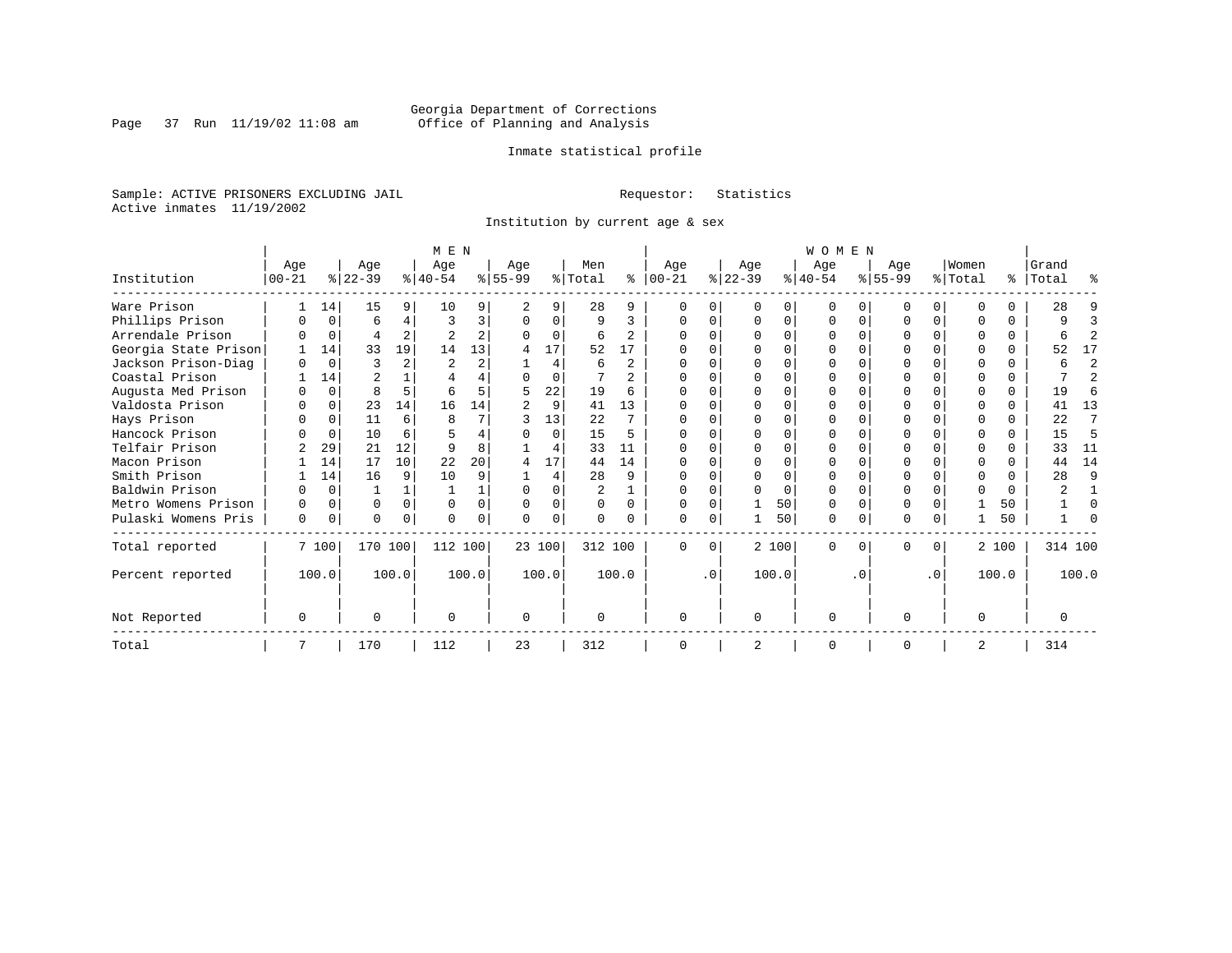Georgia Department of Corrections
Office of Planning and Analysis

Inmate statistical profile

Sample: ACTIVE PRISONERS EXCLUDING JAIL    Requestor: Statistics
Active inmates 11/19/2002

Institution by current age & sex

| Institution | MEN Age 00-21 | % | Age 22-39 | % | Age 40-54 | % | Age 55-99 | % | Men Total | % | WOMEN Age 00-21 | % | Age 22-39 | % | Age 40-54 | % | Age 55-99 | % | Women Total | % | Grand Total | % |
|---|---|---|---|---|---|---|---|---|---|---|---|---|---|---|---|---|---|---|---|---|---|---|
| Ware Prison | 1 | 14 | 15 | 9 | 10 | 9 | 2 | 9 | 28 | 9 | 0 | 0 | 0 | 0 | 0 | 0 | 0 | 0 | 0 | 0 | 28 | 9 |
| Phillips Prison | 0 | 0 | 6 | 4 | 3 | 3 | 0 | 0 | 9 | 3 | 0 | 0 | 0 | 0 | 0 | 0 | 0 | 0 | 0 | 0 | 9 | 3 |
| Arrendale Prison | 0 | 0 | 4 | 2 | 2 | 2 | 0 | 0 | 6 | 2 | 0 | 0 | 0 | 0 | 0 | 0 | 0 | 0 | 0 | 0 | 6 | 2 |
| Georgia State Prison | 1 | 14 | 33 | 19 | 14 | 13 | 4 | 17 | 52 | 17 | 0 | 0 | 0 | 0 | 0 | 0 | 0 | 0 | 0 | 0 | 52 | 17 |
| Jackson Prison-Diag | 0 | 0 | 3 | 2 | 2 | 2 | 1 | 4 | 6 | 2 | 0 | 0 | 0 | 0 | 0 | 0 | 0 | 0 | 0 | 0 | 6 | 2 |
| Coastal Prison | 1 | 14 | 2 | 1 | 4 | 4 | 0 | 0 | 7 | 2 | 0 | 0 | 0 | 0 | 0 | 0 | 0 | 0 | 0 | 0 | 7 | 2 |
| Augusta Med Prison | 0 | 0 | 8 | 5 | 6 | 5 | 5 | 22 | 19 | 6 | 0 | 0 | 0 | 0 | 0 | 0 | 0 | 0 | 0 | 0 | 19 | 6 |
| Valdosta Prison | 0 | 0 | 23 | 14 | 16 | 14 | 2 | 9 | 41 | 13 | 0 | 0 | 0 | 0 | 0 | 0 | 0 | 0 | 0 | 0 | 41 | 13 |
| Hays Prison | 0 | 0 | 11 | 6 | 8 | 7 | 3 | 13 | 22 | 7 | 0 | 0 | 0 | 0 | 0 | 0 | 0 | 0 | 0 | 0 | 22 | 7 |
| Hancock Prison | 0 | 0 | 10 | 6 | 5 | 4 | 0 | 0 | 15 | 5 | 0 | 0 | 0 | 0 | 0 | 0 | 0 | 0 | 0 | 0 | 15 | 5 |
| Telfair Prison | 2 | 29 | 21 | 12 | 9 | 8 | 1 | 4 | 33 | 11 | 0 | 0 | 0 | 0 | 0 | 0 | 0 | 0 | 0 | 0 | 33 | 11 |
| Macon Prison | 1 | 14 | 17 | 10 | 22 | 20 | 4 | 17 | 44 | 14 | 0 | 0 | 0 | 0 | 0 | 0 | 0 | 0 | 0 | 0 | 44 | 14 |
| Smith Prison | 1 | 14 | 16 | 9 | 10 | 9 | 1 | 4 | 28 | 9 | 0 | 0 | 0 | 0 | 0 | 0 | 0 | 0 | 0 | 0 | 28 | 9 |
| Baldwin Prison | 0 | 0 | 1 | 1 | 1 | 1 | 0 | 0 | 2 | 1 | 0 | 0 | 0 | 0 | 0 | 0 | 0 | 0 | 0 | 0 | 2 | 1 |
| Metro Womens Prison | 0 | 0 | 0 | 0 | 0 | 0 | 0 | 0 | 0 | 0 | 0 | 0 | 1 | 50 | 0 | 0 | 0 | 0 | 1 | 50 | 1 | 0 |
| Pulaski Womens Pris | 0 | 0 | 0 | 0 | 0 | 0 | 0 | 0 | 0 | 0 | 0 | 0 | 1 | 50 | 0 | 0 | 0 | 0 | 1 | 50 | 1 | 0 |
| Total reported | 7 | 100 | 170 | 100 | 112 | 100 | 23 | 100 | 312 | 100 | 0 | 0 | 2 | 100 | 0 | 0 | 0 | 0 | 2 | 100 | 314 | 100 |
| Percent reported | | 100.0 | | 100.0 | | 100.0 | | 100.0 | | 100.0 | | .0 | | 100.0 | | .0 | | .0 | | 100.0 | | 100.0 |
| Not Reported | 0 | | 0 | | 0 | | 0 | | 0 | | 0 | | 0 | | 0 | | 0 | | 0 | | 0 | |
| Total | 7 | | 170 | | 112 | | 23 | | 312 | | 0 | | 2 | | 0 | | 0 | | 2 | | 314 | |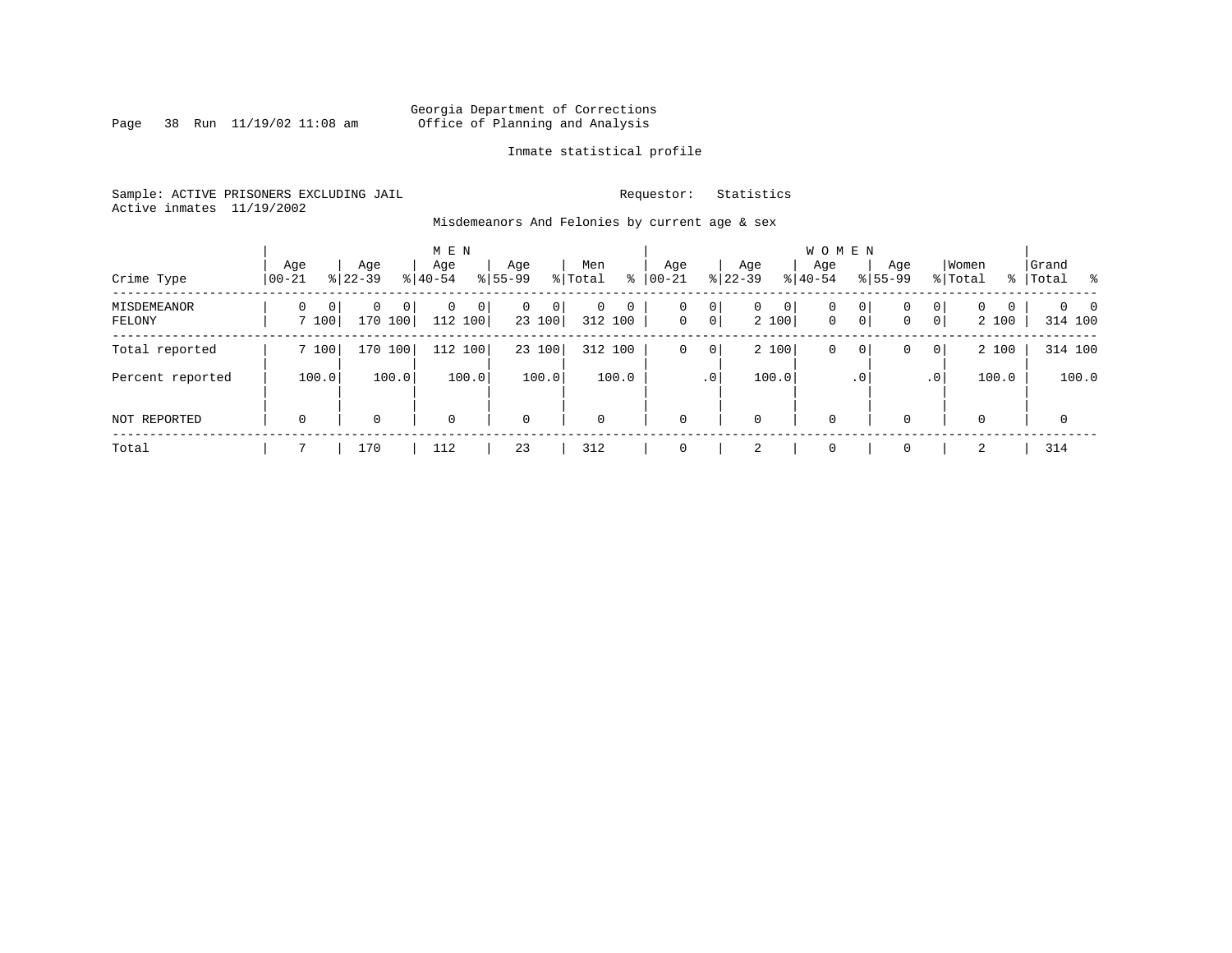Georgia Department of Corrections
Office of Planning and Analysis

Inmate statistical profile

Sample: ACTIVE PRISONERS EXCLUDING JAIL Requestor: Statistics
Active inmates 11/19/2002

Misdemeanors And Felonies by current age & sex

| Crime Type | MEN Age 00-21 | % | Age 22-39 | % | Age 40-54 | % | Age 55-99 | % | Men Total | % | WOMEN Age 00-21 | % | Age 22-39 | % | Age 40-54 | % | Age 55-99 | % | Women Total | % | Grand Total | % |
|---|---|---|---|---|---|---|---|---|---|---|---|---|---|---|---|---|---|---|---|---|---|---|
| MISDEMEANOR | 0 | 0 | 0 | 0 | 0 | 0 | 0 | 0 | 0 | 0 | 0 | 0 | 0 | 0 | 0 | 0 | 0 | 0 | 0 | 0 | 0 | 0 |
| FELONY | 7 | 100 | 170 | 100 | 112 | 100 | 23 | 100 | 312 | 100 | 0 | 0 | 2 | 100 | 0 | 0 | 0 | 0 | 2 | 100 | 314 | 100 |
| Total reported | 7 | 100 | 170 | 100 | 112 | 100 | 23 | 100 | 312 | 100 | 0 | 0 | 2 | 100 | 0 | 0 | 0 | 0 | 2 | 100 | 314 | 100 |
| Percent reported | | 100.0 | | 100.0 | | 100.0 | | 100.0 | | 100.0 | | .0 | | 100.0 | | .0 | | .0 | | 100.0 | | 100.0 |
| NOT REPORTED | 0 | | 0 | | 0 | | 0 | | 0 | | 0 | | 0 | | 0 | | 0 | | 0 | | 0 | |
| Total | 7 | | 170 | | 112 | | 23 | | 312 | | 0 | | 2 | | 0 | | 0 | | 2 | | 314 | |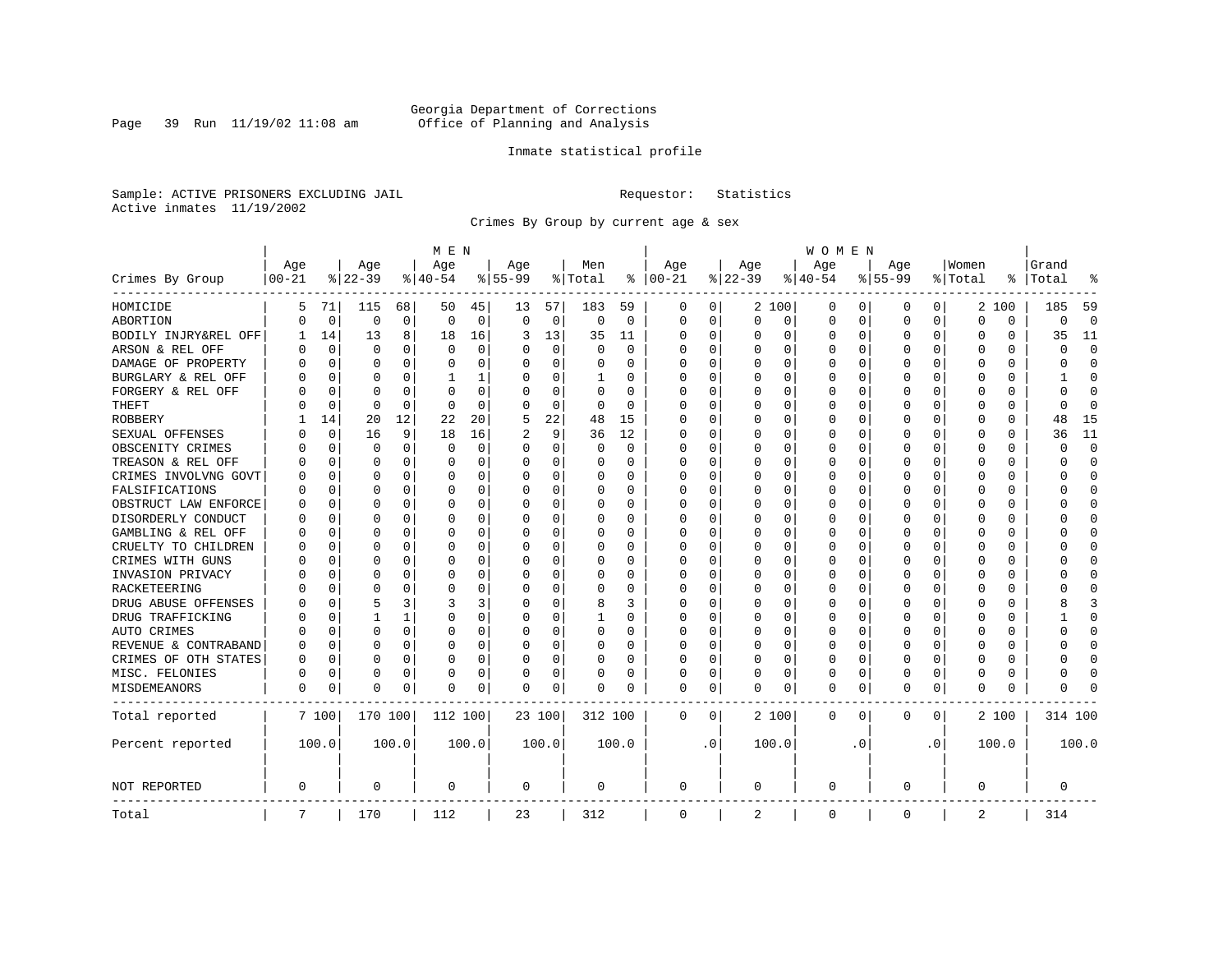Georgia Department of Corrections
Office of Planning and Analysis

Inmate statistical profile

Sample: ACTIVE PRISONERS EXCLUDING JAIL    Requestor: Statistics
Active inmates 11/19/2002

Crimes By Group by current age & sex

| Crimes By Group | MEN Age 00-21 | % | Age 22-39 | % | Age 40-54 | % | Age 55-99 | % | Men Total | % | WOMEN Age 00-21 | % | Age 22-39 | % | Age 40-54 | % | Age 55-99 | % | Women Total | % | Grand Total | % |
|---|---|---|---|---|---|---|---|---|---|---|---|---|---|---|---|---|---|---|---|---|---|---|
| HOMICIDE | 5 | 71 | 115 | 68 | 50 | 45 | 13 | 57 | 183 | 59 | 0 | 0 | 2 | 100 | 0 | 0 | 0 | 0 | 2 | 100 | 185 | 59 |
| ABORTION | 0 | 0 | 0 | 0 | 0 | 0 | 0 | 0 | 0 | 0 | 0 | 0 | 0 | 0 | 0 | 0 | 0 | 0 | 0 | 0 | 0 | 0 |
| BODILY INJRY&REL OFF | 1 | 14 | 13 | 8 | 18 | 16 | 3 | 13 | 35 | 11 | 0 | 0 | 0 | 0 | 0 | 0 | 0 | 0 | 0 | 0 | 35 | 11 |
| ARSON & REL OFF | 0 | 0 | 0 | 0 | 0 | 0 | 0 | 0 | 0 | 0 | 0 | 0 | 0 | 0 | 0 | 0 | 0 | 0 | 0 | 0 | 0 | 0 |
| DAMAGE OF PROPERTY | 0 | 0 | 0 | 0 | 0 | 0 | 0 | 0 | 0 | 0 | 0 | 0 | 0 | 0 | 0 | 0 | 0 | 0 | 0 | 0 | 0 | 0 |
| BURGLARY & REL OFF | 0 | 0 | 0 | 0 | 1 | 1 | 0 | 0 | 1 | 0 | 0 | 0 | 0 | 0 | 0 | 0 | 0 | 0 | 0 | 0 | 1 | 0 |
| FORGERY & REL OFF | 0 | 0 | 0 | 0 | 0 | 0 | 0 | 0 | 0 | 0 | 0 | 0 | 0 | 0 | 0 | 0 | 0 | 0 | 0 | 0 | 0 | 0 |
| THEFT | 0 | 0 | 0 | 0 | 0 | 0 | 0 | 0 | 0 | 0 | 0 | 0 | 0 | 0 | 0 | 0 | 0 | 0 | 0 | 0 | 0 | 0 |
| ROBBERY | 1 | 14 | 20 | 12 | 22 | 20 | 5 | 22 | 48 | 15 | 0 | 0 | 0 | 0 | 0 | 0 | 0 | 0 | 0 | 0 | 48 | 15 |
| SEXUAL OFFENSES | 0 | 0 | 16 | 9 | 18 | 16 | 2 | 9 | 36 | 12 | 0 | 0 | 0 | 0 | 0 | 0 | 0 | 0 | 0 | 0 | 36 | 11 |
| OBSCENITY CRIMES | 0 | 0 | 0 | 0 | 0 | 0 | 0 | 0 | 0 | 0 | 0 | 0 | 0 | 0 | 0 | 0 | 0 | 0 | 0 | 0 | 0 | 0 |
| TREASON & REL OFF | 0 | 0 | 0 | 0 | 0 | 0 | 0 | 0 | 0 | 0 | 0 | 0 | 0 | 0 | 0 | 0 | 0 | 0 | 0 | 0 | 0 | 0 |
| CRIMES INVOLVNG GOVT | 0 | 0 | 0 | 0 | 0 | 0 | 0 | 0 | 0 | 0 | 0 | 0 | 0 | 0 | 0 | 0 | 0 | 0 | 0 | 0 | 0 | 0 |
| FALSIFICATIONS | 0 | 0 | 0 | 0 | 0 | 0 | 0 | 0 | 0 | 0 | 0 | 0 | 0 | 0 | 0 | 0 | 0 | 0 | 0 | 0 | 0 | 0 |
| OBSTRUCT LAW ENFORCE | 0 | 0 | 0 | 0 | 0 | 0 | 0 | 0 | 0 | 0 | 0 | 0 | 0 | 0 | 0 | 0 | 0 | 0 | 0 | 0 | 0 | 0 |
| DISORDERLY CONDUCT | 0 | 0 | 0 | 0 | 0 | 0 | 0 | 0 | 0 | 0 | 0 | 0 | 0 | 0 | 0 | 0 | 0 | 0 | 0 | 0 | 0 | 0 |
| GAMBLING & REL OFF | 0 | 0 | 0 | 0 | 0 | 0 | 0 | 0 | 0 | 0 | 0 | 0 | 0 | 0 | 0 | 0 | 0 | 0 | 0 | 0 | 0 | 0 |
| CRUELTY TO CHILDREN | 0 | 0 | 0 | 0 | 0 | 0 | 0 | 0 | 0 | 0 | 0 | 0 | 0 | 0 | 0 | 0 | 0 | 0 | 0 | 0 | 0 | 0 |
| CRIMES WITH GUNS | 0 | 0 | 0 | 0 | 0 | 0 | 0 | 0 | 0 | 0 | 0 | 0 | 0 | 0 | 0 | 0 | 0 | 0 | 0 | 0 | 0 | 0 |
| INVASION PRIVACY | 0 | 0 | 0 | 0 | 0 | 0 | 0 | 0 | 0 | 0 | 0 | 0 | 0 | 0 | 0 | 0 | 0 | 0 | 0 | 0 | 0 | 0 |
| RACKETEERING | 0 | 0 | 0 | 0 | 0 | 0 | 0 | 0 | 0 | 0 | 0 | 0 | 0 | 0 | 0 | 0 | 0 | 0 | 0 | 0 | 0 | 0 |
| DRUG ABUSE OFFENSES | 0 | 0 | 5 | 3 | 3 | 3 | 0 | 0 | 8 | 3 | 0 | 0 | 0 | 0 | 0 | 0 | 0 | 0 | 0 | 0 | 8 | 3 |
| DRUG TRAFFICKING | 0 | 0 | 1 | 1 | 0 | 0 | 0 | 0 | 1 | 0 | 0 | 0 | 0 | 0 | 0 | 0 | 0 | 0 | 0 | 0 | 1 | 0 |
| AUTO CRIMES | 0 | 0 | 0 | 0 | 0 | 0 | 0 | 0 | 0 | 0 | 0 | 0 | 0 | 0 | 0 | 0 | 0 | 0 | 0 | 0 | 0 | 0 |
| REVENUE & CONTRABAND | 0 | 0 | 0 | 0 | 0 | 0 | 0 | 0 | 0 | 0 | 0 | 0 | 0 | 0 | 0 | 0 | 0 | 0 | 0 | 0 | 0 | 0 |
| CRIMES OF OTH STATES | 0 | 0 | 0 | 0 | 0 | 0 | 0 | 0 | 0 | 0 | 0 | 0 | 0 | 0 | 0 | 0 | 0 | 0 | 0 | 0 | 0 | 0 |
| MISC. FELONIES | 0 | 0 | 0 | 0 | 0 | 0 | 0 | 0 | 0 | 0 | 0 | 0 | 0 | 0 | 0 | 0 | 0 | 0 | 0 | 0 | 0 | 0 |
| MISDEMEANORS | 0 | 0 | 0 | 0 | 0 | 0 | 0 | 0 | 0 | 0 | 0 | 0 | 0 | 0 | 0 | 0 | 0 | 0 | 0 | 0 | 0 | 0 |
| Total reported | 7 | 100 | 170 | 100 | 112 | 100 | 23 | 100 | 312 | 100 | 0 | 0 | 2 | 100 | 0 | 0 | 0 | 0 | 2 | 100 | 314 | 100 |
| Percent reported | | 100.0 | | 100.0 | | 100.0 | | 100.0 | | 100.0 | | .0 | | 100.0 | | .0 | | .0 | | 100.0 | | 100.0 |
| NOT REPORTED | 0 | | 0 | | 0 | | 0 | | 0 | | 0 | | 0 | | 0 | | 0 | | 0 | | 0 | |
| Total | 7 | | 170 | | 112 | | 23 | | 312 | | 0 | | 2 | | 0 | | 0 | | 2 | | 314 | |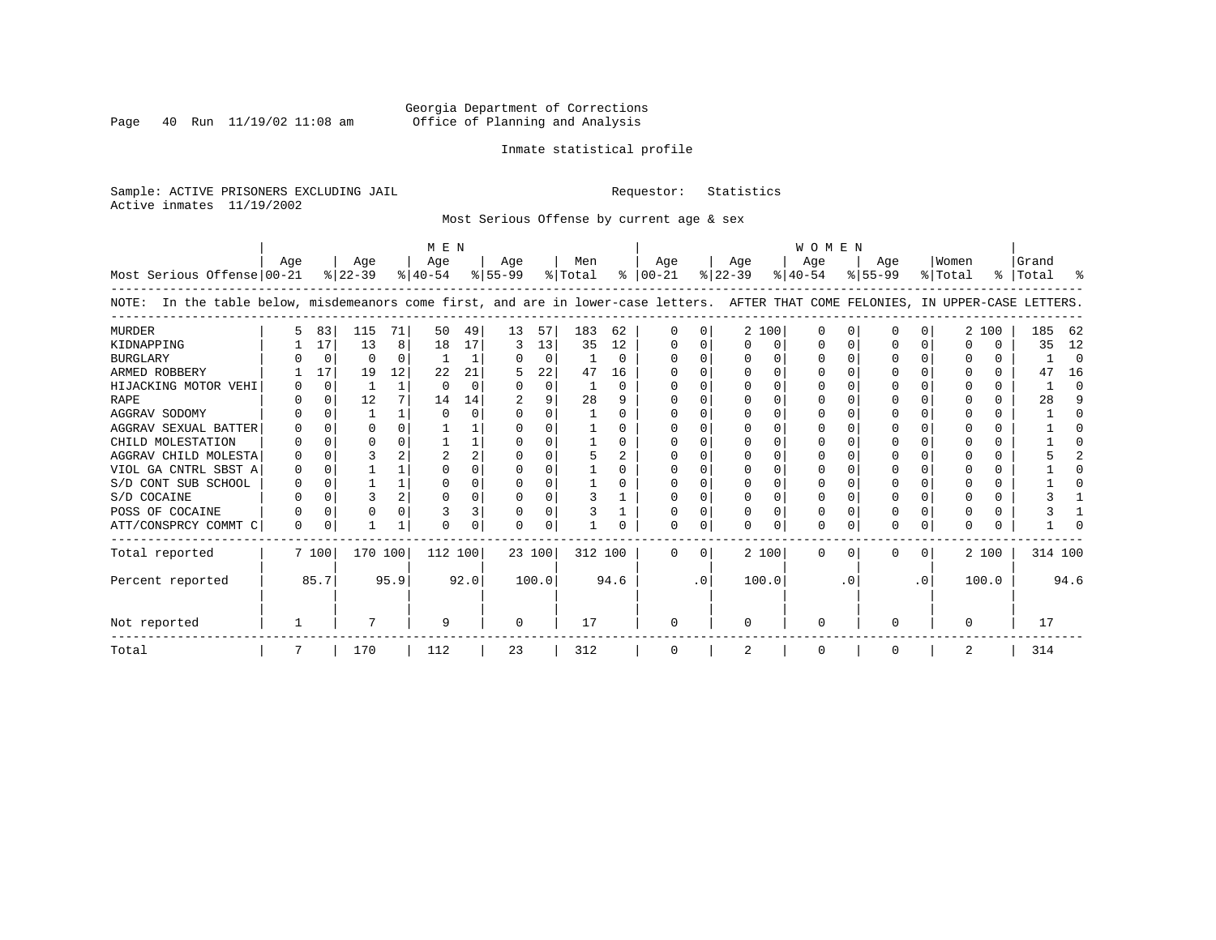Georgia Department of Corrections
Office of Planning and Analysis

Inmate statistical profile

Sample: ACTIVE PRISONERS EXCLUDING JAIL

Requestor: Statistics

Active inmates 11/19/2002

Most Serious Offense by current age & sex

NOTE: In the table below, misdemeanors come first, and are in lower-case letters. AFTER THAT COME FELONIES, IN UPPER-CASE LETTERS.

| Most Serious Offense | MEN Age 00-21 | % | Age 22-39 | % | Age 40-54 | % | Age 55-99 | % | Men Total | % | WOMEN Age 00-21 | % | Age 22-39 | % | Age 40-54 | % | Age 55-99 | % | Women Total | % | Grand Total | % |
|---|---|---|---|---|---|---|---|---|---|---|---|---|---|---|---|---|---|---|---|---|---|---|
| MURDER | 5 | 83 | 115 | 71 | 50 | 49 | 13 | 57 | 183 | 62 | 0 | 0 | 2 | 100 | 0 | 0 | 0 | 0 | 2 | 100 | 185 | 62 |
| KIDNAPPING | 1 | 17 | 13 | 8 | 18 | 17 | 3 | 13 | 35 | 12 | 0 | 0 | 0 | 0 | 0 | 0 | 0 | 0 | 0 | 0 | 35 | 12 |
| BURGLARY | 0 | 0 | 0 | 0 | 1 | 1 | 0 | 0 | 1 | 0 | 0 | 0 | 0 | 0 | 0 | 0 | 0 | 0 | 0 | 0 | 1 | 0 |
| ARMED ROBBERY | 1 | 17 | 19 | 12 | 22 | 21 | 5 | 22 | 47 | 16 | 0 | 0 | 0 | 0 | 0 | 0 | 0 | 0 | 0 | 0 | 47 | 16 |
| HIJACKING MOTOR VEHI | 0 | 0 | 1 | 1 | 0 | 0 | 0 | 0 | 1 | 0 | 0 | 0 | 0 | 0 | 0 | 0 | 0 | 0 | 0 | 0 | 1 | 0 |
| RAPE | 0 | 0 | 12 | 7 | 14 | 14 | 2 | 9 | 28 | 9 | 0 | 0 | 0 | 0 | 0 | 0 | 0 | 0 | 0 | 0 | 28 | 9 |
| AGGRAV SODOMY | 0 | 0 | 1 | 1 | 0 | 0 | 0 | 0 | 1 | 0 | 0 | 0 | 0 | 0 | 0 | 0 | 0 | 0 | 0 | 0 | 1 | 0 |
| AGGRAV SEXUAL BATTER | 0 | 0 | 0 | 0 | 1 | 1 | 0 | 0 | 1 | 0 | 0 | 0 | 0 | 0 | 0 | 0 | 0 | 0 | 0 | 0 | 1 | 0 |
| CHILD MOLESTATION | 0 | 0 | 0 | 0 | 1 | 1 | 0 | 0 | 1 | 0 | 0 | 0 | 0 | 0 | 0 | 0 | 0 | 0 | 0 | 0 | 1 | 0 |
| AGGRAV CHILD MOLESTA | 0 | 0 | 3 | 2 | 2 | 2 | 0 | 0 | 5 | 2 | 0 | 0 | 0 | 0 | 0 | 0 | 0 | 0 | 0 | 0 | 5 | 2 |
| VIOL GA CNTRL SBST A | 0 | 0 | 1 | 1 | 0 | 0 | 0 | 0 | 1 | 0 | 0 | 0 | 0 | 0 | 0 | 0 | 0 | 0 | 0 | 0 | 1 | 0 |
| S/D CONT SUB SCHOOL | 0 | 0 | 1 | 1 | 0 | 0 | 0 | 0 | 1 | 0 | 0 | 0 | 0 | 0 | 0 | 0 | 0 | 0 | 0 | 0 | 1 | 0 |
| S/D COCAINE | 0 | 0 | 3 | 2 | 0 | 0 | 0 | 0 | 3 | 1 | 0 | 0 | 0 | 0 | 0 | 0 | 0 | 0 | 0 | 0 | 3 | 1 |
| POSS OF COCAINE | 0 | 0 | 0 | 0 | 3 | 3 | 0 | 0 | 3 | 1 | 0 | 0 | 0 | 0 | 0 | 0 | 0 | 0 | 0 | 0 | 3 | 1 |
| ATT/CONSPRCY COMMT C | 0 | 0 | 1 | 1 | 0 | 0 | 0 | 0 | 1 | 0 | 0 | 0 | 0 | 0 | 0 | 0 | 0 | 0 | 0 | 0 | 1 | 0 |
| Total reported | 7 | 100 | 170 | 100 | 112 | 100 | 23 | 100 | 312 | 100 | 0 | 0 | 2 | 100 | 0 | 0 | 0 | 0 | 2 | 100 | 314 | 100 |
| Percent reported | | 85.7 | | 95.9 | | 92.0 | | 100.0 | | 94.6 | | .0 | | 100.0 | | .0 | | .0 | | 100.0 | | 94.6 |
| Not reported | 1 | | 7 | | 9 | | 0 | | 17 | | 0 | | 0 | | 0 | | 0 | | 0 | | 17 | |
| Total | 7 | | 170 | | 112 | | 23 | | 312 | | 0 | | 2 | | 0 | | 0 | | 2 | | 314 | |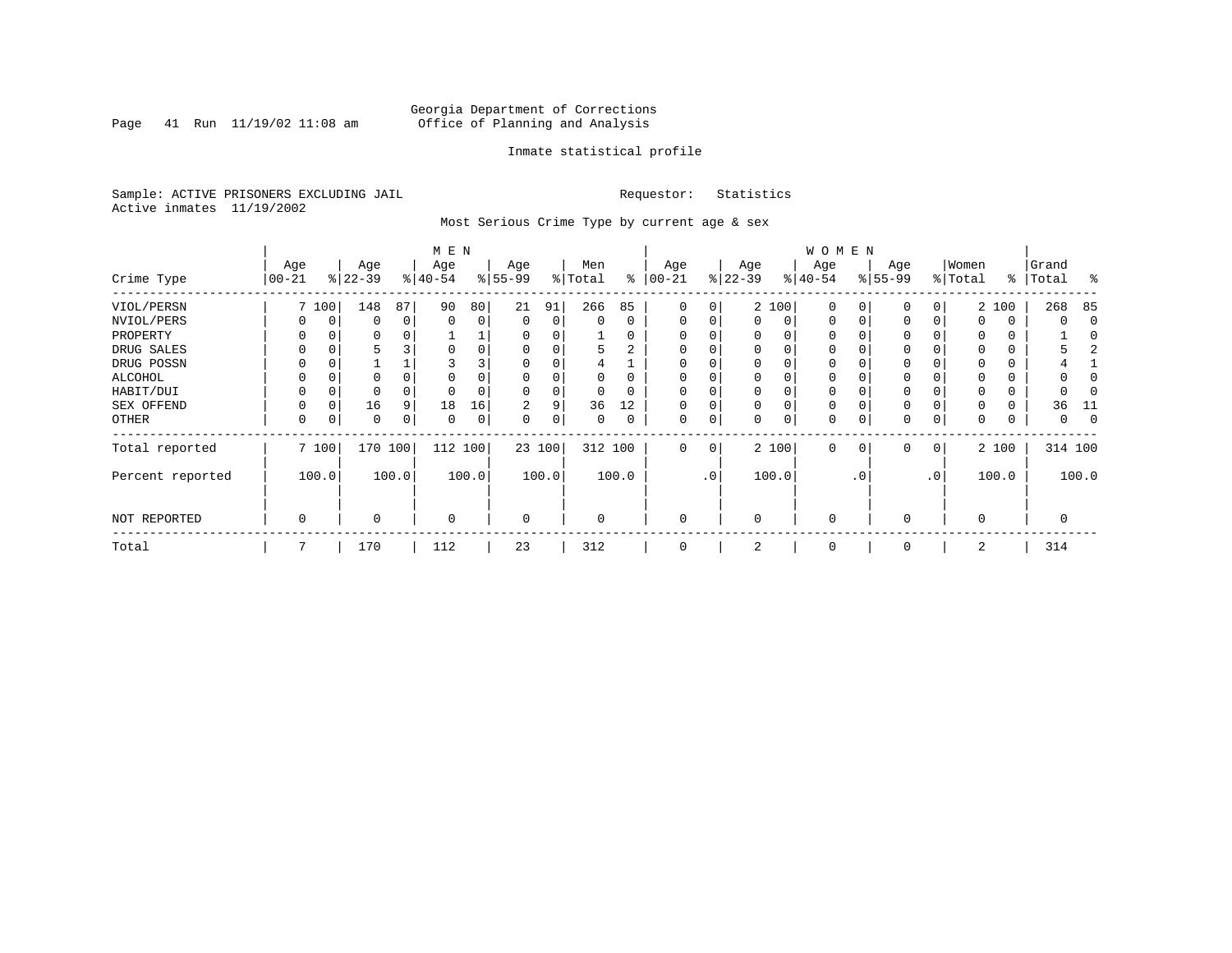Georgia Department of Corrections
Office of Planning and Analysis

Page 41 Run 11/19/02 11:08 am

Inmate statistical profile

Sample: ACTIVE PRISONERS EXCLUDING JAIL

Requestor: Statistics

Active inmates 11/19/2002

Most Serious Crime Type by current age & sex

| | MEN | | | | | | | | | | WOMEN | | | | | | | | | | | |
|---|---|---|---|---|---|---|---|---|---|---|---|---|---|---|---|---|---|---|---|---|---|---|
| Crime Type | Age 00-21 | % | Age 22-39 | % | Age 40-54 | % | Age 55-99 | % | Men Total | % | Age 00-21 | % | Age 22-39 | % | Age 40-54 | % | Age 55-99 | % | Women Total | % | Grand Total | % |
| VIOL/PERSN | 7 | 100 | 148 | 87 | 90 | 80 | 21 | 91 | 266 | 85 | 0 | 0 | 2 | 100 | 0 | 0 | 0 | 0 | 2 | 100 | 268 | 85 |
| NVIOL/PERS | 0 | 0 | 0 | 0 | 0 | 0 | 0 | 0 | 0 | 0 | 0 | 0 | 0 | 0 | 0 | 0 | 0 | 0 | 0 | 0 | 0 | 0 |
| PROPERTY | 0 | 0 | 0 | 0 | 1 | 1 | 0 | 0 | 1 | 0 | 0 | 0 | 0 | 0 | 0 | 0 | 0 | 0 | 0 | 0 | 1 | 0 |
| DRUG SALES | 0 | 0 | 5 | 3 | 0 | 0 | 0 | 0 | 5 | 2 | 0 | 0 | 0 | 0 | 0 | 0 | 0 | 0 | 0 | 0 | 5 | 2 |
| DRUG POSSN | 0 | 0 | 1 | 1 | 3 | 3 | 0 | 0 | 4 | 1 | 0 | 0 | 0 | 0 | 0 | 0 | 0 | 0 | 0 | 0 | 4 | 1 |
| ALCOHOL | 0 | 0 | 0 | 0 | 0 | 0 | 0 | 0 | 0 | 0 | 0 | 0 | 0 | 0 | 0 | 0 | 0 | 0 | 0 | 0 | 0 | 0 |
| HABIT/DUI | 0 | 0 | 0 | 0 | 0 | 0 | 0 | 0 | 0 | 0 | 0 | 0 | 0 | 0 | 0 | 0 | 0 | 0 | 0 | 0 | 0 | 0 |
| SEX OFFEND | 0 | 0 | 16 | 9 | 18 | 16 | 2 | 9 | 36 | 12 | 0 | 0 | 0 | 0 | 0 | 0 | 0 | 0 | 0 | 0 | 36 | 11 |
| OTHER | 0 | 0 | 0 | 0 | 0 | 0 | 0 | 0 | 0 | 0 | 0 | 0 | 0 | 0 | 0 | 0 | 0 | 0 | 0 | 0 | 0 | 0 |
| Total reported | 7 | 100 | 170 | 100 | 112 | 100 | 23 | 100 | 312 | 100 | 0 | 0 | 2 | 100 | 0 | 0 | 0 | 0 | 2 | 100 | 314 | 100 |
| Percent reported | | 100.0 | | 100.0 | | 100.0 | | 100.0 | | 100.0 | | .0 | | 100.0 | | .0 | | .0 | | 100.0 | | 100.0 |
| NOT REPORTED | 0 | | 0 | | 0 | | 0 | | 0 | | 0 | | 0 | | 0 | | 0 | | 0 | | 0 | |
| Total | 7 | | 170 | | 112 | | 23 | | 312 | | 0 | | 2 | | 0 | | 0 | | 2 | | 314 | |